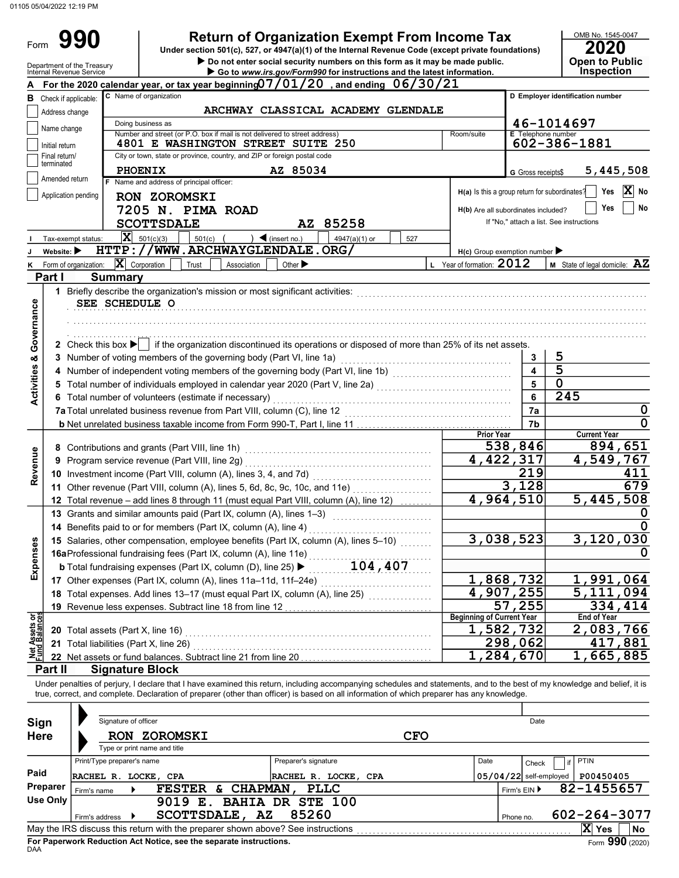01105 05/04/2022 12:19 PM

# Form 990 — Return of Organization Exempt From Income Tax

Under section 501(c), 527, or 4947(a)(1) of the Internal Revenue Code (except private foundations)

▶ Do not enter social security numbers on this form as it may be made public.

▶ Go to *www.irs.gov/Form990* for instructions and the latest information.

Department of the Treasury
Internal Revenue Service

OMB No. 1545-0047

**2020**

**Open to Public Inspection**

**A** For the 2020 calendar year, or tax year beginning 07/01/20 , and ending 06/30/21

**B** Check if applicable:
- Address change
- Name change
- Initial return
- Final return/terminated
- Amended return
- Application pending

**C** Name of organization: ARCHWAY CLASSICAL ACADEMY GLENDALE

Doing business as

Number and street (or P.O. box if mail is not delivered to street address): 4801 E WASHINGTON STREET SUITE 250 — Room/suite

City or town, state or province, country, and ZIP or foreign postal code: PHOENIX AZ 85034

**D** Employer identification number: 46-1014697

**E** Telephone number: 602-386-1881

**G** Gross receipts$ 5,445,508

**F** Name and address of principal officer:
RON ZOROMSKI
7205 N. PIMA ROAD
SCOTTSDALE AZ 85258

**H(a)** Is this a group return for subordinates? Yes [ ] No [X]

**H(b)** Are all subordinates included? Yes [ ] No [ ]
If "No," attach a list. See instructions

**I** Tax-exempt status: [X] 501(c)(3) [ ] 501(c) ( ) ◀ (insert no.) [ ] 4947(a)(1) or [ ] 527

**J** Website: ▶ HTTP://WWW.ARCHWAYGLENDALE.ORG/

**H(c)** Group exemption number ▶

**K** Form of organization: [X] Corporation [ ] Trust [ ] Association [ ] Other ▶

**L** Year of formation: 2012

**M** State of legal domicile: AZ

## Part I Summary

### Activities & Governance

1 Briefly describe the organization's mission or most significant activities:
SEE SCHEDULE O

2 Check this box ▶ [ ] if the organization discontinued its operations or disposed of more than 25% of its net assets.

| | Line | Value |
|---|---|---|
| 3 Number of voting members of the governing body (Part VI, line 1a) | 3 | 5 |
| 4 Number of independent voting members of the governing body (Part VI, line 1b) | 4 | 5 |
| 5 Total number of individuals employed in calendar year 2020 (Part V, line 2a) | 5 | 0 |
| 6 Total number of volunteers (estimate if necessary) | 6 | 245 |
| 7a Total unrelated business revenue from Part VIII, column (C), line 12 | 7a | 0 |
| b Net unrelated business taxable income from Form 990-T, Part I, line 11 | 7b | 0 |

### Revenue / Expenses

| | Prior Year | Current Year |
|---|---|---|
| 8 Contributions and grants (Part VIII, line 1h) | 538,846 | 894,651 |
| 9 Program service revenue (Part VIII, line 2g) | 4,422,317 | 4,549,767 |
| 10 Investment income (Part VIII, column (A), lines 3, 4, and 7d) | 219 | 411 |
| 11 Other revenue (Part VIII, column (A), lines 5, 6d, 8c, 9c, 10c, and 11e) | 3,128 | 679 |
| 12 Total revenue – add lines 8 through 11 (must equal Part VIII, column (A), line 12) | 4,964,510 | 5,445,508 |
| 13 Grants and similar amounts paid (Part IX, column (A), lines 1–3) | | 0 |
| 14 Benefits paid to or for members (Part IX, column (A), line 4) | | 0 |
| 15 Salaries, other compensation, employee benefits (Part IX, column (A), lines 5–10) | 3,038,523 | 3,120,030 |
| 16a Professional fundraising fees (Part IX, column (A), line 11e) | | 0 |
| b Total fundraising expenses (Part IX, column (D), line 25) ▶ 104,407 | | |
| 17 Other expenses (Part IX, column (A), lines 11a–11d, 11f–24e) | 1,868,732 | 1,991,064 |
| 18 Total expenses. Add lines 13–17 (must equal Part IX, column (A), line 25) | 4,907,255 | 5,111,094 |
| 19 Revenue less expenses. Subtract line 18 from line 12 | 57,255 | 334,414 |

### Net Assets or Fund Balances

| | Beginning of Current Year | End of Year |
|---|---|---|
| 20 Total assets (Part X, line 16) | 1,582,732 | 2,083,766 |
| 21 Total liabilities (Part X, line 26) | 298,062 | 417,881 |
| 22 Net assets or fund balances. Subtract line 21 from line 20 | 1,284,670 | 1,665,885 |

## Part II Signature Block

Under penalties of perjury, I declare that I have examined this return, including accompanying schedules and statements, and to the best of my knowledge and belief, it is true, correct, and complete. Declaration of preparer (other than officer) is based on all information of which preparer has any knowledge.

**Sign Here**

Signature of officer — Date

RON ZOROMSKI CFO

Type or print name and title

**Paid Preparer Use Only**

| Print/Type preparer's name | Preparer's signature | Date | Check [ ] if self-employed | PTIN |
|---|---|---|---|---|
| RACHEL R. LOCKE, CPA | RACHEL R. LOCKE, CPA | 05/04/22 | | P00450405 |

Firm's name ▶ FESTER & CHAPMAN, PLLC — Firm's EIN ▶ 82-1455657

Firm's address ▶ 9019 E. BAHIA DR STE 100, SCOTTSDALE, AZ 85260 — Phone no. 602-264-3077

May the IRS discuss this return with the preparer shown above? See instructions [X] Yes [ ] No

**For Paperwork Reduction Act Notice, see the separate instructions.**

DAA Form **990** (2020)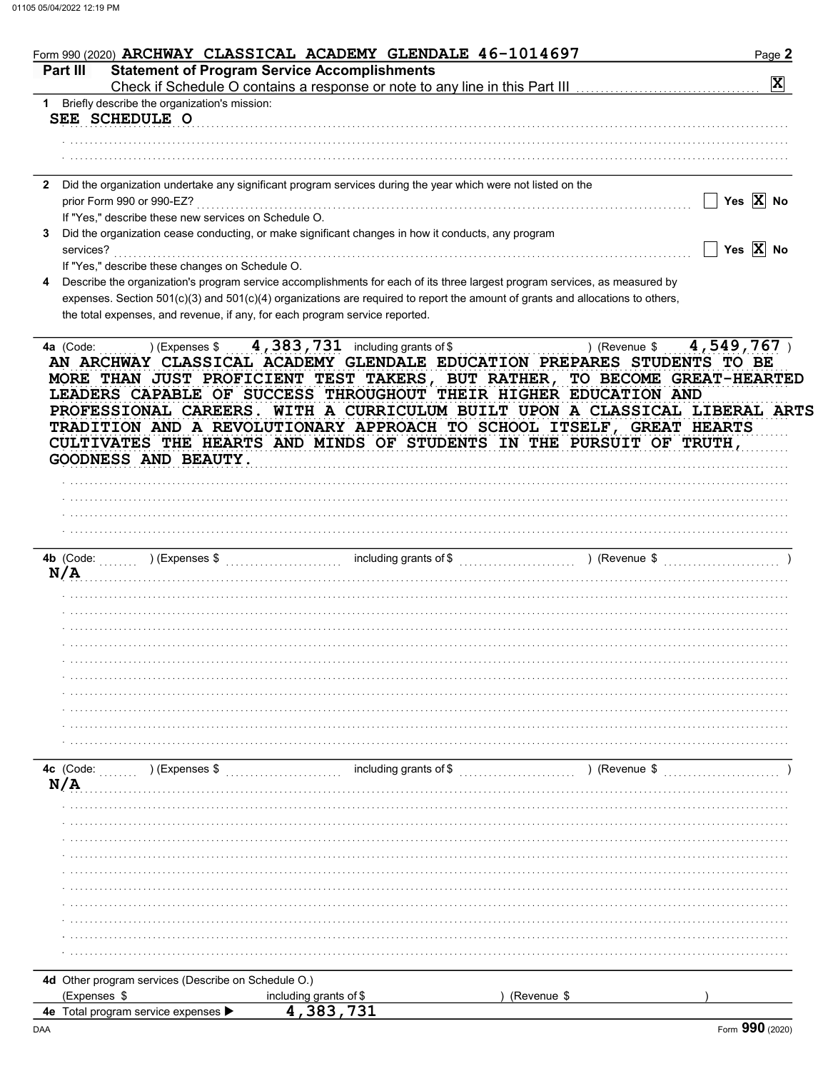Form 990 (2020) ARCHWAY CLASSICAL ACADEMY GLENDALE 46-1014697

## Part III Statement of Program Service Accomplishments

Check if Schedule O contains a response or note to any line in this Part III ☒

1 Briefly describe the organization's mission:

SEE SCHEDULE O

2 Did the organization undertake any significant program services during the year which were not listed on the prior Form 990 or 990-EZ? ☐ Yes ☒ No

If "Yes," describe these new services on Schedule O.

3 Did the organization cease conducting, or make significant changes in how it conducts, any program services? ☐ Yes ☒ No

If "Yes," describe these changes on Schedule O.

4 Describe the organization's program service accomplishments for each of its three largest program services, as measured by expenses. Section 501(c)(3) and 501(c)(4) organizations are required to report the amount of grants and allocations to others, the total expenses, and revenue, if any, for each program service reported.

4a (Code: ) (Expenses $ 4,383,731 including grants of $ ) (Revenue $ 4,549,767 )

AN ARCHWAY CLASSICAL ACADEMY GLENDALE EDUCATION PREPARES STUDENTS TO BE MORE THAN JUST PROFICIENT TEST TAKERS, BUT RATHER, TO BECOME GREAT-HEARTED LEADERS CAPABLE OF SUCCESS THROUGHOUT THEIR HIGHER EDUCATION AND PROFESSIONAL CAREERS. WITH A CURRICULUM BUILT UPON A CLASSICAL LIBERAL ARTS TRADITION AND A REVOLUTIONARY APPROACH TO SCHOOL ITSELF, GREAT HEARTS CULTIVATES THE HEARTS AND MINDS OF STUDENTS IN THE PURSUIT OF TRUTH, GOODNESS AND BEAUTY.

4b (Code: ) (Expenses $ including grants of $ ) (Revenue $ )

N/A

4c (Code: ) (Expenses $ including grants of $ ) (Revenue $ )

N/A

4d Other program services (Describe on Schedule O.)

(Expenses $ including grants of $ ) (Revenue $ )

4e Total program service expenses ▶ 4,383,731

Form 990 (2020)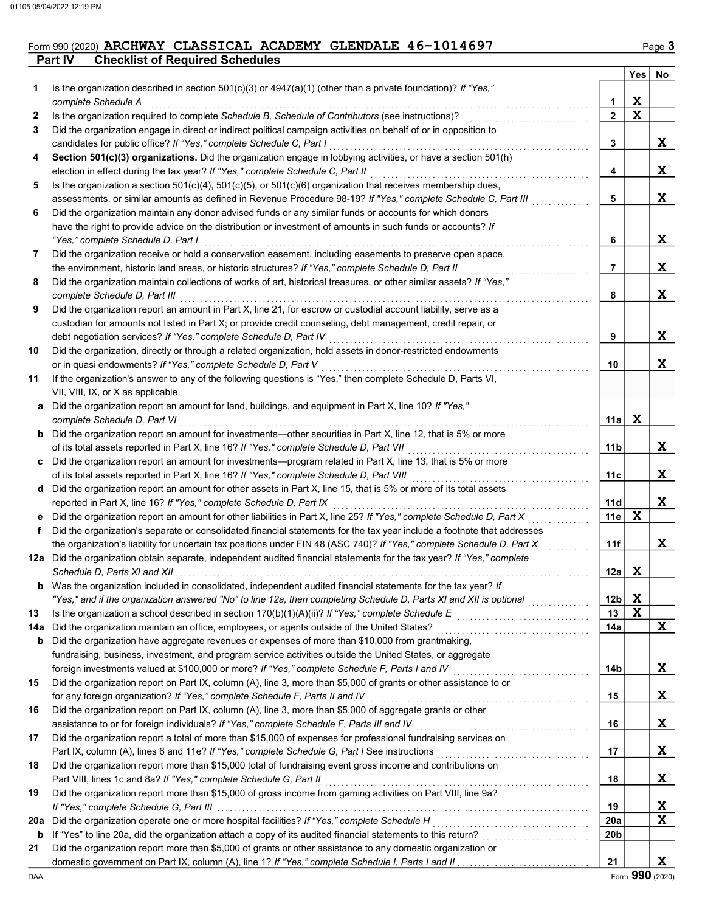Form 990 (2020) **ARCHWAY CLASSICAL ACADEMY GLENDALE 46-1014697**

## Part IV Checklist of Required Schedules

| | | | Yes | No |
|---|---|---|---|---|
| 1 | Is the organization described in section 501(c)(3) or 4947(a)(1) (other than a private foundation)? *If "Yes," complete Schedule A* | 1 | X | |
| 2 | Is the organization required to complete *Schedule B, Schedule of Contributors* (see instructions)? | 2 | X | |
| 3 | Did the organization engage in direct or indirect political campaign activities on behalf of or in opposition to candidates for public office? *If "Yes," complete Schedule C, Part I* | 3 | | X |
| 4 | **Section 501(c)(3) organizations.** Did the organization engage in lobbying activities, or have a section 501(h) election in effect during the tax year? *If "Yes," complete Schedule C, Part II* | 4 | | X |
| 5 | Is the organization a section 501(c)(4), 501(c)(5), or 501(c)(6) organization that receives membership dues, assessments, or similar amounts as defined in Revenue Procedure 98-19? *If "Yes," complete Schedule C, Part III* | 5 | | X |
| 6 | Did the organization maintain any donor advised funds or any similar funds or accounts for which donors have the right to provide advice on the distribution or investment of amounts in such funds or accounts? *If "Yes," complete Schedule D, Part I* | 6 | | X |
| 7 | Did the organization receive or hold a conservation easement, including easements to preserve open space, the environment, historic land areas, or historic structures? *If "Yes," complete Schedule D, Part II* | 7 | | X |
| 8 | Did the organization maintain collections of works of art, historical treasures, or other similar assets? *If "Yes," complete Schedule D, Part III* | 8 | | X |
| 9 | Did the organization report an amount in Part X, line 21, for escrow or custodial account liability, serve as a custodian for amounts not listed in Part X; or provide credit counseling, debt management, credit repair, or debt negotiation services? *If "Yes," complete Schedule D, Part IV* | 9 | | X |
| 10 | Did the organization, directly or through a related organization, hold assets in donor-restricted endowments or in quasi endowments? *If "Yes," complete Schedule D, Part V* | 10 | | X |
| 11 | If the organization's answer to any of the following questions is "Yes," then complete Schedule D, Parts VI, VII, VIII, IX, or X as applicable. | | | |
| a | Did the organization report an amount for land, buildings, and equipment in Part X, line 10? *If "Yes," complete Schedule D, Part VI* | 11a | X | |
| b | Did the organization report an amount for investments—other securities in Part X, line 12, that is 5% or more of its total assets reported in Part X, line 16? *If "Yes," complete Schedule D, Part VII* | 11b | | X |
| c | Did the organization report an amount for investments—program related in Part X, line 13, that is 5% or more of its total assets reported in Part X, line 16? *If "Yes," complete Schedule D, Part VIII* | 11c | | X |
| d | Did the organization report an amount for other assets in Part X, line 15, that is 5% or more of its total assets reported in Part X, line 16? *If "Yes," complete Schedule D, Part IX* | 11d | | X |
| e | Did the organization report an amount for other liabilities in Part X, line 25? *If "Yes," complete Schedule D, Part X* | 11e | X | |
| f | Did the organization's separate or consolidated financial statements for the tax year include a footnote that addresses the organization's liability for uncertain tax positions under FIN 48 (ASC 740)? *If "Yes," complete Schedule D, Part X* | 11f | | X |
| 12a | Did the organization obtain separate, independent audited financial statements for the tax year? *If "Yes," complete Schedule D, Parts XI and XII* | 12a | X | |
| b | Was the organization included in consolidated, independent audited financial statements for the tax year? *If "Yes," and if the organization answered "No" to line 12a, then completing Schedule D, Parts XI and XII is optional* | 12b | X | |
| 13 | Is the organization a school described in section 170(b)(1)(A)(ii)? *If "Yes," complete Schedule E* | 13 | X | |
| 14a | Did the organization maintain an office, employees, or agents outside of the United States? | 14a | | X |
| b | Did the organization have aggregate revenues or expenses of more than $10,000 from grantmaking, fundraising, business, investment, and program service activities outside the United States, or aggregate foreign investments valued at $100,000 or more? *If "Yes," complete Schedule F, Parts I and IV* | 14b | | X |
| 15 | Did the organization report on Part IX, column (A), line 3, more than $5,000 of grants or other assistance to or for any foreign organization? *If "Yes," complete Schedule F, Parts II and IV* | 15 | | X |
| 16 | Did the organization report on Part IX, column (A), line 3, more than $5,000 of aggregate grants or other assistance to or for foreign individuals? *If "Yes," complete Schedule F, Parts III and IV* | 16 | | X |
| 17 | Did the organization report a total of more than $15,000 of expenses for professional fundraising services on Part IX, column (A), lines 6 and 11e? *If "Yes," complete Schedule G, Part I* See instructions | 17 | | X |
| 18 | Did the organization report more than $15,000 total of fundraising event gross income and contributions on Part VIII, lines 1c and 8a? *If "Yes," complete Schedule G, Part II* | 18 | | X |
| 19 | Did the organization report more than $15,000 of gross income from gaming activities on Part VIII, line 9a? *If "Yes," complete Schedule G, Part III* | 19 | | X |
| 20a | Did the organization operate one or more hospital facilities? *If "Yes," complete Schedule H* | 20a | | X |
| b | If "Yes" to line 20a, did the organization attach a copy of its audited financial statements to this return? | 20b | | |
| 21 | Did the organization report more than $5,000 of grants or other assistance to any domestic organization or domestic government on Part IX, column (A), line 1? *If "Yes," complete Schedule I, Parts I and II* | 21 | | X |

Form **990** (2020)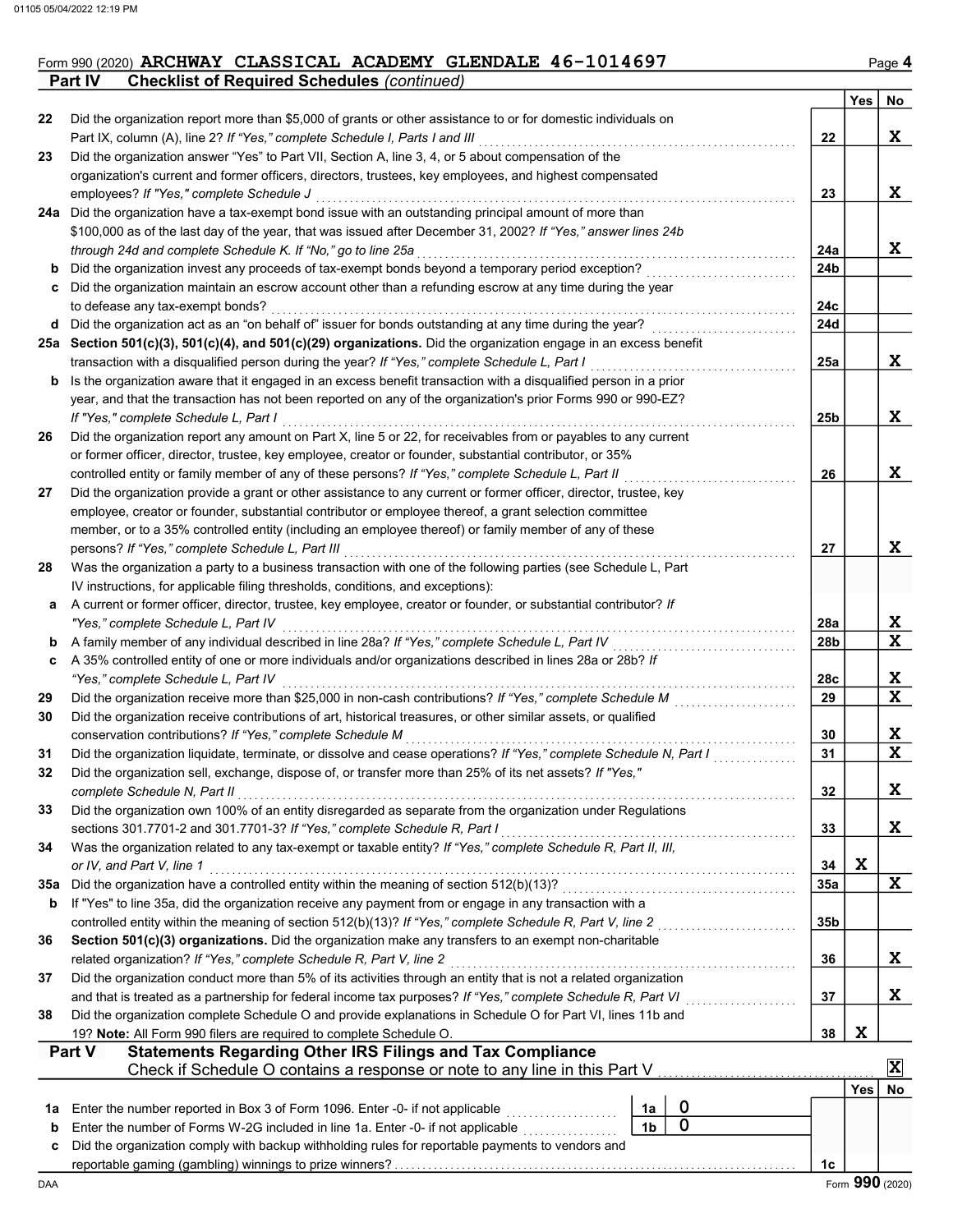Form 990 (2020) **ARCHWAY CLASSICAL ACADEMY GLENDALE 46-1014697** Page 4

## Part IV Checklist of Required Schedules *(continued)*

| | | | Yes | No |
|---|---|---|---|---|
| 22 | Did the organization report more than $5,000 of grants or other assistance to or for domestic individuals on Part IX, column (A), line 2? *If "Yes," complete Schedule I, Parts I and III* | 22 | | X |
| 23 | Did the organization answer "Yes" to Part VII, Section A, line 3, 4, or 5 about compensation of the organization's current and former officers, directors, trustees, key employees, and highest compensated employees? *If "Yes," complete Schedule J* | 23 | | X |
| 24a | Did the organization have a tax-exempt bond issue with an outstanding principal amount of more than $100,000 as of the last day of the year, that was issued after December 31, 2002? *If "Yes," answer lines 24b through 24d and complete Schedule K. If "No," go to line 25a* | 24a | | X |
| b | Did the organization invest any proceeds of tax-exempt bonds beyond a temporary period exception? | 24b | | |
| c | Did the organization maintain an escrow account other than a refunding escrow at any time during the year to defease any tax-exempt bonds? | 24c | | |
| d | Did the organization act as an "on behalf of" issuer for bonds outstanding at any time during the year? | 24d | | |
| 25a | **Section 501(c)(3), 501(c)(4), and 501(c)(29) organizations.** Did the organization engage in an excess benefit transaction with a disqualified person during the year? *If "Yes," complete Schedule L, Part I* | 25a | | X |
| b | Is the organization aware that it engaged in an excess benefit transaction with a disqualified person in a prior year, and that the transaction has not been reported on any of the organization's prior Forms 990 or 990-EZ? *If "Yes," complete Schedule L, Part I* | 25b | | X |
| 26 | Did the organization report any amount on Part X, line 5 or 22, for receivables from or payables to any current or former officer, director, trustee, key employee, creator or founder, substantial contributor, or 35% controlled entity or family member of any of these persons? *If "Yes," complete Schedule L, Part II* | 26 | | X |
| 27 | Did the organization provide a grant or other assistance to any current or former officer, director, trustee, key employee, creator or founder, substantial contributor or employee thereof, a grant selection committee member, or to a 35% controlled entity (including an employee thereof) or family member of any of these persons? *If "Yes," complete Schedule L, Part III* | 27 | | X |
| 28 | Was the organization a party to a business transaction with one of the following parties (see Schedule L, Part IV instructions, for applicable filing thresholds, conditions, and exceptions): | | | |
| a | A current or former officer, director, trustee, key employee, creator or founder, or substantial contributor? *If "Yes," complete Schedule L, Part IV* | 28a | | X |
| b | A family member of any individual described in line 28a? *If "Yes," complete Schedule L, Part IV* | 28b | | X |
| c | A 35% controlled entity of one or more individuals and/or organizations described in lines 28a or 28b? *If "Yes," complete Schedule L, Part IV* | 28c | | X |
| 29 | Did the organization receive more than $25,000 in non-cash contributions? *If "Yes," complete Schedule M* | 29 | | X |
| 30 | Did the organization receive contributions of art, historical treasures, or other similar assets, or qualified conservation contributions? *If "Yes," complete Schedule M* | 30 | | X |
| 31 | Did the organization liquidate, terminate, or dissolve and cease operations? *If "Yes," complete Schedule N, Part I* | 31 | | X |
| 32 | Did the organization sell, exchange, dispose of, or transfer more than 25% of its net assets? *If "Yes," complete Schedule N, Part II* | 32 | | X |
| 33 | Did the organization own 100% of an entity disregarded as separate from the organization under Regulations sections 301.7701-2 and 301.7701-3? *If "Yes," complete Schedule R, Part I* | 33 | | X |
| 34 | Was the organization related to any tax-exempt or taxable entity? *If "Yes," complete Schedule R, Part II, III, or IV, and Part V, line 1* | 34 | X | |
| 35a | Did the organization have a controlled entity within the meaning of section 512(b)(13)? | 35a | | X |
| b | If "Yes" to line 35a, did the organization receive any payment from or engage in any transaction with a controlled entity within the meaning of section 512(b)(13)? *If "Yes," complete Schedule R, Part V, line 2* | 35b | | |
| 36 | **Section 501(c)(3) organizations.** Did the organization make any transfers to an exempt non-charitable related organization? *If "Yes," complete Schedule R, Part V, line 2* | 36 | | X |
| 37 | Did the organization conduct more than 5% of its activities through an entity that is not a related organization and that is treated as a partnership for federal income tax purposes? *If "Yes," complete Schedule R, Part VI* | 37 | | X |
| 38 | Did the organization complete Schedule O and provide explanations in Schedule O for Part VI, lines 11b and 19? **Note:** All Form 990 filers are required to complete Schedule O. | 38 | X | |

## Part V Statements Regarding Other IRS Filings and Tax Compliance

Check if Schedule O contains a response or note to any line in this Part V [X]

| | | | | | Yes | No |
|---|---|---|---|---|---|---|
| 1a | Enter the number reported in Box 3 of Form 1096. Enter -0- if not applicable | 1a | 0 | | | |
| b | Enter the number of Forms W-2G included in line 1a. Enter -0- if not applicable | 1b | 0 | | | |
| c | Did the organization comply with backup withholding rules for reportable payments to vendors and reportable gaming (gambling) winnings to prize winners? | | | 1c | | |

Form **990** (2020)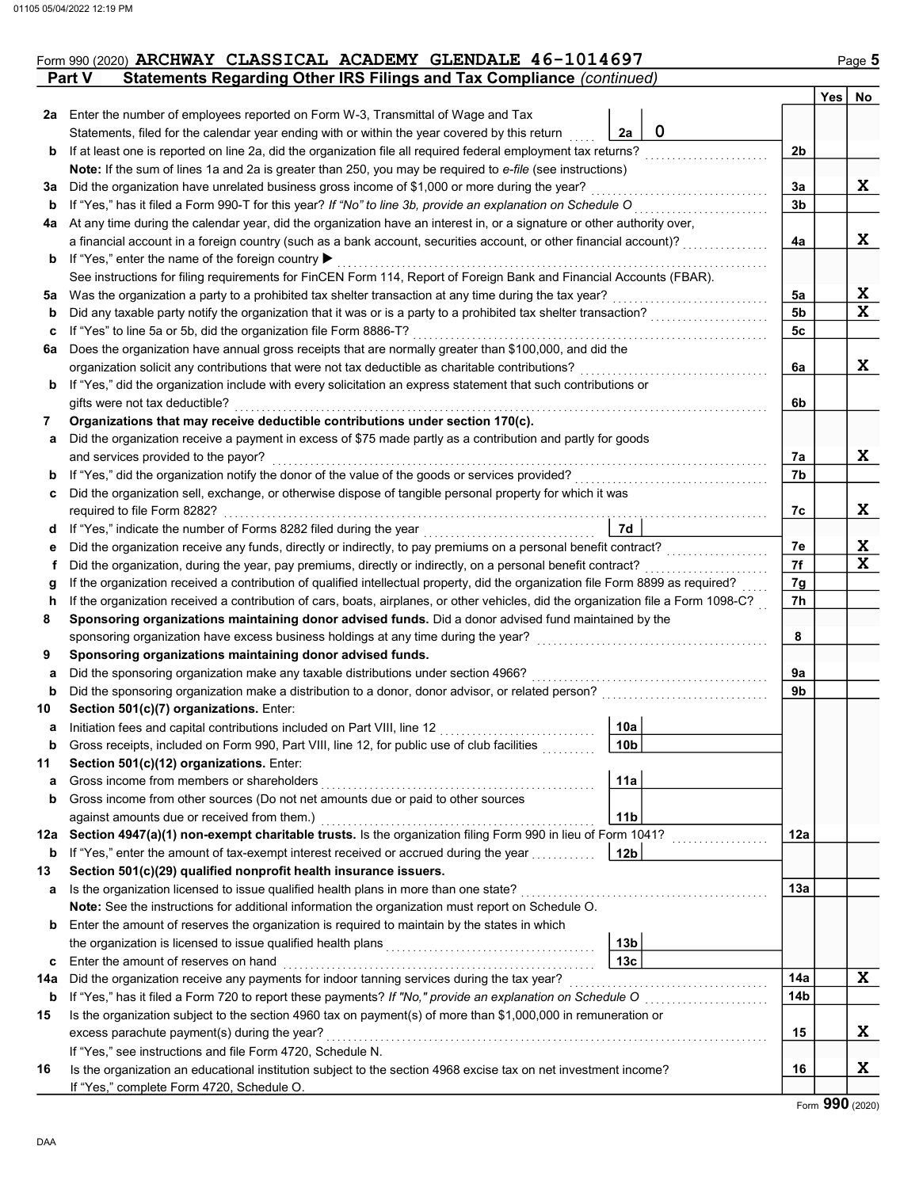Form 990 (2020) **ARCHWAY CLASSICAL ACADEMY GLENDALE 46-1014697**

## Part V Statements Regarding Other IRS Filings and Tax Compliance *(continued)*

| | | | | Line | Yes | No |
|---|---|---|---|---|---|---|
| **2a** | Enter the number of employees reported on Form W-3, Transmittal of Wage and Tax Statements, filed for the calendar year ending with or within the year covered by this return | 2a | 0 | | | |
| **b** | If at least one is reported on line 2a, did the organization file all required federal employment tax returns? | | | 2b | | |
| | **Note:** If the sum of lines 1a and 2a is greater than 250, you may be required to *e-file* (see instructions) | | | | | |
| **3a** | Did the organization have unrelated business gross income of $1,000 or more during the year? | | | 3a | | X |
| **b** | If "Yes," has it filed a Form 990-T for this year? *If "No" to line 3b, provide an explanation on Schedule O* | | | 3b | | |
| **4a** | At any time during the calendar year, did the organization have an interest in, or a signature or other authority over, a financial account in a foreign country (such as a bank account, securities account, or other financial account)? | | | 4a | | X |
| **b** | If "Yes," enter the name of the foreign country ▶ | | | | | |
| | See instructions for filing requirements for FinCEN Form 114, Report of Foreign Bank and Financial Accounts (FBAR). | | | | | |
| **5a** | Was the organization a party to a prohibited tax shelter transaction at any time during the tax year? | | | 5a | | X |
| **b** | Did any taxable party notify the organization that it was or is a party to a prohibited tax shelter transaction? | | | 5b | | X |
| **c** | If "Yes" to line 5a or 5b, did the organization file Form 8886-T? | | | 5c | | |
| **6a** | Does the organization have annual gross receipts that are normally greater than $100,000, and did the organization solicit any contributions that were not tax deductible as charitable contributions? | | | 6a | | X |
| **b** | If "Yes," did the organization include with every solicitation an express statement that such contributions or gifts were not tax deductible? | | | 6b | | |
| **7** | **Organizations that may receive deductible contributions under section 170(c).** | | | | | |
| **a** | Did the organization receive a payment in excess of $75 made partly as a contribution and partly for goods and services provided to the payor? | | | 7a | | X |
| **b** | If "Yes," did the organization notify the donor of the value of the goods or services provided? | | | 7b | | |
| **c** | Did the organization sell, exchange, or otherwise dispose of tangible personal property for which it was required to file Form 8282? | | | 7c | | X |
| **d** | If "Yes," indicate the number of Forms 8282 filed during the year | 7d | | | | |
| **e** | Did the organization receive any funds, directly or indirectly, to pay premiums on a personal benefit contract? | | | 7e | | X |
| **f** | Did the organization, during the year, pay premiums, directly or indirectly, on a personal benefit contract? | | | 7f | | X |
| **g** | If the organization received a contribution of qualified intellectual property, did the organization file Form 8899 as required? | | | 7g | | |
| **h** | If the organization received a contribution of cars, boats, airplanes, or other vehicles, did the organization file a Form 1098-C? | | | 7h | | |
| **8** | **Sponsoring organizations maintaining donor advised funds.** Did a donor advised fund maintained by the sponsoring organization have excess business holdings at any time during the year? | | | 8 | | |
| **9** | **Sponsoring organizations maintaining donor advised funds.** | | | | | |
| **a** | Did the sponsoring organization make any taxable distributions under section 4966? | | | 9a | | |
| **b** | Did the sponsoring organization make a distribution to a donor, donor advisor, or related person? | | | 9b | | |
| **10** | **Section 501(c)(7) organizations.** Enter: | | | | | |
| **a** | Initiation fees and capital contributions included on Part VIII, line 12 | 10a | | | | |
| **b** | Gross receipts, included on Form 990, Part VIII, line 12, for public use of club facilities | 10b | | | | |
| **11** | **Section 501(c)(12) organizations.** Enter: | | | | | |
| **a** | Gross income from members or shareholders | 11a | | | | |
| **b** | Gross income from other sources (Do not net amounts due or paid to other sources against amounts due or received from them.) | 11b | | | | |
| **12a** | **Section 4947(a)(1) non-exempt charitable trusts.** Is the organization filing Form 990 in lieu of Form 1041? | | | 12a | | |
| **b** | If "Yes," enter the amount of tax-exempt interest received or accrued during the year | 12b | | | | |
| **13** | **Section 501(c)(29) qualified nonprofit health insurance issuers.** | | | | | |
| **a** | Is the organization licensed to issue qualified health plans in more than one state? | | | 13a | | |
| | **Note:** See the instructions for additional information the organization must report on Schedule O. | | | | | |
| **b** | Enter the amount of reserves the organization is required to maintain by the states in which the organization is licensed to issue qualified health plans | 13b | | | | |
| **c** | Enter the amount of reserves on hand | 13c | | | | |
| **14a** | Did the organization receive any payments for indoor tanning services during the tax year? | | | 14a | | X |
| **b** | If "Yes," has it filed a Form 720 to report these payments? *If "No," provide an explanation on Schedule O* | | | 14b | | |
| **15** | Is the organization subject to the section 4960 tax on payment(s) of more than $1,000,000 in remuneration or excess parachute payment(s) during the year? | | | 15 | | X |
| | If "Yes," see instructions and file Form 4720, Schedule N. | | | | | |
| **16** | Is the organization an educational institution subject to the section 4968 excise tax on net investment income? | | | 16 | | X |
| | If "Yes," complete Form 4720, Schedule O. | | | | | |

Form **990** (2020)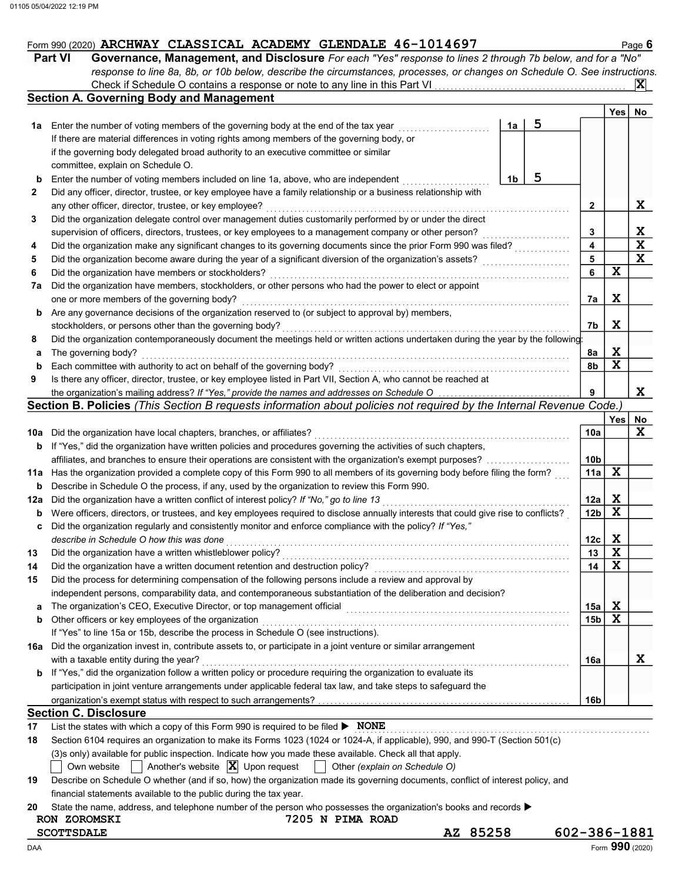Form 990 (2020) ARCHWAY CLASSICAL ACADEMY GLENDALE 46-1014697

## Part VI Governance, Management, and Disclosure

*For each "Yes" response to lines 2 through 7b below, and for a "No" response to line 8a, 8b, or 10b below, describe the circumstances, processes, or changes on Schedule O. See instructions.*

Check if Schedule O contains a response or note to any line in this Part VI ... [X]

### Section A. Governing Body and Management

| | | | | Yes | No |
|---|---|---|---|---|---|
| 1a | Enter the number of voting members of the governing body at the end of the tax year | 1a | 5 | | |
| | If there are material differences in voting rights among members of the governing body, or if the governing body delegated broad authority to an executive committee or similar committee, explain on Schedule O. | | | | |
| b | Enter the number of voting members included on line 1a, above, who are independent | 1b | 5 | | |
| 2 | Did any officer, director, trustee, or key employee have a family relationship or a business relationship with any other officer, director, trustee, or key employee? | 2 | | | X |
| 3 | Did the organization delegate control over management duties customarily performed by or under the direct supervision of officers, directors, trustees, or key employees to a management company or other person? | 3 | | | X |
| 4 | Did the organization make any significant changes to its governing documents since the prior Form 990 was filed? | 4 | | | X |
| 5 | Did the organization become aware during the year of a significant diversion of the organization's assets? | 5 | | | X |
| 6 | Did the organization have members or stockholders? | 6 | | X | |
| 7a | Did the organization have members, stockholders, or other persons who had the power to elect or appoint one or more members of the governing body? | 7a | | X | |
| b | Are any governance decisions of the organization reserved to (or subject to approval by) members, stockholders, or persons other than the governing body? | 7b | | X | |
| 8 | Did the organization contemporaneously document the meetings held or written actions undertaken during the year by the following: | | | | |
| a | The governing body? | 8a | | X | |
| b | Each committee with authority to act on behalf of the governing body? | 8b | | X | |
| 9 | Is there any officer, director, trustee, or key employee listed in Part VII, Section A, who cannot be reached at the organization's mailing address? *If "Yes," provide the names and addresses on Schedule O* | 9 | | | X |

### Section B. Policies *(This Section B requests information about policies not required by the Internal Revenue Code.)*

| | | | Yes | No |
|---|---|---|---|---|
| 10a | Did the organization have local chapters, branches, or affiliates? | 10a | | X |
| b | If "Yes," did the organization have written policies and procedures governing the activities of such chapters, affiliates, and branches to ensure their operations are consistent with the organization's exempt purposes? | 10b | | |
| 11a | Has the organization provided a complete copy of this Form 990 to all members of its governing body before filing the form? | 11a | X | |
| b | Describe in Schedule O the process, if any, used by the organization to review this Form 990. | | | |
| 12a | Did the organization have a written conflict of interest policy? *If "No," go to line 13* | 12a | X | |
| b | Were officers, directors, or trustees, and key employees required to disclose annually interests that could give rise to conflicts? | 12b | X | |
| c | Did the organization regularly and consistently monitor and enforce compliance with the policy? *If "Yes," describe in Schedule O how this was done* | 12c | X | |
| 13 | Did the organization have a written whistleblower policy? | 13 | X | |
| 14 | Did the organization have a written document retention and destruction policy? | 14 | X | |
| 15 | Did the process for determining compensation of the following persons include a review and approval by independent persons, comparability data, and contemporaneous substantiation of the deliberation and decision? | | | |
| a | The organization's CEO, Executive Director, or top management official | 15a | X | |
| b | Other officers or key employees of the organization | 15b | X | |
| | If "Yes" to line 15a or 15b, describe the process in Schedule O (see instructions). | | | |
| 16a | Did the organization invest in, contribute assets to, or participate in a joint venture or similar arrangement with a taxable entity during the year? | 16a | | X |
| b | If "Yes," did the organization follow a written policy or procedure requiring the organization to evaluate its participation in joint venture arrangements under applicable federal tax law, and take steps to safeguard the organization's exempt status with respect to such arrangements? | 16b | | |

### Section C. Disclosure

17 List the states with which a copy of this Form 990 is required to be filed ▶ NONE

18 Section 6104 requires an organization to make its Forms 1023 (1024 or 1024-A, if applicable), 990, and 990-T (Section 501(c)(3)s only) available for public inspection. Indicate how you made these available. Check all that apply.

[ ] Own website [ ] Another's website [X] Upon request [ ] Other *(explain on Schedule O)*

19 Describe on Schedule O whether (and if so, how) the organization made its governing documents, conflict of interest policy, and financial statements available to the public during the tax year.

20 State the name, address, and telephone number of the person who possesses the organization's books and records ▶

RON ZOROMSKI 7205 N PIMA ROAD
SCOTTSDALE AZ 85258 602-386-1881

Form 990 (2020)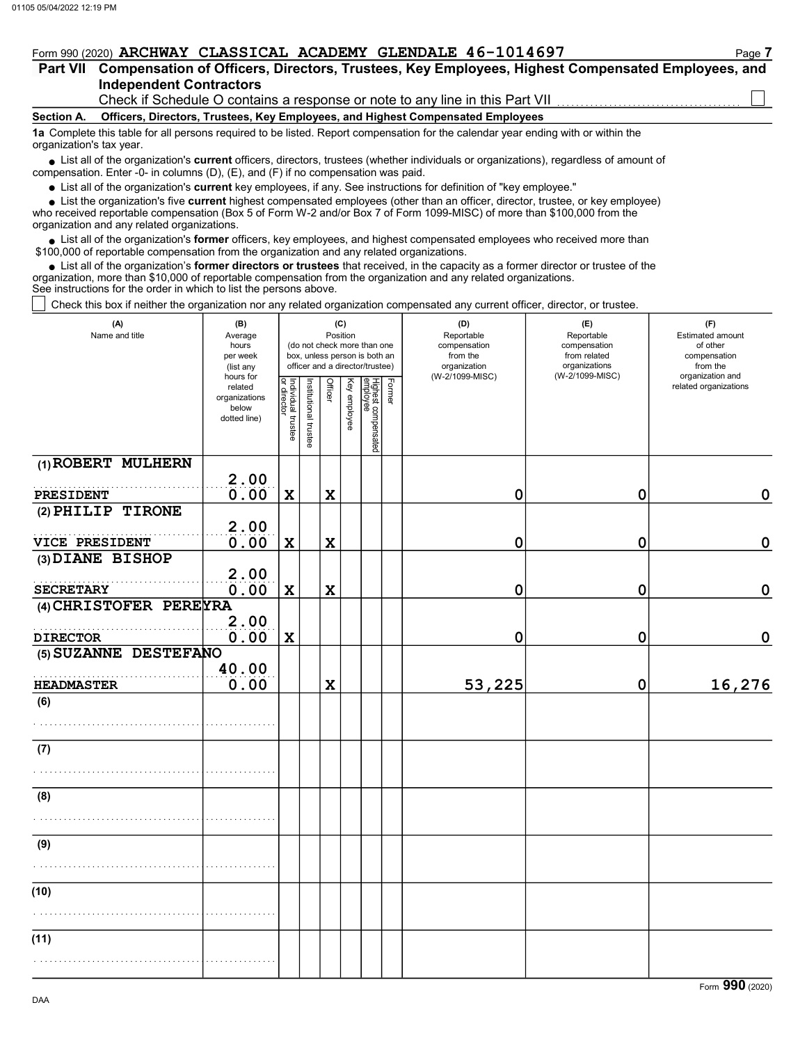Form 990 (2020) **ARCHWAY CLASSICAL ACADEMY GLENDALE 46-1014697**

## Part VII Compensation of Officers, Directors, Trustees, Key Employees, Highest Compensated Employees, and Independent Contractors

Check if Schedule O contains a response or note to any line in this Part VII ☐

**Section A. Officers, Directors, Trustees, Key Employees, and Highest Compensated Employees**

**1a** Complete this table for all persons required to be listed. Report compensation for the calendar year ending with or within the organization's tax year.

- List all of the organization's **current** officers, directors, trustees (whether individuals or organizations), regardless of amount of compensation. Enter -0- in columns (D), (E), and (F) if no compensation was paid.
- List all of the organization's **current** key employees, if any. See instructions for definition of "key employee."
- List the organization's five **current** highest compensated employees (other than an officer, director, trustee, or key employee) who received reportable compensation (Box 5 of Form W-2 and/or Box 7 of Form 1099-MISC) of more than $100,000 from the organization and any related organizations.
- List all of the organization's **former** officers, key employees, and highest compensated employees who received more than $100,000 of reportable compensation from the organization and any related organizations.
- List all of the organization's **former directors or trustees** that received, in the capacity as a former director or trustee of the organization, more than $10,000 of reportable compensation from the organization and any related organizations.

See instructions for the order in which to list the persons above.

☐ Check this box if neither the organization nor any related organization compensated any current officer, director, or trustee.

| (A) Name and title | (B) Average hours per week (list any hours for related organizations below dotted line) | (C) Position: Individual trustee or director | Institutional trustee | Officer | Key employee | Highest compensated employee | Former | (D) Reportable compensation from the organization (W-2/1099-MISC) | (E) Reportable compensation from related organizations (W-2/1099-MISC) | (F) Estimated amount of other compensation from the organization and related organizations |
|---|---|---|---|---|---|---|---|---|---|---|
| (1) ROBERT MULHERN<br>PRESIDENT | 2.00<br>0.00 | X | | X | | | | 0 | 0 | 0 |
| (2) PHILIP TIRONE<br>VICE PRESIDENT | 2.00<br>0.00 | X | | X | | | | 0 | 0 | 0 |
| (3) DIANE BISHOP<br>SECRETARY | 2.00<br>0.00 | X | | X | | | | 0 | 0 | 0 |
| (4) CHRISTOFER PEREYRA<br>DIRECTOR | 2.00<br>0.00 | X | | | | | | 0 | 0 | 0 |
| (5) SUZANNE DESTEFANO<br>HEADMASTER | 40.00<br>0.00 | | | X | | | | 53,225 | 0 | 16,276 |
| (6) | | | | | | | | | | |
| (7) | | | | | | | | | | |
| (8) | | | | | | | | | | |
| (9) | | | | | | | | | | |
| (10) | | | | | | | | | | |
| (11) | | | | | | | | | | |

Form **990** (2020)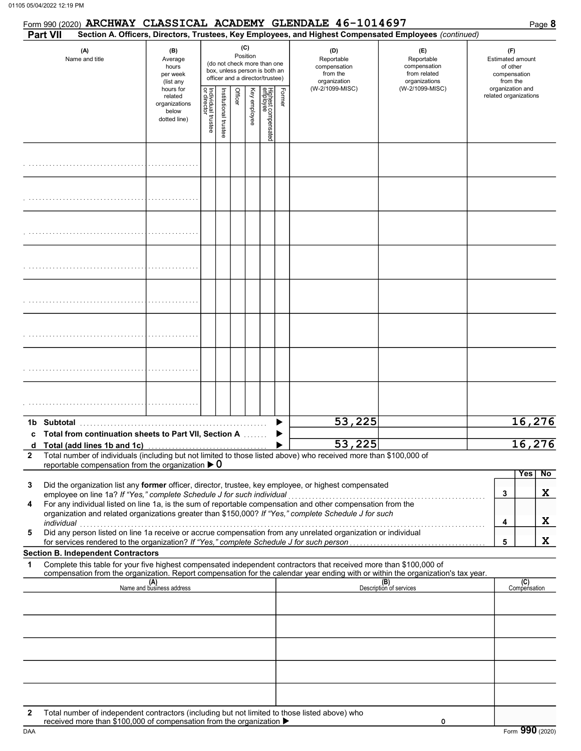Form 990 (2020) **ARCHWAY CLASSICAL ACADEMY GLENDALE 46-1014697**

## Part VII Section A. Officers, Directors, Trustees, Key Employees, and Highest Compensated Employees *(continued)*

| (A) Name and title | (B) Average hours per week (list any hours for related organizations below dotted line) | (C) Position: Individual trustee or director | Institutional trustee | Officer | Key employee | Highest compensated employee | Former | (D) Reportable compensation from the organization (W-2/1099-MISC) | (E) Reportable compensation from related organizations (W-2/1099-MISC) | (F) Estimated amount of other compensation from the organization and related organizations |
|---|---|---|---|---|---|---|---|---|---|---|
| | | | | | | | | | | |
| | | | | | | | | | | |
| | | | | | | | | | | |
| | | | | | | | | | | |
| | | | | | | | | | | |
| | | | | | | | | | | |
| | | | | | | | | | | |
| | | | | | | | | | | |
| **1b Subtotal** | | | | | | | | 53,225 | | 16,276 |
| **c Total from continuation sheets to Part VII, Section A** | | | | | | | | | | |
| **d Total (add lines 1b and 1c)** | | | | | | | | 53,225 | | 16,276 |

**2** Total number of individuals (including but not limited to those listed above) who received more than $100,000 of reportable compensation from the organization ▶ 0

| | | Yes | No |
|---|---|---|---|
| **3** Did the organization list any **former** officer, director, trustee, key employee, or highest compensated employee on line 1a? *If "Yes," complete Schedule J for such individual* | 3 | | X |
| **4** For any individual listed on line 1a, is the sum of reportable compensation and other compensation from the organization and related organizations greater than $150,000? *If "Yes," complete Schedule J for such individual* | 4 | | X |
| **5** Did any person listed on line 1a receive or accrue compensation from any unrelated organization or individual for services rendered to the organization? *If "Yes," complete Schedule J for such person* | 5 | | X |

### Section B. Independent Contractors

**1** Complete this table for your five highest compensated independent contractors that received more than $100,000 of compensation from the organization. Report compensation for the calendar year ending with or within the organization's tax year.

| (A) Name and business address | (B) Description of services | (C) Compensation |
|---|---|---|
| | | |
| | | |
| | | |
| | | |
| | | |

**2** Total number of independent contractors (including but not limited to those listed above) who received more than $100,000 of compensation from the organization ▶ 0

Form **990** (2020)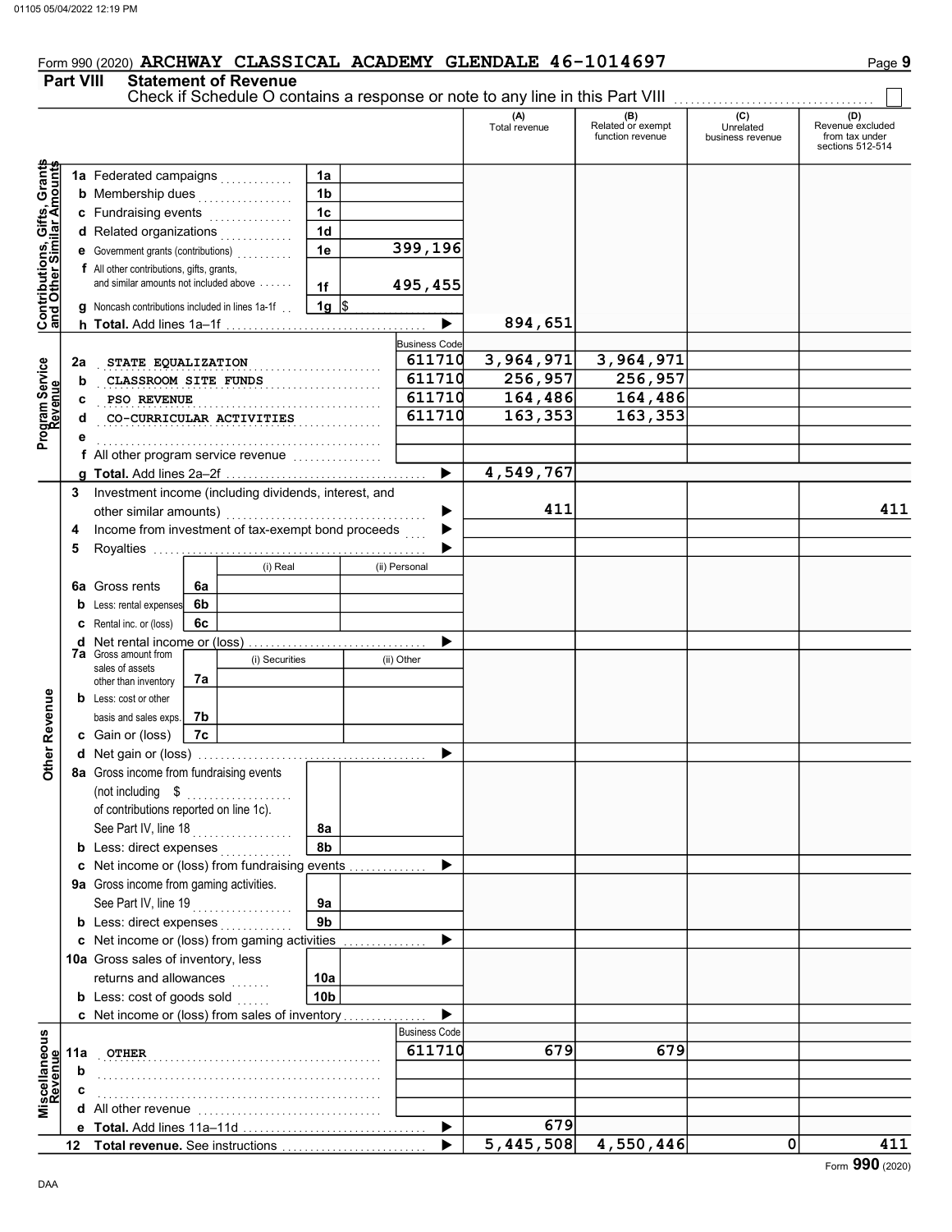Form 990 (2020) ARCHWAY CLASSICAL ACADEMY GLENDALE 46-1014697

## Part VIII Statement of Revenue

Check if Schedule O contains a response or note to any line in this Part VIII ☐

| | | | | (A) Total revenue | (B) Related or exempt function revenue | (C) Unrelated business revenue | (D) Revenue excluded from tax under sections 512-514 |
|---|---|---|---|---|---|---|---|
| **Contributions, Gifts, Grants and Other Similar Amounts** | 1a Federated campaigns | 1a | | | | | |
| | b Membership dues | 1b | | | | | |
| | c Fundraising events | 1c | | | | | |
| | d Related organizations | 1d | | | | | |
| | e Government grants (contributions) | 1e | 399,196 | | | | |
| | f All other contributions, gifts, grants, and similar amounts not included above | 1f | 495,455 | | | | |
| | g Noncash contributions included in lines 1a-1f | 1g | $ | | | | |
| | h **Total.** Add lines 1a–1f | | ▶ | 894,651 | | | |
| **Program Service Revenue** | | | Business Code | | | | |
| | 2a STATE EQUALIZATION | | 611710 | 3,964,971 | 3,964,971 | | |
| | b CLASSROOM SITE FUNDS | | 611710 | 256,957 | 256,957 | | |
| | c PSO REVENUE | | 611710 | 164,486 | 164,486 | | |
| | d CO-CURRICULAR ACTIVITIES | | 611710 | 163,353 | 163,353 | | |
| | e | | | | | | |
| | f All other program service revenue | | | | | | |
| | g **Total.** Add lines 2a–2f | | ▶ | 4,549,767 | | | |
| **Other Revenue** | 3 Investment income (including dividends, interest, and other similar amounts) | | ▶ | 411 | | | 411 |
| | 4 Income from investment of tax-exempt bond proceeds | | ▶ | | | | |
| | 5 Royalties | | ▶ | | | | |
| | | (i) Real | (ii) Personal | | | | |
| | 6a Gross rents (6a) | | | | | | |
| | b Less: rental expenses (6b) | | | | | | |
| | c Rental inc. or (loss) (6c) | | | | | | |
| | d Net rental income or (loss) | | ▶ | | | | |
| | | (i) Securities | (ii) Other | | | | |
| | 7a Gross amount from sales of assets other than inventory (7a) | | | | | | |
| | b Less: cost or other basis and sales exps. (7b) | | | | | | |
| | c Gain or (loss) (7c) | | | | | | |
| | d Net gain or (loss) | | ▶ | | | | |
| | 8a Gross income from fundraising events (not including $ of contributions reported on line 1c). See Part IV, line 18 | 8a | | | | | |
| | b Less: direct expenses | 8b | | | | | |
| | c Net income or (loss) from fundraising events | | ▶ | | | | |
| | 9a Gross income from gaming activities. See Part IV, line 19 | 9a | | | | | |
| | b Less: direct expenses | 9b | | | | | |
| | c Net income or (loss) from gaming activities | | ▶ | | | | |
| | 10a Gross sales of inventory, less returns and allowances | 10a | | | | | |
| | b Less: cost of goods sold | 10b | | | | | |
| | c Net income or (loss) from sales of inventory | | ▶ | | | | |
| **Miscellaneous Revenue** | | | Business Code | | | | |
| | 11a OTHER | | 611710 | 679 | 679 | | |
| | b | | | | | | |
| | c | | | | | | |
| | d All other revenue | | | | | | |
| | e **Total.** Add lines 11a–11d | | ▶ | 679 | | | |
| | 12 **Total revenue.** See instructions | | ▶ | 5,445,508 | 4,550,446 | 0 | 411 |

Form **990** (2020)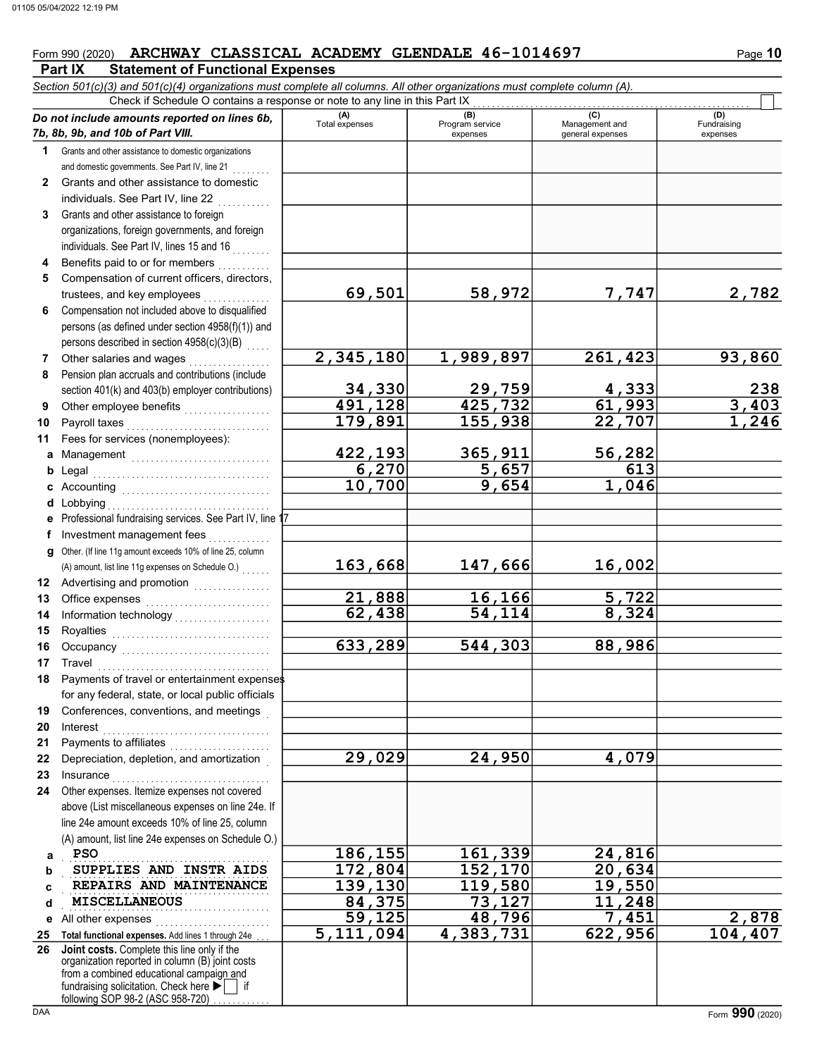Form 990 (2020) ARCHWAY CLASSICAL ACADEMY GLENDALE 46-1014697

## Part IX Statement of Functional Expenses

*Section 501(c)(3) and 501(c)(4) organizations must complete all columns. All other organizations must complete column (A).*

Check if Schedule O contains a response or note to any line in this Part IX

| *Do not include amounts reported on lines 6b, 7b, 8b, 9b, and 10b of Part VIII.* | (A) Total expenses | (B) Program service expenses | (C) Management and general expenses | (D) Fundraising expenses |
|---|---|---|---|---|
| **1** Grants and other assistance to domestic organizations and domestic governments. See Part IV, line 21 | | | | |
| **2** Grants and other assistance to domestic individuals. See Part IV, line 22 | | | | |
| **3** Grants and other assistance to foreign organizations, foreign governments, and foreign individuals. See Part IV, lines 15 and 16 | | | | |
| **4** Benefits paid to or for members | | | | |
| **5** Compensation of current officers, directors, trustees, and key employees | 69,501 | 58,972 | 7,747 | 2,782 |
| **6** Compensation not included above to disqualified persons (as defined under section 4958(f)(1)) and persons described in section 4958(c)(3)(B) | | | | |
| **7** Other salaries and wages | 2,345,180 | 1,989,897 | 261,423 | 93,860 |
| **8** Pension plan accruals and contributions (include section 401(k) and 403(b) employer contributions) | 34,330 | 29,759 | 4,333 | 238 |
| **9** Other employee benefits | 491,128 | 425,732 | 61,993 | 3,403 |
| **10** Payroll taxes | 179,891 | 155,938 | 22,707 | 1,246 |
| **11** Fees for services (nonemployees): | | | | |
| **a** Management | 422,193 | 365,911 | 56,282 | |
| **b** Legal | 6,270 | 5,657 | 613 | |
| **c** Accounting | 10,700 | 9,654 | 1,046 | |
| **d** Lobbying | | | | |
| **e** Professional fundraising services. See Part IV, line 17 | | | | |
| **f** Investment management fees | | | | |
| **g** Other. (If line 11g amount exceeds 10% of line 25, column (A) amount, list line 11g expenses on Schedule O.) | 163,668 | 147,666 | 16,002 | |
| **12** Advertising and promotion | | | | |
| **13** Office expenses | 21,888 | 16,166 | 5,722 | |
| **14** Information technology | 62,438 | 54,114 | 8,324 | |
| **15** Royalties | | | | |
| **16** Occupancy | 633,289 | 544,303 | 88,986 | |
| **17** Travel | | | | |
| **18** Payments of travel or entertainment expenses for any federal, state, or local public officials | | | | |
| **19** Conferences, conventions, and meetings | | | | |
| **20** Interest | | | | |
| **21** Payments to affiliates | | | | |
| **22** Depreciation, depletion, and amortization | 29,029 | 24,950 | 4,079 | |
| **23** Insurance | | | | |
| **24** Other expenses. Itemize expenses not covered above (List miscellaneous expenses on line 24e. If line 24e amount exceeds 10% of line 25, column (A) amount, list line 24e expenses on Schedule O.) | | | | |
| **a** PSO | 186,155 | 161,339 | 24,816 | |
| **b** SUPPLIES AND INSTR AIDS | 172,804 | 152,170 | 20,634 | |
| **c** REPAIRS AND MAINTENANCE | 139,130 | 119,580 | 19,550 | |
| **d** MISCELLANEOUS | 84,375 | 73,127 | 11,248 | |
| **e** All other expenses | 59,125 | 48,796 | 7,451 | 2,878 |
| **25 Total functional expenses.** Add lines 1 through 24e | 5,111,094 | 4,383,731 | 622,956 | 104,407 |
| **26 Joint costs.** Complete this line only if the organization reported in column (B) joint costs from a combined educational campaign and fundraising solicitation. Check here ▶ ☐ if following SOP 98-2 (ASC 958-720) | | | | |

Form **990** (2020)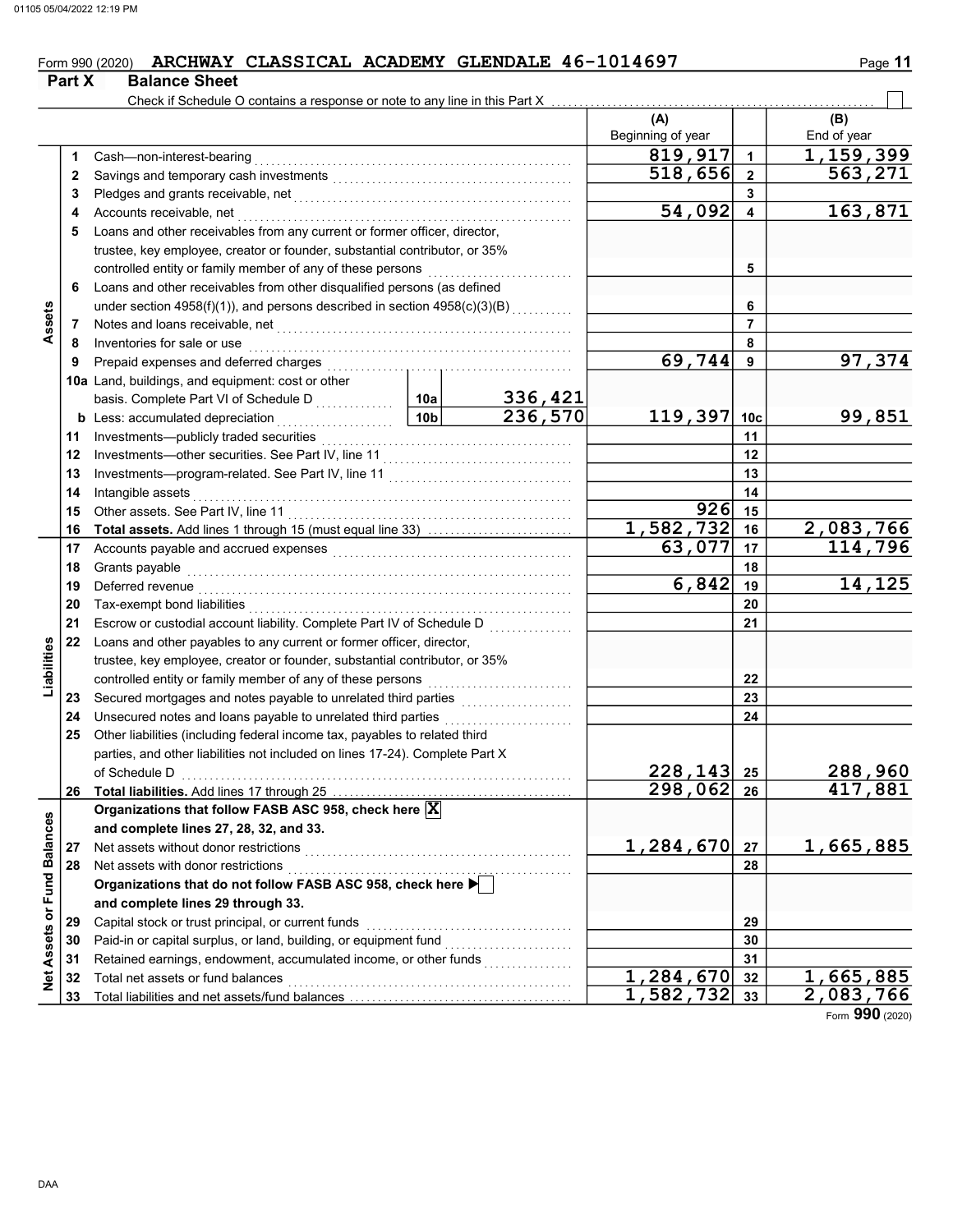Form 990 (2020) ARCHWAY CLASSICAL ACADEMY GLENDALE 46-1014697

## Part X Balance Sheet

Check if Schedule O contains a response or note to any line in this Part X ☐

| Section | Line | Description | | | (A) Beginning of year | | (B) End of year |
|---|---|---|---|---|---|---|---|
| Assets | 1 | Cash—non-interest-bearing | | | 819,917 | 1 | 1,159,399 |
| | 2 | Savings and temporary cash investments | | | 518,656 | 2 | 563,271 |
| | 3 | Pledges and grants receivable, net | | | | 3 | |
| | 4 | Accounts receivable, net | | | 54,092 | 4 | 163,871 |
| | 5 | Loans and other receivables from any current or former officer, director, trustee, key employee, creator or founder, substantial contributor, or 35% controlled entity or family member of any of these persons | | | | 5 | |
| | 6 | Loans and other receivables from other disqualified persons (as defined under section 4958(f)(1)), and persons described in section 4958(c)(3)(B) | | | | 6 | |
| | 7 | Notes and loans receivable, net | | | | 7 | |
| | 8 | Inventories for sale or use | | | | 8 | |
| | 9 | Prepaid expenses and deferred charges | | | 69,744 | 9 | 97,374 |
| | 10a | Land, buildings, and equipment: cost or other basis. Complete Part VI of Schedule D | 10a | 336,421 | | | |
| | b | Less: accumulated depreciation | 10b | 236,570 | 119,397 | 10c | 99,851 |
| | 11 | Investments—publicly traded securities | | | | 11 | |
| | 12 | Investments—other securities. See Part IV, line 11 | | | | 12 | |
| | 13 | Investments—program-related. See Part IV, line 11 | | | | 13 | |
| | 14 | Intangible assets | | | | 14 | |
| | 15 | Other assets. See Part IV, line 11 | | | 926 | 15 | |
| | 16 | **Total assets.** Add lines 1 through 15 (must equal line 33) | | | 1,582,732 | 16 | 2,083,766 |
| Liabilities | 17 | Accounts payable and accrued expenses | | | 63,077 | 17 | 114,796 |
| | 18 | Grants payable | | | | 18 | |
| | 19 | Deferred revenue | | | 6,842 | 19 | 14,125 |
| | 20 | Tax-exempt bond liabilities | | | | 20 | |
| | 21 | Escrow or custodial account liability. Complete Part IV of Schedule D | | | | 21 | |
| | 22 | Loans and other payables to any current or former officer, director, trustee, key employee, creator or founder, substantial contributor, or 35% controlled entity or family member of any of these persons | | | | 22 | |
| | 23 | Secured mortgages and notes payable to unrelated third parties | | | | 23 | |
| | 24 | Unsecured notes and loans payable to unrelated third parties | | | | 24 | |
| | 25 | Other liabilities (including federal income tax, payables to related third parties, and other liabilities not included on lines 17-24). Complete Part X of Schedule D | | | 228,143 | 25 | 288,960 |
| | 26 | **Total liabilities.** Add lines 17 through 25 | | | 298,062 | 26 | 417,881 |
| Net Assets or Fund Balances | | **Organizations that follow FASB ASC 958, check here** ☒ **and complete lines 27, 28, 32, and 33.** | | | | | |
| | 27 | Net assets without donor restrictions | | | 1,284,670 | 27 | 1,665,885 |
| | 28 | Net assets with donor restrictions | | | | 28 | |
| | | **Organizations that do not follow FASB ASC 958, check here** ☐ **and complete lines 29 through 33.** | | | | | |
| | 29 | Capital stock or trust principal, or current funds | | | | 29 | |
| | 30 | Paid-in or capital surplus, or land, building, or equipment fund | | | | 30 | |
| | 31 | Retained earnings, endowment, accumulated income, or other funds | | | | 31 | |
| | 32 | Total net assets or fund balances | | | 1,284,670 | 32 | 1,665,885 |
| | 33 | Total liabilities and net assets/fund balances | | | 1,582,732 | 33 | 2,083,766 |

Form **990** (2020)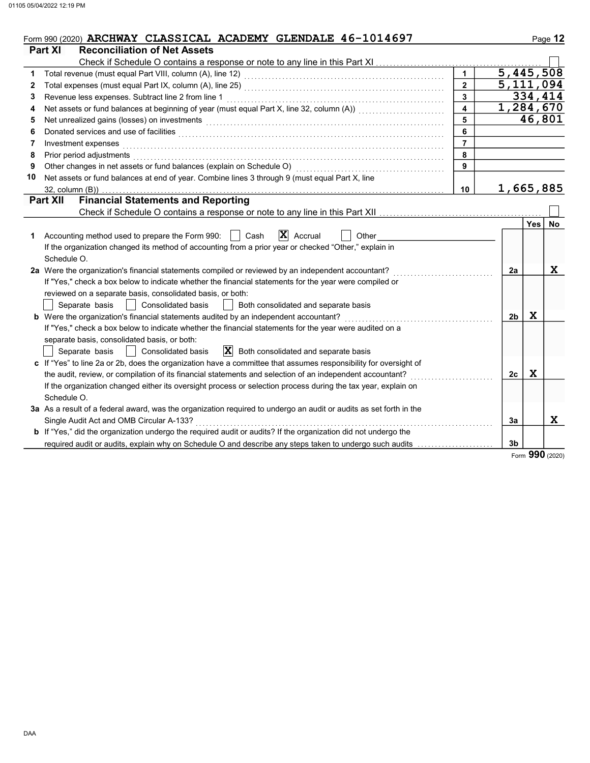Form 990 (2020) **ARCHWAY CLASSICAL ACADEMY GLENDALE 46-1014697** Page 12

## Part XI Reconciliation of Net Assets

Check if Schedule O contains a response or note to any line in this Part XI [ ]

| | | | |
|---|---|---|---|
| 1 | Total revenue (must equal Part VIII, column (A), line 12) | 1 | 5,445,508 |
| 2 | Total expenses (must equal Part IX, column (A), line 25) | 2 | 5,111,094 |
| 3 | Revenue less expenses. Subtract line 2 from line 1 | 3 | 334,414 |
| 4 | Net assets or fund balances at beginning of year (must equal Part X, line 32, column (A)) | 4 | 1,284,670 |
| 5 | Net unrealized gains (losses) on investments | 5 | 46,801 |
| 6 | Donated services and use of facilities | 6 | |
| 7 | Investment expenses | 7 | |
| 8 | Prior period adjustments | 8 | |
| 9 | Other changes in net assets or fund balances (explain on Schedule O) | 9 | |
| 10 | Net assets or fund balances at end of year. Combine lines 3 through 9 (must equal Part X, line 32, column (B)) | 10 | 1,665,885 |

## Part XII Financial Statements and Reporting

Check if Schedule O contains a response or note to any line in this Part XII [ ]

| | | | Yes | No |
|---|---|---|---|---|
| 1 | Accounting method used to prepare the Form 990: [ ] Cash [X] Accrual [ ] Other<br>If the organization changed its method of accounting from a prior year or checked "Other," explain in Schedule O. | | | |
| 2a | Were the organization's financial statements compiled or reviewed by an independent accountant?<br>If "Yes," check a box below to indicate whether the financial statements for the year were compiled or reviewed on a separate basis, consolidated basis, or both:<br>[ ] Separate basis [ ] Consolidated basis [ ] Both consolidated and separate basis | 2a | | X |
| b | Were the organization's financial statements audited by an independent accountant?<br>If "Yes," check a box below to indicate whether the financial statements for the year were audited on a separate basis, consolidated basis, or both:<br>[ ] Separate basis [ ] Consolidated basis [X] Both consolidated and separate basis | 2b | X | |
| c | If "Yes" to line 2a or 2b, does the organization have a committee that assumes responsibility for oversight of the audit, review, or compilation of its financial statements and selection of an independent accountant?<br>If the organization changed either its oversight process or selection process during the tax year, explain on Schedule O. | 2c | X | |
| 3a | As a result of a federal award, was the organization required to undergo an audit or audits as set forth in the Single Audit Act and OMB Circular A-133? | 3a | | X |
| b | If "Yes," did the organization undergo the required audit or audits? If the organization did not undergo the required audit or audits, explain why on Schedule O and describe any steps taken to undergo such audits | 3b | | |

Form **990** (2020)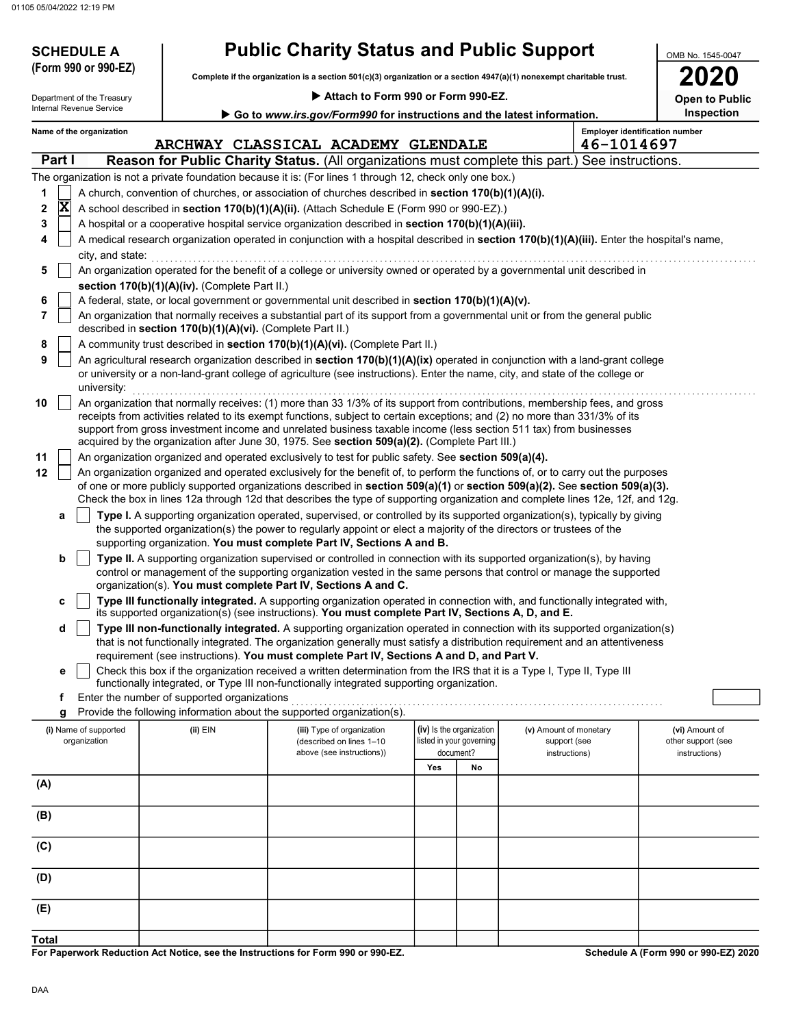**SCHEDULE A**
**(Form 990 or 990-EZ)**

Department of the Treasury
Internal Revenue Service

# Public Charity Status and Public Support

**Complete if the organization is a section 501(c)(3) organization or a section 4947(a)(1) nonexempt charitable trust.**

▶ **Attach to Form 990 or Form 990-EZ.**

▶ **Go to *www.irs.gov/Form990* for instructions and the latest information.**

OMB No. 1545-0047

**2020**

**Open to Public Inspection**

**Name of the organization:** ARCHWAY CLASSICAL ACADEMY GLENDALE

**Employer identification number:** 46-1014697

## Part I Reason for Public Charity Status. (All organizations must complete this part.) See instructions.

The organization is not a private foundation because it is: (For lines 1 through 12, check only one box.)

1. [ ] A church, convention of churches, or association of churches described in **section 170(b)(1)(A)(i).**
2. [X] A school described in **section 170(b)(1)(A)(ii).** (Attach Schedule E (Form 990 or 990-EZ).)
3. [ ] A hospital or a cooperative hospital service organization described in **section 170(b)(1)(A)(iii).**
4. [ ] A medical research organization operated in conjunction with a hospital described in **section 170(b)(1)(A)(iii).** Enter the hospital's name, city, and state:
5. [ ] An organization operated for the benefit of a college or university owned or operated by a governmental unit described in **section 170(b)(1)(A)(iv).** (Complete Part II.)
6. [ ] A federal, state, or local government or governmental unit described in **section 170(b)(1)(A)(v).**
7. [ ] An organization that normally receives a substantial part of its support from a governmental unit or from the general public described in **section 170(b)(1)(A)(vi).** (Complete Part II.)
8. [ ] A community trust described in **section 170(b)(1)(A)(vi).** (Complete Part II.)
9. [ ] An agricultural research organization described in **section 170(b)(1)(A)(ix)** operated in conjunction with a land-grant college or university or a non-land-grant college of agriculture (see instructions). Enter the name, city, and state of the college or university:
10. [ ] An organization that normally receives: (1) more than 33 1/3% of its support from contributions, membership fees, and gross receipts from activities related to its exempt functions, subject to certain exceptions; and (2) no more than 331/3% of its support from gross investment income and unrelated business taxable income (less section 511 tax) from businesses acquired by the organization after June 30, 1975. See **section 509(a)(2).** (Complete Part III.)
11. [ ] An organization organized and operated exclusively to test for public safety. See **section 509(a)(4).**
12. [ ] An organization organized and operated exclusively for the benefit of, to perform the functions of, or to carry out the purposes of one or more publicly supported organizations described in **section 509(a)(1)** or **section 509(a)(2).** See **section 509(a)(3).** Check the box in lines 12a through 12d that describes the type of supporting organization and complete lines 12e, 12f, and 12g.
   - **a** [ ] **Type I.** A supporting organization operated, supervised, or controlled by its supported organization(s), typically by giving the supported organization(s) the power to regularly appoint or elect a majority of the directors or trustees of the supporting organization. **You must complete Part IV, Sections A and B.**
   - **b** [ ] **Type II.** A supporting organization supervised or controlled in connection with its supported organization(s), by having control or management of the supporting organization vested in the same persons that control or manage the supported organization(s). **You must complete Part IV, Sections A and C.**
   - **c** [ ] **Type III functionally integrated.** A supporting organization operated in connection with, and functionally integrated with, its supported organization(s) (see instructions). **You must complete Part IV, Sections A, D, and E.**
   - **d** [ ] **Type III non-functionally integrated.** A supporting organization operated in connection with its supported organization(s) that is not functionally integrated. The organization generally must satisfy a distribution requirement and an attentiveness requirement (see instructions). **You must complete Part IV, Sections A and D, and Part V.**
   - **e** [ ] Check this box if the organization received a written determination from the IRS that it is a Type I, Type II, Type III functionally integrated, or Type III non-functionally integrated supporting organization.
   - **f** Enter the number of supported organizations
   - **g** Provide the following information about the supported organization(s).

| (i) Name of supported organization | (ii) EIN | (iii) Type of organization (described on lines 1–10 above (see instructions)) | (iv) Is the organization listed in your governing document? Yes | No | (v) Amount of monetary support (see instructions) | (vi) Amount of other support (see instructions) |
|---|---|---|---|---|---|---|
| (A) | | | | | | |
| (B) | | | | | | |
| (C) | | | | | | |
| (D) | | | | | | |
| (E) | | | | | | |
| **Total** | | | | | | |

**For Paperwork Reduction Act Notice, see the Instructions for Form 990 or 990-EZ.**

**Schedule A (Form 990 or 990-EZ) 2020**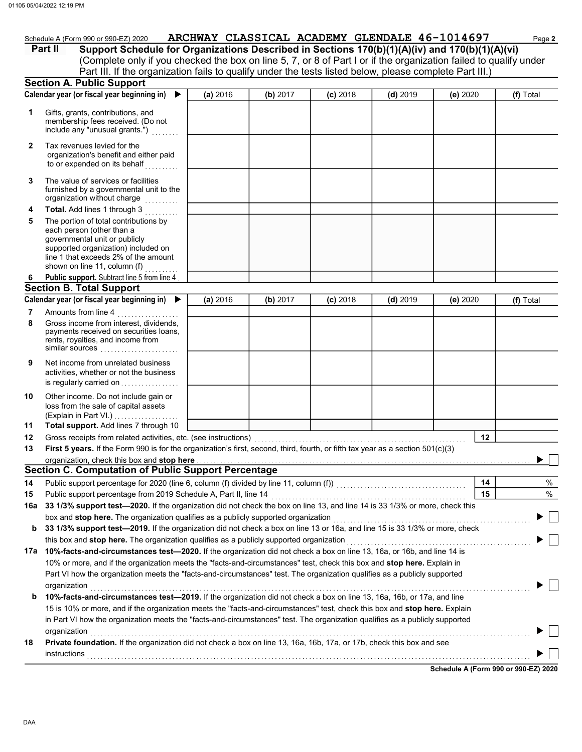Schedule A (Form 990 or 990-EZ) 2020 ARCHWAY CLASSICAL ACADEMY GLENDALE 46-1014697

## Part II Support Schedule for Organizations Described in Sections 170(b)(1)(A)(iv) and 170(b)(1)(A)(vi)

(Complete only if you checked the box on line 5, 7, or 8 of Part I or if the organization failed to qualify under Part III. If the organization fails to qualify under the tests listed below, please complete Part III.)

### Section A. Public Support

| Calendar year (or fiscal year beginning in) ▶ | (a) 2016 | (b) 2017 | (c) 2018 | (d) 2019 | (e) 2020 | (f) Total |
|---|---|---|---|---|---|---|
| 1 Gifts, grants, contributions, and membership fees received. (Do not include any "unusual grants.") | | | | | | |
| 2 Tax revenues levied for the organization's benefit and either paid to or expended on its behalf | | | | | | |
| 3 The value of services or facilities furnished by a governmental unit to the organization without charge | | | | | | |
| 4 **Total.** Add lines 1 through 3 | | | | | | |
| 5 The portion of total contributions by each person (other than a governmental unit or publicly supported organization) included on line 1 that exceeds 2% of the amount shown on line 11, column (f) | | | | | | |
| 6 **Public support.** Subtract line 5 from line 4 | | | | | | |

### Section B. Total Support

| Calendar year (or fiscal year beginning in) ▶ | (a) 2016 | (b) 2017 | (c) 2018 | (d) 2019 | (e) 2020 | (f) Total |
|---|---|---|---|---|---|---|
| 7 Amounts from line 4 | | | | | | |
| 8 Gross income from interest, dividends, payments received on securities loans, rents, royalties, and income from similar sources | | | | | | |
| 9 Net income from unrelated business activities, whether or not the business is regularly carried on | | | | | | |
| 10 Other income. Do not include gain or loss from the sale of capital assets (Explain in Part VI.) | | | | | | |
| 11 **Total support.** Add lines 7 through 10 | | | | | | |

12 Gross receipts from related activities, etc. (see instructions) 12

13 **First 5 years.** If the Form 990 is for the organization's first, second, third, fourth, or fifth tax year as a section 501(c)(3) organization, check this box and **stop here** ▶ ☐

### Section C. Computation of Public Support Percentage

14 Public support percentage for 2020 (line 6, column (f) divided by line 11, column (f)) 14 %

15 Public support percentage from 2019 Schedule A, Part II, line 14 15 %

16a **33 1/3% support test—2020.** If the organization did not check the box on line 13, and line 14 is 33 1/3% or more, check this box and **stop here.** The organization qualifies as a publicly supported organization ▶ ☐

b **33 1/3% support test—2019.** If the organization did not check a box on line 13 or 16a, and line 15 is 33 1/3% or more, check this box and **stop here.** The organization qualifies as a publicly supported organization ▶ ☐

17a **10%-facts-and-circumstances test—2020.** If the organization did not check a box on line 13, 16a, or 16b, and line 14 is 10% or more, and if the organization meets the "facts-and-circumstances" test, check this box and **stop here.** Explain in Part VI how the organization meets the "facts-and-circumstances" test. The organization qualifies as a publicly supported organization ▶ ☐

b **10%-facts-and-circumstances test—2019.** If the organization did not check a box on line 13, 16a, 16b, or 17a, and line 15 is 10% or more, and if the organization meets the "facts-and-circumstances" test, check this box and **stop here.** Explain in Part VI how the organization meets the "facts-and-circumstances" test. The organization qualifies as a publicly supported organization ▶ ☐

18 **Private foundation.** If the organization did not check a box on line 13, 16a, 16b, 17a, or 17b, check this box and see instructions ▶ ☐

**Schedule A (Form 990 or 990-EZ) 2020**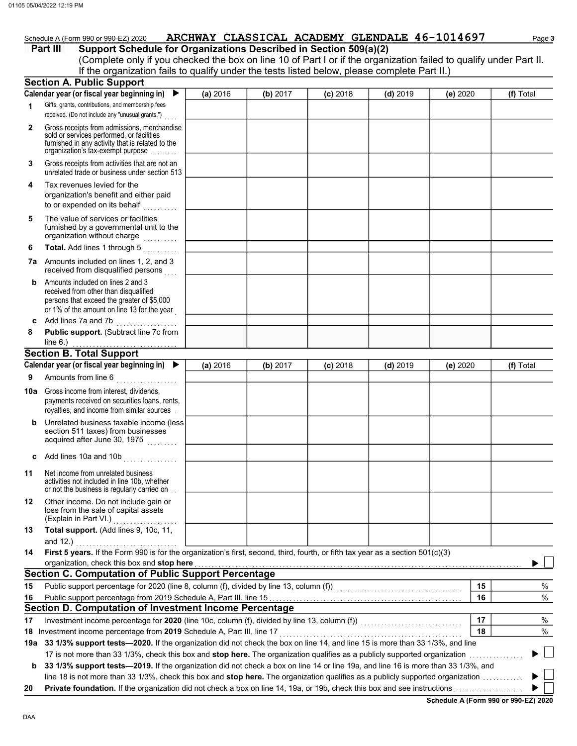Schedule A (Form 990 or 990-EZ) 2020 **ARCHWAY CLASSICAL ACADEMY GLENDALE 46-1014697**

**Part III** **Support Schedule for Organizations Described in Section 509(a)(2)**

(Complete only if you checked the box on line 10 of Part I or if the organization failed to qualify under Part II. If the organization fails to qualify under the tests listed below, please complete Part II.)

## Section A. Public Support

| Calendar year (or fiscal year beginning in) ▶ | (a) 2016 | (b) 2017 | (c) 2018 | (d) 2019 | (e) 2020 | (f) Total |
|---|---|---|---|---|---|---|
| 1 Gifts, grants, contributions, and membership fees received. (Do not include any "unusual grants.") | | | | | | |
| 2 Gross receipts from admissions, merchandise sold or services performed, or facilities furnished in any activity that is related to the organization's tax-exempt purpose | | | | | | |
| 3 Gross receipts from activities that are not an unrelated trade or business under section 513 | | | | | | |
| 4 Tax revenues levied for the organization's benefit and either paid to or expended on its behalf | | | | | | |
| 5 The value of services or facilities furnished by a governmental unit to the organization without charge | | | | | | |
| 6 **Total.** Add lines 1 through 5 | | | | | | |
| 7a Amounts included on lines 1, 2, and 3 received from disqualified persons | | | | | | |
| b Amounts included on lines 2 and 3 received from other than disqualified persons that exceed the greater of $5,000 or 1% of the amount on line 13 for the year | | | | | | |
| c Add lines 7a and 7b | | | | | | |
| 8 **Public support.** (Subtract line 7c from line 6.) | | | | | | |

## Section B. Total Support

| Calendar year (or fiscal year beginning in) ▶ | (a) 2016 | (b) 2017 | (c) 2018 | (d) 2019 | (e) 2020 | (f) Total |
|---|---|---|---|---|---|---|
| 9 Amounts from line 6 | | | | | | |
| 10a Gross income from interest, dividends, payments received on securities loans, rents, royalties, and income from similar sources | | | | | | |
| b Unrelated business taxable income (less section 511 taxes) from businesses acquired after June 30, 1975 | | | | | | |
| c Add lines 10a and 10b | | | | | | |
| 11 Net income from unrelated business activities not included in line 10b, whether or not the business is regularly carried on | | | | | | |
| 12 Other income. Do not include gain or loss from the sale of capital assets (Explain in Part VI.) | | | | | | |
| 13 **Total support.** (Add lines 9, 10c, 11, and 12.) | | | | | | |

14 **First 5 years.** If the Form 990 is for the organization's first, second, third, fourth, or fifth tax year as a section 501(c)(3) organization, check this box and **stop here** ▶ ☐

## Section C. Computation of Public Support Percentage

| | | | |
|---|---|---|---|
| 15 | Public support percentage for 2020 (line 8, column (f), divided by line 13, column (f)) | 15 | % |
| 16 | Public support percentage from 2019 Schedule A, Part III, line 15 | 16 | % |

## Section D. Computation of Investment Income Percentage

| | | | |
|---|---|---|---|
| 17 | Investment income percentage for **2020** (line 10c, column (f), divided by line 13, column (f)) | 17 | % |
| 18 | Investment income percentage from **2019** Schedule A, Part III, line 17 | 18 | % |

19a **33 1/3% support tests—2020.** If the organization did not check the box on line 14, and line 15 is more than 33 1/3%, and line 17 is not more than 33 1/3%, check this box and **stop here.** The organization qualifies as a publicly supported organization ▶ ☐

b **33 1/3% support tests—2019.** If the organization did not check a box on line 14 or line 19a, and line 16 is more than 33 1/3%, and line 18 is not more than 33 1/3%, check this box and **stop here.** The organization qualifies as a publicly supported organization ▶ ☐

20 **Private foundation.** If the organization did not check a box on line 14, 19a, or 19b, check this box and see instructions ▶ ☐

**Schedule A (Form 990 or 990-EZ) 2020**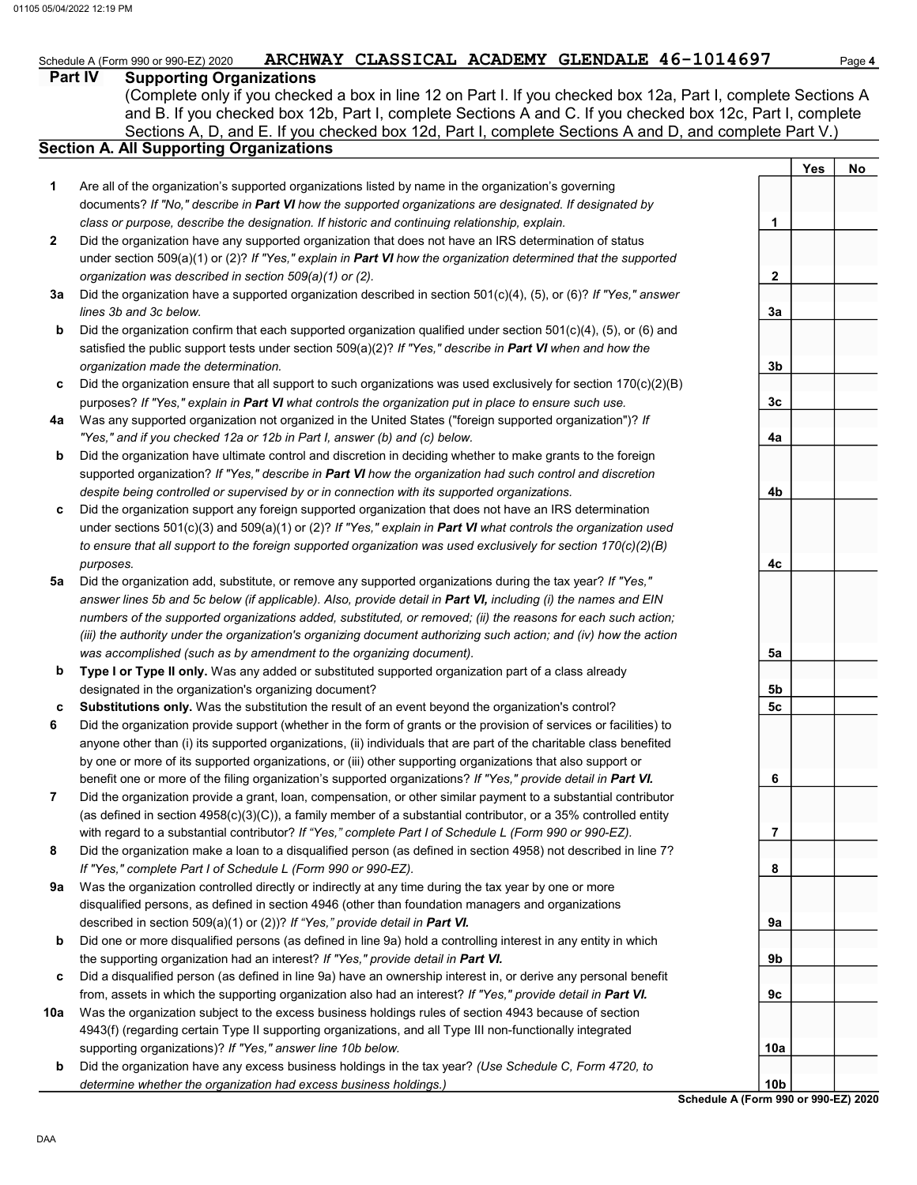Schedule A (Form 990 or 990-EZ) 2020 ARCHWAY CLASSICAL ACADEMY GLENDALE 46-1014697

## Part IV Supporting Organizations

(Complete only if you checked a box in line 12 on Part I. If you checked box 12a, Part I, complete Sections A and B. If you checked box 12b, Part I, complete Sections A and C. If you checked box 12c, Part I, complete Sections A, D, and E. If you checked box 12d, Part I, complete Sections A and D, and complete Part V.)

### Section A. All Supporting Organizations

| | | | Yes | No |
|---|---|---|---|---|
| **1** | Are all of the organization's supported organizations listed by name in the organization's governing documents? *If "No," describe in **Part VI** how the supported organizations are designated. If designated by class or purpose, describe the designation. If historic and continuing relationship, explain.* | 1 | | |
| **2** | Did the organization have any supported organization that does not have an IRS determination of status under section 509(a)(1) or (2)? *If "Yes," explain in **Part VI** how the organization determined that the supported organization was described in section 509(a)(1) or (2).* | 2 | | |
| **3a** | Did the organization have a supported organization described in section 501(c)(4), (5), or (6)? *If "Yes," answer lines 3b and 3c below.* | 3a | | |
| **b** | Did the organization confirm that each supported organization qualified under section 501(c)(4), (5), or (6) and satisfied the public support tests under section 509(a)(2)? *If "Yes," describe in **Part VI** when and how the organization made the determination.* | 3b | | |
| **c** | Did the organization ensure that all support to such organizations was used exclusively for section 170(c)(2)(B) purposes? *If "Yes," explain in **Part VI** what controls the organization put in place to ensure such use.* | 3c | | |
| **4a** | Was any supported organization not organized in the United States ("foreign supported organization")? *If "Yes," and if you checked 12a or 12b in Part I, answer (b) and (c) below.* | 4a | | |
| **b** | Did the organization have ultimate control and discretion in deciding whether to make grants to the foreign supported organization? *If "Yes," describe in **Part VI** how the organization had such control and discretion despite being controlled or supervised by or in connection with its supported organizations.* | 4b | | |
| **c** | Did the organization support any foreign supported organization that does not have an IRS determination under sections 501(c)(3) and 509(a)(1) or (2)? *If "Yes," explain in **Part VI** what controls the organization used to ensure that all support to the foreign supported organization was used exclusively for section 170(c)(2)(B) purposes.* | 4c | | |
| **5a** | Did the organization add, substitute, or remove any supported organizations during the tax year? *If "Yes," answer lines 5b and 5c below (if applicable). Also, provide detail in **Part VI,** including (i) the names and EIN numbers of the supported organizations added, substituted, or removed; (ii) the reasons for each such action; (iii) the authority under the organization's organizing document authorizing such action; and (iv) how the action was accomplished (such as by amendment to the organizing document).* | 5a | | |
| **b** | **Type I or Type II only.** Was any added or substituted supported organization part of a class already designated in the organization's organizing document? | 5b | | |
| **c** | **Substitutions only.** Was the substitution the result of an event beyond the organization's control? | 5c | | |
| **6** | Did the organization provide support (whether in the form of grants or the provision of services or facilities) to anyone other than (i) its supported organizations, (ii) individuals that are part of the charitable class benefited by one or more of its supported organizations, or (iii) other supporting organizations that also support or benefit one or more of the filing organization's supported organizations? *If "Yes," provide detail in **Part VI.*** | 6 | | |
| **7** | Did the organization provide a grant, loan, compensation, or other similar payment to a substantial contributor (as defined in section 4958(c)(3)(C)), a family member of a substantial contributor, or a 35% controlled entity with regard to a substantial contributor? *If "Yes," complete Part I of Schedule L (Form 990 or 990-EZ).* | 7 | | |
| **8** | Did the organization make a loan to a disqualified person (as defined in section 4958) not described in line 7? *If "Yes," complete Part I of Schedule L (Form 990 or 990-EZ).* | 8 | | |
| **9a** | Was the organization controlled directly or indirectly at any time during the tax year by one or more disqualified persons, as defined in section 4946 (other than foundation managers and organizations described in section 509(a)(1) or (2))? *If "Yes," provide detail in **Part VI.*** | 9a | | |
| **b** | Did one or more disqualified persons (as defined in line 9a) hold a controlling interest in any entity in which the supporting organization had an interest? *If "Yes," provide detail in **Part VI.*** | 9b | | |
| **c** | Did a disqualified person (as defined in line 9a) have an ownership interest in, or derive any personal benefit from, assets in which the supporting organization also had an interest? *If "Yes," provide detail in **Part VI.*** | 9c | | |
| **10a** | Was the organization subject to the excess business holdings rules of section 4943 because of section 4943(f) (regarding certain Type II supporting organizations, and all Type III non-functionally integrated supporting organizations)? *If "Yes," answer line 10b below.* | 10a | | |
| **b** | Did the organization have any excess business holdings in the tax year? *(Use Schedule C, Form 4720, to determine whether the organization had excess business holdings.)* | 10b | | |

**Schedule A (Form 990 or 990-EZ) 2020**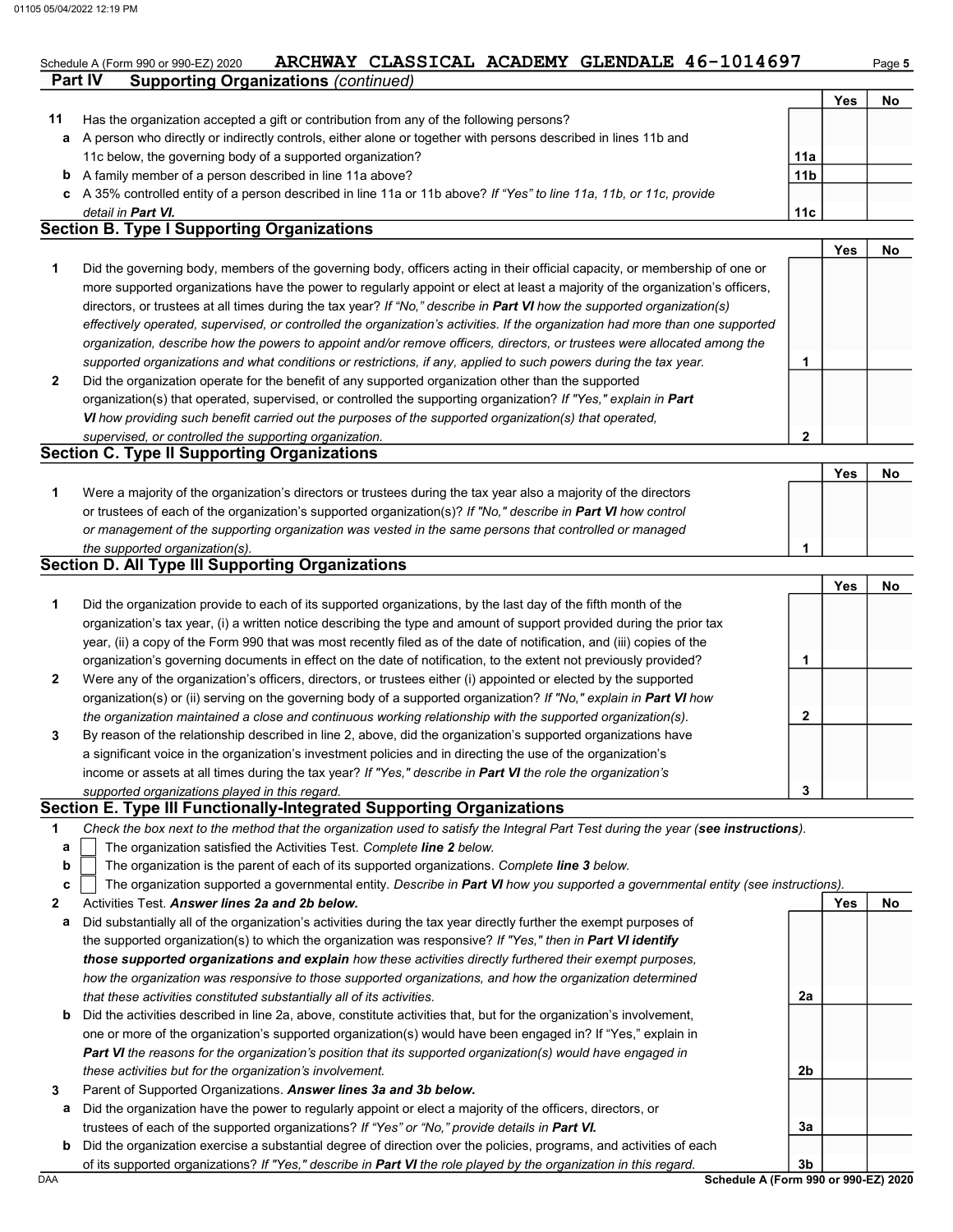Schedule A (Form 990 or 990-EZ) 2020 **ARCHWAY CLASSICAL ACADEMY GLENDALE 46-1014697**

## Part IV Supporting Organizations *(continued)*

| | | | Yes | No |
|---|---|---|---|---|
| **11** | Has the organization accepted a gift or contribution from any of the following persons? | | | |
| **a** | A person who directly or indirectly controls, either alone or together with persons described in lines 11b and 11c below, the governing body of a supported organization? | **11a** | | |
| **b** | A family member of a person described in line 11a above? | **11b** | | |
| **c** | A 35% controlled entity of a person described in line 11a or 11b above? *If "Yes" to line 11a, 11b, or 11c, provide detail in **Part VI**.* | **11c** | | |

### Section B. Type I Supporting Organizations

| | | | Yes | No |
|---|---|---|---|---|
| **1** | Did the governing body, members of the governing body, officers acting in their official capacity, or membership of one or more supported organizations have the power to regularly appoint or elect at least a majority of the organization's officers, directors, or trustees at all times during the tax year? *If "No," describe in **Part VI** how the supported organization(s) effectively operated, supervised, or controlled the organization's activities. If the organization had more than one supported organization, describe how the powers to appoint and/or remove officers, directors, or trustees were allocated among the supported organizations and what conditions or restrictions, if any, applied to such powers during the tax year.* | **1** | | |
| **2** | Did the organization operate for the benefit of any supported organization other than the supported organization(s) that operated, supervised, or controlled the supporting organization? *If "Yes," explain in **Part VI** how providing such benefit carried out the purposes of the supported organization(s) that operated, supervised, or controlled the supporting organization.* | **2** | | |

### Section C. Type II Supporting Organizations

| | | | Yes | No |
|---|---|---|---|---|
| **1** | Were a majority of the organization's directors or trustees during the tax year also a majority of the directors or trustees of each of the organization's supported organization(s)? *If "No," describe in **Part VI** how control or management of the supporting organization was vested in the same persons that controlled or managed the supported organization(s).* | **1** | | |

### Section D. All Type III Supporting Organizations

| | | | Yes | No |
|---|---|---|---|---|
| **1** | Did the organization provide to each of its supported organizations, by the last day of the fifth month of the organization's tax year, (i) a written notice describing the type and amount of support provided during the prior tax year, (ii) a copy of the Form 990 that was most recently filed as of the date of notification, and (iii) copies of the organization's governing documents in effect on the date of notification, to the extent not previously provided? | **1** | | |
| **2** | Were any of the organization's officers, directors, or trustees either (i) appointed or elected by the supported organization(s) or (ii) serving on the governing body of a supported organization? *If "No," explain in **Part VI** how the organization maintained a close and continuous working relationship with the supported organization(s).* | **2** | | |
| **3** | By reason of the relationship described in line 2, above, did the organization's supported organizations have a significant voice in the organization's investment policies and in directing the use of the organization's income or assets at all times during the tax year? *If "Yes," describe in **Part VI** the role the organization's supported organizations played in this regard.* | **3** | | |

### Section E. Type III Functionally-Integrated Supporting Organizations

**1** *Check the box next to the method that the organization used to satisfy the Integral Part Test during the year (**see instructions**).*

- **a** ☐ The organization satisfied the Activities Test. *Complete **line 2** below.*
- **b** ☐ The organization is the parent of each of its supported organizations. *Complete **line 3** below.*
- **c** ☐ The organization supported a governmental entity. *Describe in **Part VI** how you supported a governmental entity (see instructions).*

| | | | Yes | No |
|---|---|---|---|---|
| **2** | Activities Test. ***Answer lines 2a and 2b below.*** | | | |
| **a** | Did substantially all of the organization's activities during the tax year directly further the exempt purposes of the supported organization(s) to which the organization was responsive? *If "Yes," then in **Part VI identify those supported organizations and explain** how these activities directly furthered their exempt purposes, how the organization was responsive to those supported organizations, and how the organization determined that these activities constituted substantially all of its activities.* | **2a** | | |
| **b** | Did the activities described in line 2a, above, constitute activities that, but for the organization's involvement, one or more of the organization's supported organization(s) would have been engaged in? If "Yes," explain in ***Part VI*** *the reasons for the organization's position that its supported organization(s) would have engaged in these activities but for the organization's involvement.* | **2b** | | |
| **3** | Parent of Supported Organizations. ***Answer lines 3a and 3b below.*** | | | |
| **a** | Did the organization have the power to regularly appoint or elect a majority of the officers, directors, or trustees of each of the supported organizations? *If "Yes" or "No," provide details in **Part VI.*** | **3a** | | |
| **b** | Did the organization exercise a substantial degree of direction over the policies, programs, and activities of each of its supported organizations? *If "Yes," describe in **Part VI** the role played by the organization in this regard.* | **3b** | | |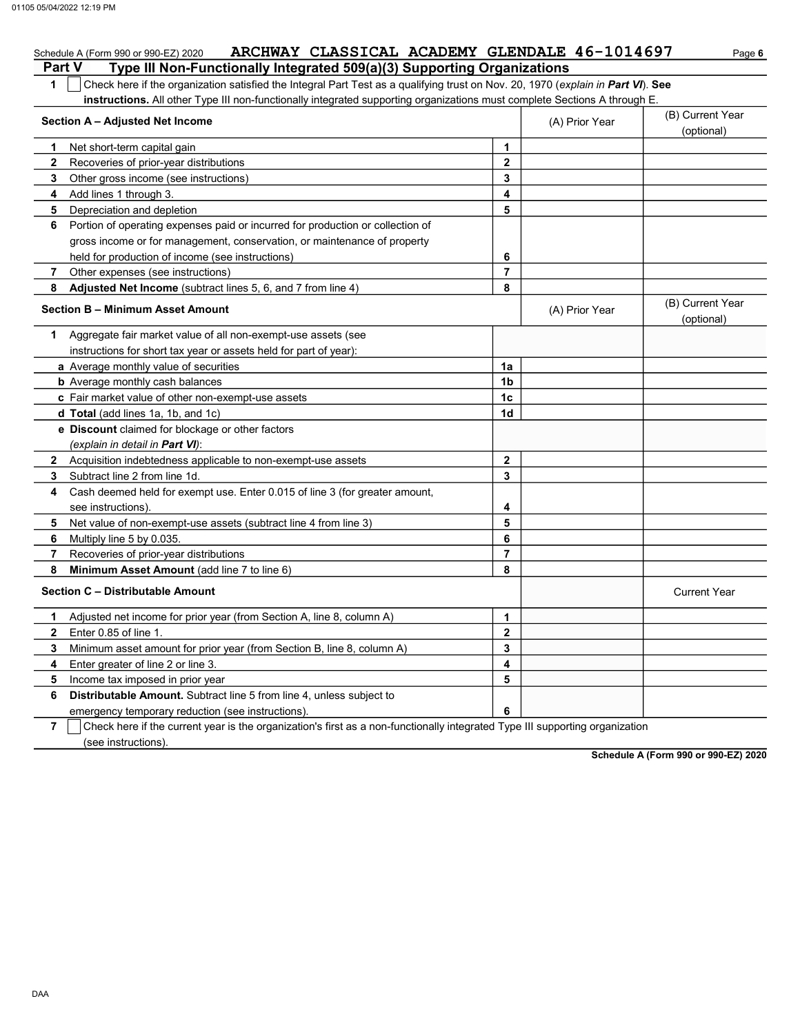Schedule A (Form 990 or 990-EZ) 2020 **ARCHWAY CLASSICAL ACADEMY GLENDALE 46-1014697** Page **6**

## Part V Type III Non-Functionally Integrated 509(a)(3) Supporting Organizations

**1** ☐ Check here if the organization satisfied the Integral Part Test as a qualifying trust on Nov. 20, 1970 (*explain in **Part VI***). **See instructions.** All other Type III non-functionally integrated supporting organizations must complete Sections A through E.

| **Section A – Adjusted Net Income** | | (A) Prior Year | (B) Current Year (optional) |
|---|---|---|---|
| **1** Net short-term capital gain | **1** | | |
| **2** Recoveries of prior-year distributions | **2** | | |
| **3** Other gross income (see instructions) | **3** | | |
| **4** Add lines 1 through 3. | **4** | | |
| **5** Depreciation and depletion | **5** | | |
| **6** Portion of operating expenses paid or incurred for production or collection of gross income or for management, conservation, or maintenance of property held for production of income (see instructions) | **6** | | |
| **7** Other expenses (see instructions) | **7** | | |
| **8** **Adjusted Net Income** (subtract lines 5, 6, and 7 from line 4) | **8** | | |

| **Section B – Minimum Asset Amount** | | (A) Prior Year | (B) Current Year (optional) |
|---|---|---|---|
| **1** Aggregate fair market value of all non-exempt-use assets (see instructions for short tax year or assets held for part of year): | | | |
| **a** Average monthly value of securities | **1a** | | |
| **b** Average monthly cash balances | **1b** | | |
| **c** Fair market value of other non-exempt-use assets | **1c** | | |
| **d** **Total** (add lines 1a, 1b, and 1c) | **1d** | | |
| **e** **Discount** claimed for blockage or other factors (*explain in detail in **Part VI***): | | | |
| **2** Acquisition indebtedness applicable to non-exempt-use assets | **2** | | |
| **3** Subtract line 2 from line 1d. | **3** | | |
| **4** Cash deemed held for exempt use. Enter 0.015 of line 3 (for greater amount, see instructions). | **4** | | |
| **5** Net value of non-exempt-use assets (subtract line 4 from line 3) | **5** | | |
| **6** Multiply line 5 by 0.035. | **6** | | |
| **7** Recoveries of prior-year distributions | **7** | | |
| **8** **Minimum Asset Amount** (add line 7 to line 6) | **8** | | |

| **Section C – Distributable Amount** | | | Current Year |
|---|---|---|---|
| **1** Adjusted net income for prior year (from Section A, line 8, column A) | **1** | | |
| **2** Enter 0.85 of line 1. | **2** | | |
| **3** Minimum asset amount for prior year (from Section B, line 8, column A) | **3** | | |
| **4** Enter greater of line 2 or line 3. | **4** | | |
| **5** Income tax imposed in prior year | **5** | | |
| **6** **Distributable Amount.** Subtract line 5 from line 4, unless subject to emergency temporary reduction (see instructions). | **6** | | |

**7** ☐ Check here if the current year is the organization's first as a non-functionally integrated Type III supporting organization (see instructions).

**Schedule A (Form 990 or 990-EZ) 2020**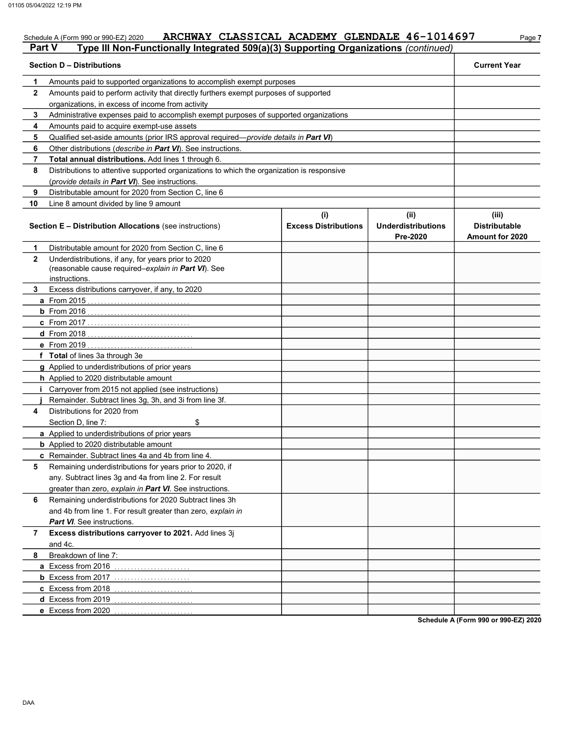Schedule A (Form 990 or 990-EZ) 2020 ARCHWAY CLASSICAL ACADEMY GLENDALE 46-1014697

## Part V Type III Non-Functionally Integrated 509(a)(3) Supporting Organizations *(continued)*

| | **Section D – Distributions** | **Current Year** |
|---|---|---|
| **1** | Amounts paid to supported organizations to accomplish exempt purposes | |
| **2** | Amounts paid to perform activity that directly furthers exempt purposes of supported organizations, in excess of income from activity | |
| **3** | Administrative expenses paid to accomplish exempt purposes of supported organizations | |
| **4** | Amounts paid to acquire exempt-use assets | |
| **5** | Qualified set-aside amounts (prior IRS approval required—*provide details in* ***Part VI***) | |
| **6** | Other distributions (*describe in* ***Part VI***). See instructions. | |
| **7** | **Total annual distributions.** Add lines 1 through 6. | |
| **8** | Distributions to attentive supported organizations to which the organization is responsive (*provide details in* ***Part VI***). See instructions. | |
| **9** | Distributable amount for 2020 from Section C, line 6 | |
| **10** | Line 8 amount divided by line 9 amount | |

| | **Section E – Distribution Allocations** (see instructions) | **(i) Excess Distributions** | **(ii) Underdistributions Pre-2020** | **(iii) Distributable Amount for 2020** |
|---|---|---|---|---|
| **1** | Distributable amount for 2020 from Section C, line 6 | | | |
| **2** | Underdistributions, if any, for years prior to 2020 (reasonable cause required–*explain in* ***Part VI***). See instructions. | | | |
| **3** | Excess distributions carryover, if any, to 2020 | | | |
| **a** | From 2015 | | | |
| **b** | From 2016 | | | |
| **c** | From 2017 | | | |
| **d** | From 2018 | | | |
| **e** | From 2019 | | | |
| **f** | **Total** of lines 3a through 3e | | | |
| **g** | Applied to underdistributions of prior years | | | |
| **h** | Applied to 2020 distributable amount | | | |
| **i** | Carryover from 2015 not applied (see instructions) | | | |
| **j** | Remainder. Subtract lines 3g, 3h, and 3i from line 3f. | | | |
| **4** | Distributions for 2020 from Section D, line 7: $ | | | |
| **a** | Applied to underdistributions of prior years | | | |
| **b** | Applied to 2020 distributable amount | | | |
| **c** | Remainder. Subtract lines 4a and 4b from line 4. | | | |
| **5** | Remaining underdistributions for years prior to 2020, if any. Subtract lines 3g and 4a from line 2. For result greater than zero, *explain in* ***Part VI***. See instructions. | | | |
| **6** | Remaining underdistributions for 2020 Subtract lines 3h and 4b from line 1. For result greater than zero, *explain in* ***Part VI***. See instructions. | | | |
| **7** | **Excess distributions carryover to 2021.** Add lines 3j and 4c. | | | |
| **8** | Breakdown of line 7: | | | |
| **a** | Excess from 2016 | | | |
| **b** | Excess from 2017 | | | |
| **c** | Excess from 2018 | | | |
| **d** | Excess from 2019 | | | |
| **e** | Excess from 2020 | | | |

**Schedule A (Form 990 or 990-EZ) 2020**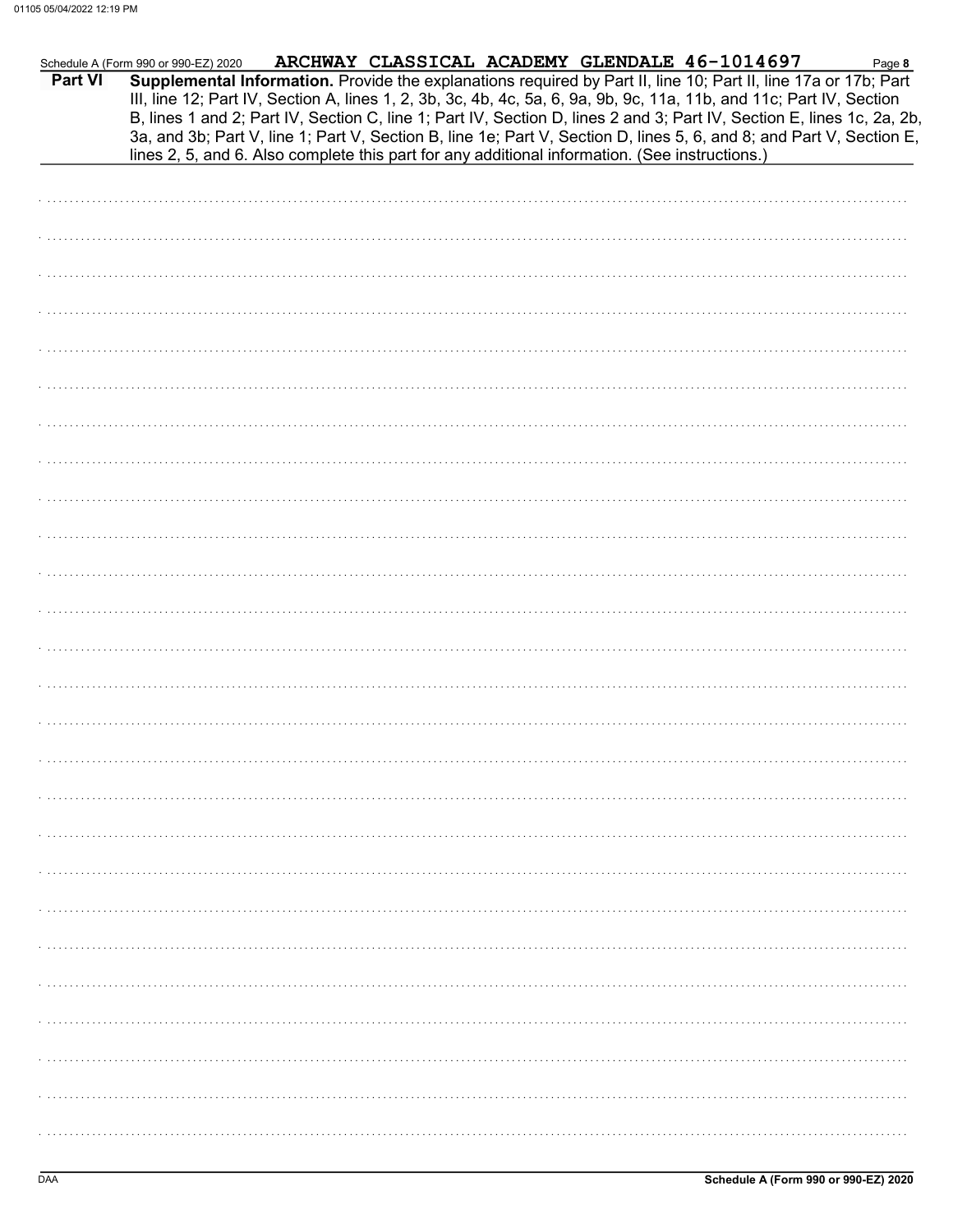Schedule A (Form 990 or 990-EZ) 2020 ARCHWAY CLASSICAL ACADEMY GLENDALE 46-1014697

**Part VI** **Supplemental Information.** Provide the explanations required by Part II, line 10; Part II, line 17a or 17b; Part III, line 12; Part IV, Section A, lines 1, 2, 3b, 3c, 4b, 4c, 5a, 6, 9a, 9b, 9c, 11a, 11b, and 11c; Part IV, Section B, lines 1 and 2; Part IV, Section C, line 1; Part IV, Section D, lines 2 and 3; Part IV, Section E, lines 1c, 2a, 2b, 3a, and 3b; Part V, line 1; Part V, Section B, line 1e; Part V, Section D, lines 5, 6, and 8; and Part V, Section E, lines 2, 5, and 6. Also complete this part for any additional information. (See instructions.)

Schedule A (Form 990 or 990-EZ) 2020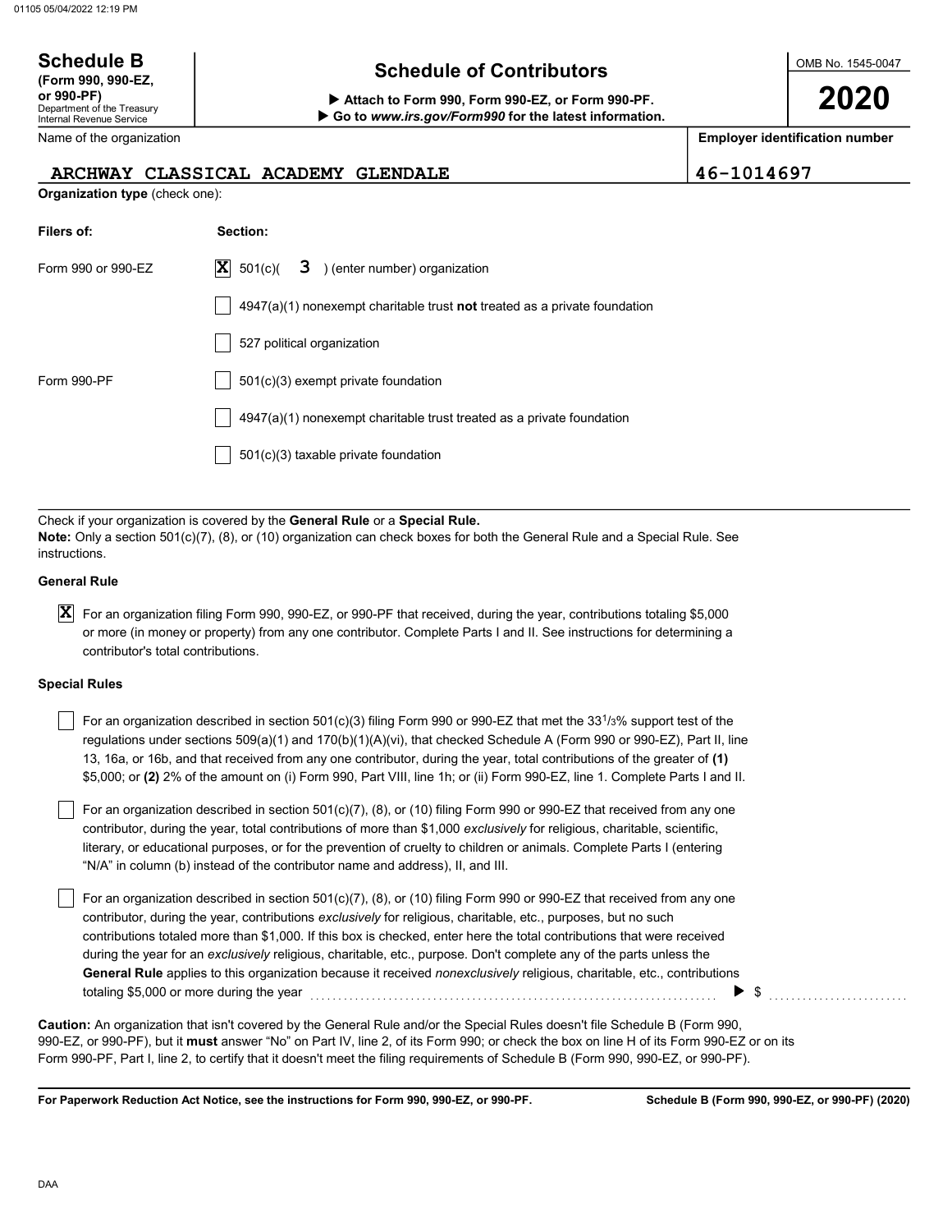**Schedule B**
**(Form 990, 990-EZ, or 990-PF)**
Department of the Treasury
Internal Revenue Service

# Schedule of Contributors

▶ **Attach to Form 990, Form 990-EZ, or Form 990-PF.**
▶ **Go to *www.irs.gov/Form990* for the latest information.**

OMB No. 1545-0047

**2020**

| Name of the organization | Employer identification number |
|---|---|
| ARCHWAY CLASSICAL ACADEMY GLENDALE | 46-1014697 |

**Organization type** (check one):

| Filers of: | Section: |
|---|---|
| Form 990 or 990-EZ | [X] 501(c)( 3 ) (enter number) organization |
| | [ ] 4947(a)(1) nonexempt charitable trust **not** treated as a private foundation |
| | [ ] 527 political organization |
| Form 990-PF | [ ] 501(c)(3) exempt private foundation |
| | [ ] 4947(a)(1) nonexempt charitable trust treated as a private foundation |
| | [ ] 501(c)(3) taxable private foundation |

Check if your organization is covered by the **General Rule** or a **Special Rule.**
**Note:** Only a section 501(c)(7), (8), or (10) organization can check boxes for both the General Rule and a Special Rule. See instructions.

**General Rule**

[X] For an organization filing Form 990, 990-EZ, or 990-PF that received, during the year, contributions totaling $5,000 or more (in money or property) from any one contributor. Complete Parts I and II. See instructions for determining a contributor's total contributions.

**Special Rules**

[ ] For an organization described in section 501(c)(3) filing Form 990 or 990-EZ that met the 33 1/3% support test of the regulations under sections 509(a)(1) and 170(b)(1)(A)(vi), that checked Schedule A (Form 990 or 990-EZ), Part II, line 13, 16a, or 16b, and that received from any one contributor, during the year, total contributions of the greater of **(1)** $5,000; or **(2)** 2% of the amount on (i) Form 990, Part VIII, line 1h; or (ii) Form 990-EZ, line 1. Complete Parts I and II.

[ ] For an organization described in section 501(c)(7), (8), or (10) filing Form 990 or 990-EZ that received from any one contributor, during the year, total contributions of more than $1,000 *exclusively* for religious, charitable, scientific, literary, or educational purposes, or for the prevention of cruelty to children or animals. Complete Parts I (entering "N/A" in column (b) instead of the contributor name and address), II, and III.

[ ] For an organization described in section 501(c)(7), (8), or (10) filing Form 990 or 990-EZ that received from any one contributor, during the year, contributions *exclusively* for religious, charitable, etc., purposes, but no such contributions totaled more than $1,000. If this box is checked, enter here the total contributions that were received during the year for an *exclusively* religious, charitable, etc., purpose. Don't complete any of the parts unless the **General Rule** applies to this organization because it received *nonexclusively* religious, charitable, etc., contributions totaling $5,000 or more during the year ▶ $

**Caution:** An organization that isn't covered by the General Rule and/or the Special Rules doesn't file Schedule B (Form 990, 990-EZ, or 990-PF), but it **must** answer "No" on Part IV, line 2, of its Form 990; or check the box on line H of its Form 990-EZ or on its Form 990-PF, Part I, line 2, to certify that it doesn't meet the filing requirements of Schedule B (Form 990, 990-EZ, or 990-PF).

**For Paperwork Reduction Act Notice, see the instructions for Form 990, 990-EZ, or 990-PF.** **Schedule B (Form 990, 990-EZ, or 990-PF) (2020)**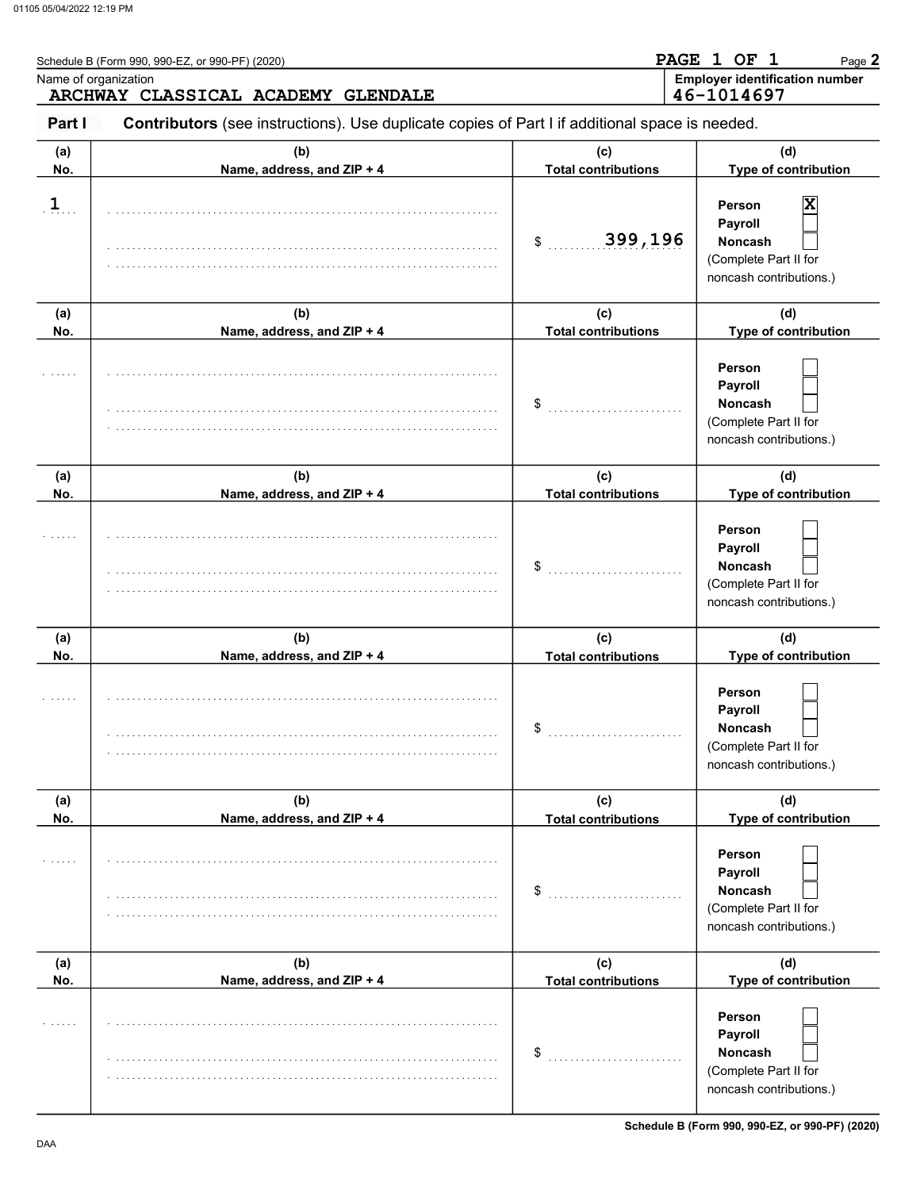Schedule B (Form 990, 990-EZ, or 990-PF) (2020)

PAGE 1 OF 1 Page **2**

| Name of organization | Employer identification number |
|---|---|
| ARCHWAY CLASSICAL ACADEMY GLENDALE | 46-1014697 |

**Part I** **Contributors** (see instructions). Use duplicate copies of Part I if additional space is needed.

| (a) No. | (b) Name, address, and ZIP + 4 | (c) Total contributions | (d) Type of contribution |
|---|---|---|---|
| 1 | | $ 399,196 | Person [X] Payroll [ ] Noncash [ ] (Complete Part II for noncash contributions.) |
| | | $ | Person [ ] Payroll [ ] Noncash [ ] (Complete Part II for noncash contributions.) |
| | | $ | Person [ ] Payroll [ ] Noncash [ ] (Complete Part II for noncash contributions.) |
| | | $ | Person [ ] Payroll [ ] Noncash [ ] (Complete Part II for noncash contributions.) |
| | | $ | Person [ ] Payroll [ ] Noncash [ ] (Complete Part II for noncash contributions.) |
| | | $ | Person [ ] Payroll [ ] Noncash [ ] (Complete Part II for noncash contributions.) |

Schedule B (Form 990, 990-EZ, or 990-PF) (2020)

DAA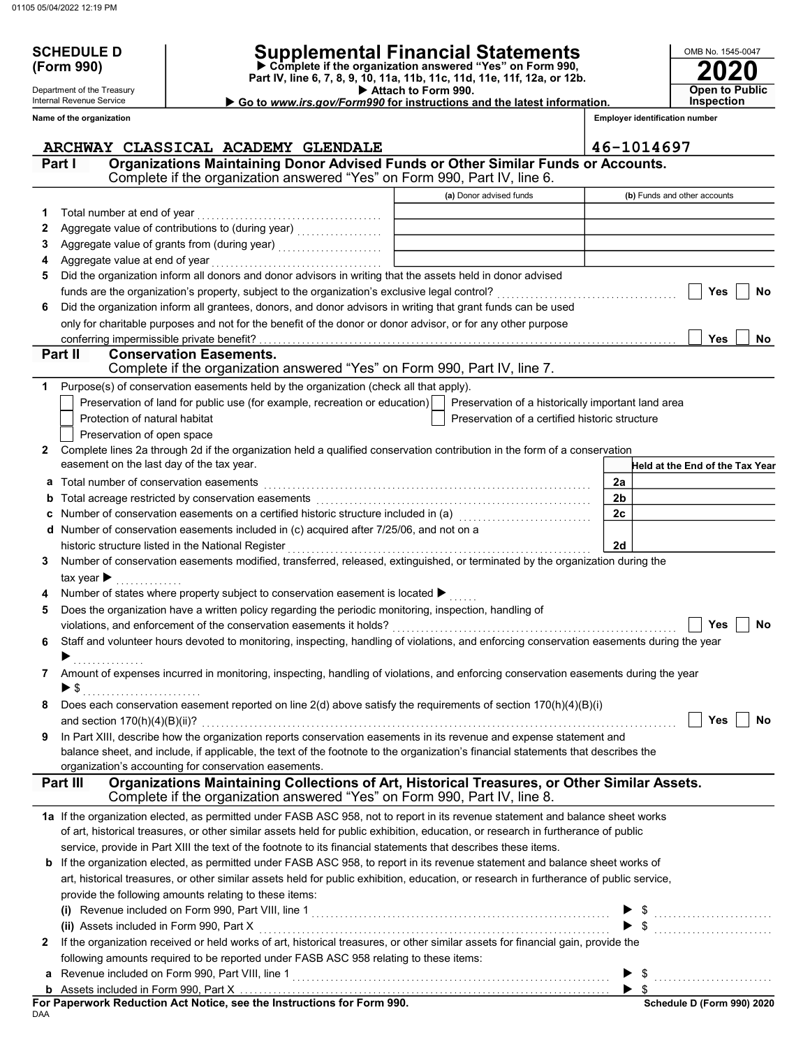**SCHEDULE D (Form 990)**

Department of the Treasury
Internal Revenue Service

# Supplemental Financial Statements

▶ Complete if the organization answered "Yes" on Form 990, Part IV, line 6, 7, 8, 9, 10, 11a, 11b, 11c, 11d, 11e, 11f, 12a, or 12b.
▶ Attach to Form 990.
▶ Go to *www.irs.gov/Form990* for instructions and the latest information.

OMB No. 1545-0047

**2020**

**Open to Public Inspection**

**Name of the organization**: ARCHWAY CLASSICAL ACADEMY GLENDALE

**Employer identification number**: 46-1014697

## Part I — Organizations Maintaining Donor Advised Funds or Other Similar Funds or Accounts.

Complete if the organization answered "Yes" on Form 990, Part IV, line 6.

| | | (a) Donor advised funds | (b) Funds and other accounts |
|---|---|---|---|
| 1 | Total number at end of year | | |
| 2 | Aggregate value of contributions to (during year) | | |
| 3 | Aggregate value of grants from (during year) | | |
| 4 | Aggregate value at end of year | | |

5 Did the organization inform all donors and donor advisors in writing that the assets held in donor advised funds are the organization's property, subject to the organization's exclusive legal control? ☐ Yes ☐ No

6 Did the organization inform all grantees, donors, and donor advisors in writing that grant funds can be used only for charitable purposes and not for the benefit of the donor or donor advisor, or for any other purpose conferring impermissible private benefit? ☐ Yes ☐ No

## Part II — Conservation Easements.

Complete if the organization answered "Yes" on Form 990, Part IV, line 7.

1 Purpose(s) of conservation easements held by the organization (check all that apply).

- ☐ Preservation of land for public use (for example, recreation or education)
- ☐ Preservation of a historically important land area
- ☐ Protection of natural habitat
- ☐ Preservation of a certified historic structure
- ☐ Preservation of open space

2 Complete lines 2a through 2d if the organization held a qualified conservation contribution in the form of a conservation easement on the last day of the tax year.

| | | | Held at the End of the Tax Year |
|---|---|---|---|
| a | Total number of conservation easements | 2a | |
| b | Total acreage restricted by conservation easements | 2b | |
| c | Number of conservation easements on a certified historic structure included in (a) | 2c | |
| d | Number of conservation easements included in (c) acquired after 7/25/06, and not on a historic structure listed in the National Register | 2d | |

3 Number of conservation easements modified, transferred, released, extinguished, or terminated by the organization during the tax year ▶

4 Number of states where property subject to conservation easement is located ▶

5 Does the organization have a written policy regarding the periodic monitoring, inspection, handling of violations, and enforcement of the conservation easements it holds? ☐ Yes ☐ No

6 Staff and volunteer hours devoted to monitoring, inspecting, handling of violations, and enforcing conservation easements during the year ▶

7 Amount of expenses incurred in monitoring, inspecting, handling of violations, and enforcing conservation easements during the year ▶ $

8 Does each conservation easement reported on line 2(d) above satisfy the requirements of section 170(h)(4)(B)(i) and section 170(h)(4)(B)(ii)? ☐ Yes ☐ No

9 In Part XIII, describe how the organization reports conservation easements in its revenue and expense statement and balance sheet, and include, if applicable, the text of the footnote to the organization's financial statements that describes the organization's accounting for conservation easements.

## Part III — Organizations Maintaining Collections of Art, Historical Treasures, or Other Similar Assets.

Complete if the organization answered "Yes" on Form 990, Part IV, line 8.

1a If the organization elected, as permitted under FASB ASC 958, not to report in its revenue statement and balance sheet works of art, historical treasures, or other similar assets held for public exhibition, education, or research in furtherance of public service, provide in Part XIII the text of the footnote to its financial statements that describes these items.

b If the organization elected, as permitted under FASB ASC 958, to report in its revenue statement and balance sheet works of art, historical treasures, or other similar assets held for public exhibition, education, or research in furtherance of public service, provide the following amounts relating to these items:

(i) Revenue included on Form 990, Part VIII, line 1 ▶ $

(ii) Assets included in Form 990, Part X ▶ $

2 If the organization received or held works of art, historical treasures, or other similar assets for financial gain, provide the following amounts required to be reported under FASB ASC 958 relating to these items:

a Revenue included on Form 990, Part VIII, line 1 ▶ $

b Assets included in Form 990, Part X ▶ $

**For Paperwork Reduction Act Notice, see the Instructions for Form 990.**

**Schedule D (Form 990) 2020**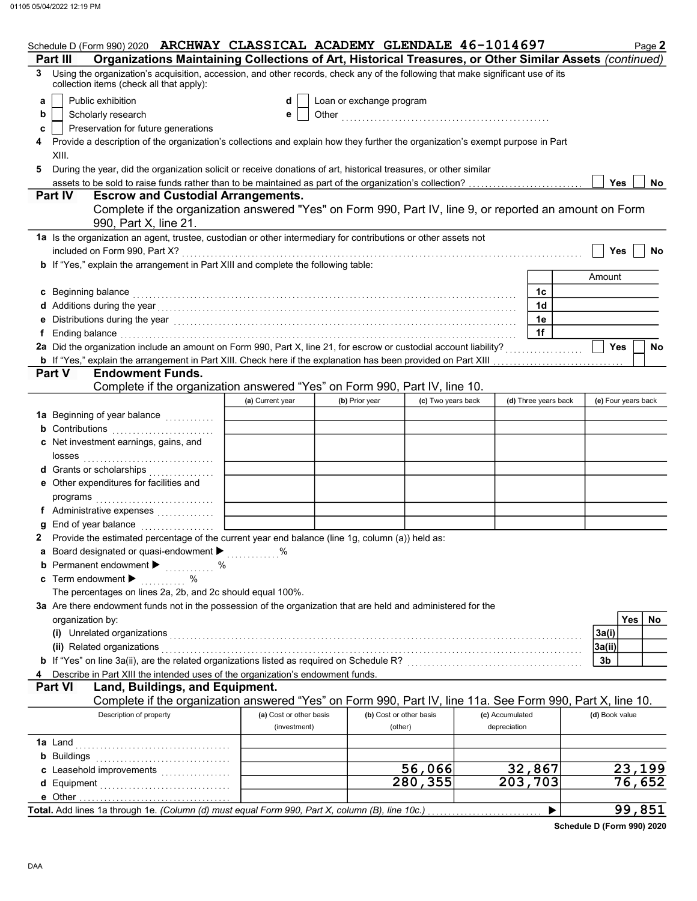Schedule D (Form 990) 2020 ARCHWAY CLASSICAL ACADEMY GLENDALE 46-1014697 Page 2

## Part III Organizations Maintaining Collections of Art, Historical Treasures, or Other Similar Assets *(continued)*

**3** Using the organization's acquisition, accession, and other records, check any of the following that make significant use of its collection items (check all that apply):

- **a** ☐ Public exhibition
- **b** ☐ Scholarly research
- **c** ☐ Preservation for future generations
- **d** ☐ Loan or exchange program
- **e** ☐ Other ..................................................

**4** Provide a description of the organization's collections and explain how they further the organization's exempt purpose in Part XIII.

**5** During the year, did the organization solicit or receive donations of art, historical treasures, or other similar assets to be sold to raise funds rather than to be maintained as part of the organization's collection? ☐ Yes ☐ No

## Part IV Escrow and Custodial Arrangements.

Complete if the organization answered "Yes" on Form 990, Part IV, line 9, or reported an amount on Form 990, Part X, line 21.

**1a** Is the organization an agent, trustee, custodian or other intermediary for contributions or other assets not included on Form 990, Part X? ☐ Yes ☐ No

**b** If "Yes," explain the arrangement in Part XIII and complete the following table:

| | | Amount |
|---|---|---|
| **c** Beginning balance | 1c | |
| **d** Additions during the year | 1d | |
| **e** Distributions during the year | 1e | |
| **f** Ending balance | 1f | |

**2a** Did the organization include an amount on Form 990, Part X, line 21, for escrow or custodial account liability? ☐ Yes ☐ No

**b** If "Yes," explain the arrangement in Part XIII. Check here if the explanation has been provided on Part XIII ☐

## Part V Endowment Funds.

Complete if the organization answered "Yes" on Form 990, Part IV, line 10.

| | (a) Current year | (b) Prior year | (c) Two years back | (d) Three years back | (e) Four years back |
|---|---|---|---|---|---|
| **1a** Beginning of year balance | | | | | |
| **b** Contributions | | | | | |
| **c** Net investment earnings, gains, and losses | | | | | |
| **d** Grants or scholarships | | | | | |
| **e** Other expenditures for facilities and programs | | | | | |
| **f** Administrative expenses | | | | | |
| **g** End of year balance | | | | | |

**2** Provide the estimated percentage of the current year end balance (line 1g, column (a)) held as:

- **a** Board designated or quasi-endowment ▶ ............ %
- **b** Permanent endowment ▶ ............ %
- **c** Term endowment ▶ ............ %

The percentages on lines 2a, 2b, and 2c should equal 100%.

**3a** Are there endowment funds not in the possession of the organization that are held and administered for the organization by:

| | | Yes | No |
|---|---|---|---|
| **(i)** Unrelated organizations | 3a(i) | | |
| **(ii)** Related organizations | 3a(ii) | | |
| **b** If "Yes" on line 3a(ii), are the related organizations listed as required on Schedule R? | 3b | | |

**4** Describe in Part XIII the intended uses of the organization's endowment funds.

## Part VI Land, Buildings, and Equipment.

Complete if the organization answered "Yes" on Form 990, Part IV, line 11a. See Form 990, Part X, line 10.

| Description of property | (a) Cost or other basis (investment) | (b) Cost or other basis (other) | (c) Accumulated depreciation | (d) Book value |
|---|---|---|---|---|
| **1a** Land | | | | |
| **b** Buildings | | | | |
| **c** Leasehold improvements | | 56,066 | 32,867 | 23,199 |
| **d** Equipment | | 280,355 | 203,703 | 76,652 |
| **e** Other | | | | |
| **Total.** Add lines 1a through 1e. *(Column (d) must equal Form 990, Part X, column (B), line 10c.)* | | | ▶ | 99,851 |

Schedule D (Form 990) 2020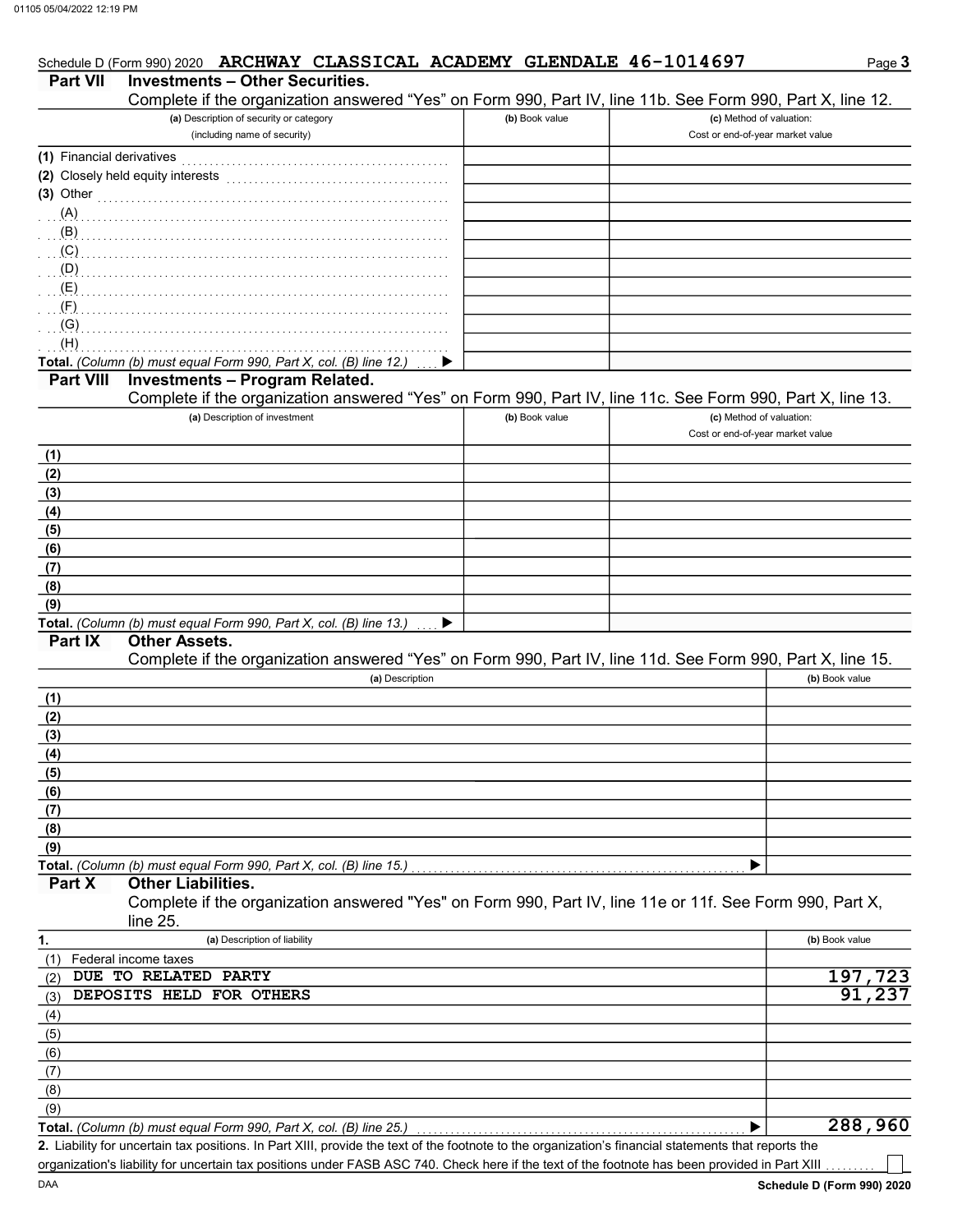Schedule D (Form 990) 2020 ARCHWAY CLASSICAL ACADEMY GLENDALE 46-1014697 Page **3**

## Part VII Investments – Other Securities.

Complete if the organization answered "Yes" on Form 990, Part IV, line 11b. See Form 990, Part X, line 12.

| (a) Description of security or category (including name of security) | (b) Book value | (c) Method of valuation: Cost or end-of-year market value |
|---|---|---|
| (1) Financial derivatives | | |
| (2) Closely held equity interests | | |
| (3) Other | | |
| (A) | | |
| (B) | | |
| (C) | | |
| (D) | | |
| (E) | | |
| (F) | | |
| (G) | | |
| (H) | | |
| **Total.** *(Column (b) must equal Form 990, Part X, col. (B) line 12.)* ▶ | | |

## Part VIII Investments – Program Related.

Complete if the organization answered "Yes" on Form 990, Part IV, line 11c. See Form 990, Part X, line 13.

| (a) Description of investment | (b) Book value | (c) Method of valuation: Cost or end-of-year market value |
|---|---|---|
| (1) | | |
| (2) | | |
| (3) | | |
| (4) | | |
| (5) | | |
| (6) | | |
| (7) | | |
| (8) | | |
| (9) | | |
| **Total.** *(Column (b) must equal Form 990, Part X, col. (B) line 13.)* ▶ | | |

## Part IX Other Assets.

Complete if the organization answered "Yes" on Form 990, Part IV, line 11d. See Form 990, Part X, line 15.

| (a) Description | (b) Book value |
|---|---|
| (1) | |
| (2) | |
| (3) | |
| (4) | |
| (5) | |
| (6) | |
| (7) | |
| (8) | |
| (9) | |
| **Total.** *(Column (b) must equal Form 990, Part X, col. (B) line 15.)* ▶ | |

## Part X Other Liabilities.

Complete if the organization answered "Yes" on Form 990, Part IV, line 11e or 11f. See Form 990, Part X, line 25.

| 1. (a) Description of liability | (b) Book value |
|---|---|
| (1) Federal income taxes | |
| (2) DUE TO RELATED PARTY | 197,723 |
| (3) DEPOSITS HELD FOR OTHERS | 91,237 |
| (4) | |
| (5) | |
| (6) | |
| (7) | |
| (8) | |
| (9) | |
| **Total.** *(Column (b) must equal Form 990, Part X, col. (B) line 25.)* ▶ | 288,960 |

**2.** Liability for uncertain tax positions. In Part XIII, provide the text of the footnote to the organization's financial statements that reports the organization's liability for uncertain tax positions under FASB ASC 740. Check here if the text of the footnote has been provided in Part XIII ☐

Schedule D (Form 990) 2020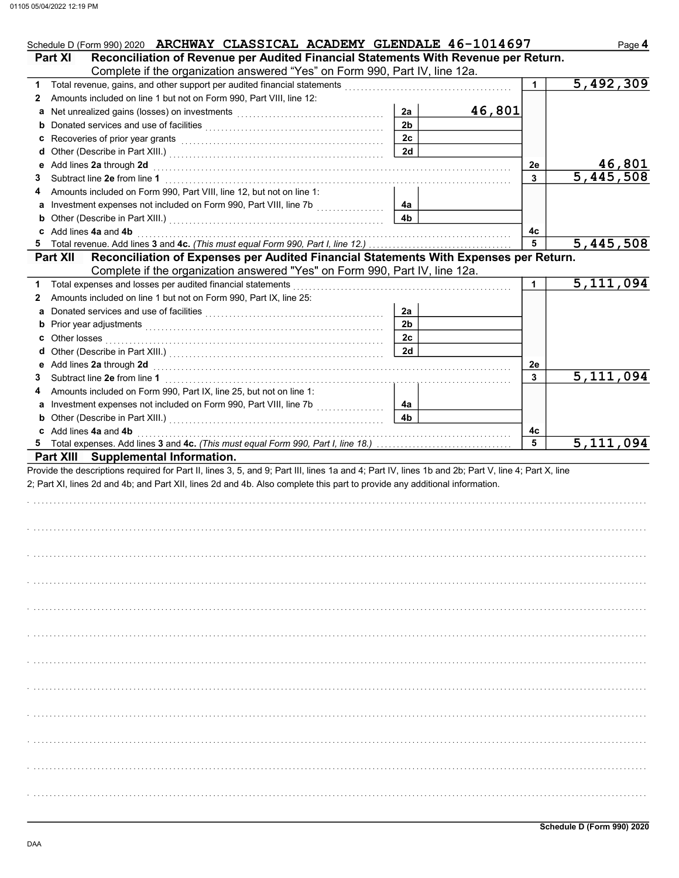Schedule D (Form 990) 2020 ARCHWAY CLASSICAL ACADEMY GLENDALE 46-1014697 Page **4**

## Part XI Reconciliation of Revenue per Audited Financial Statements With Revenue per Return.

Complete if the organization answered "Yes" on Form 990, Part IV, line 12a.

| | | | | | |
|---|---|---|---|---|---|
| **1** | Total revenue, gains, and other support per audited financial statements | | | 1 | 5,492,309 |
| **2** | Amounts included on line 1 but not on Form 990, Part VIII, line 12: | | | | |
| **a** | Net unrealized gains (losses) on investments | 2a | 46,801 | | |
| **b** | Donated services and use of facilities | 2b | | | |
| **c** | Recoveries of prior year grants | 2c | | | |
| **d** | Other (Describe in Part XIII.) | 2d | | | |
| **e** | Add lines **2a** through **2d** | | | 2e | 46,801 |
| **3** | Subtract line **2e** from line **1** | | | 3 | 5,445,508 |
| **4** | Amounts included on Form 990, Part VIII, line 12, but not on line 1: | | | | |
| **a** | Investment expenses not included on Form 990, Part VIII, line 7b | 4a | | | |
| **b** | Other (Describe in Part XIII.) | 4b | | | |
| **c** | Add lines **4a** and **4b** | | | 4c | |
| **5** | Total revenue. Add lines **3** and **4c.** *(This must equal Form 990, Part I, line 12.)* | | | 5 | 5,445,508 |

## Part XII Reconciliation of Expenses per Audited Financial Statements With Expenses per Return.

Complete if the organization answered "Yes" on Form 990, Part IV, line 12a.

| | | | | | |
|---|---|---|---|---|---|
| **1** | Total expenses and losses per audited financial statements | | | 1 | 5,111,094 |
| **2** | Amounts included on line 1 but not on Form 990, Part IX, line 25: | | | | |
| **a** | Donated services and use of facilities | 2a | | | |
| **b** | Prior year adjustments | 2b | | | |
| **c** | Other losses | 2c | | | |
| **d** | Other (Describe in Part XIII.) | 2d | | | |
| **e** | Add lines **2a** through **2d** | | | 2e | |
| **3** | Subtract line **2e** from line **1** | | | 3 | 5,111,094 |
| **4** | Amounts included on Form 990, Part IX, line 25, but not on line 1: | | | | |
| **a** | Investment expenses not included on Form 990, Part VIII, line 7b | 4a | | | |
| **b** | Other (Describe in Part XIII.) | 4b | | | |
| **c** | Add lines **4a** and **4b** | | | 4c | |
| **5** | Total expenses. Add lines **3** and **4c.** *(This must equal Form 990, Part I, line 18.)* | | | 5 | 5,111,094 |

## Part XIII Supplemental Information.

Provide the descriptions required for Part II, lines 3, 5, and 9; Part III, lines 1a and 4; Part IV, lines 1b and 2b; Part V, line 4; Part X, line 2; Part XI, lines 2d and 4b; and Part XII, lines 2d and 4b. Also complete this part to provide any additional information.

Schedule D (Form 990) 2020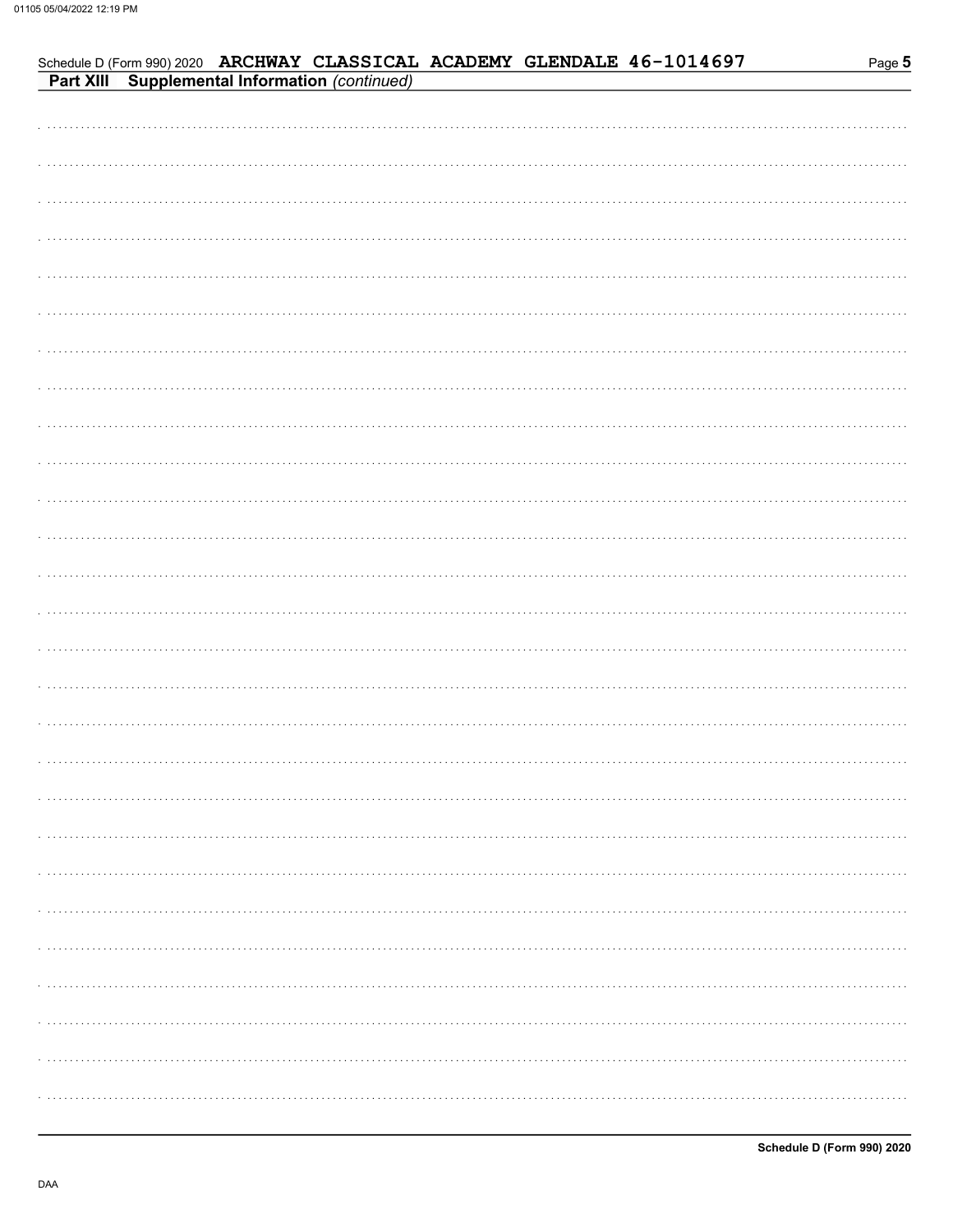Schedule D (Form 990) 2020 **ARCHWAY CLASSICAL ACADEMY GLENDALE 46-1014697**

**Part XIII Supplemental Information** *(continued)*

**Schedule D (Form 990) 2020**

DAA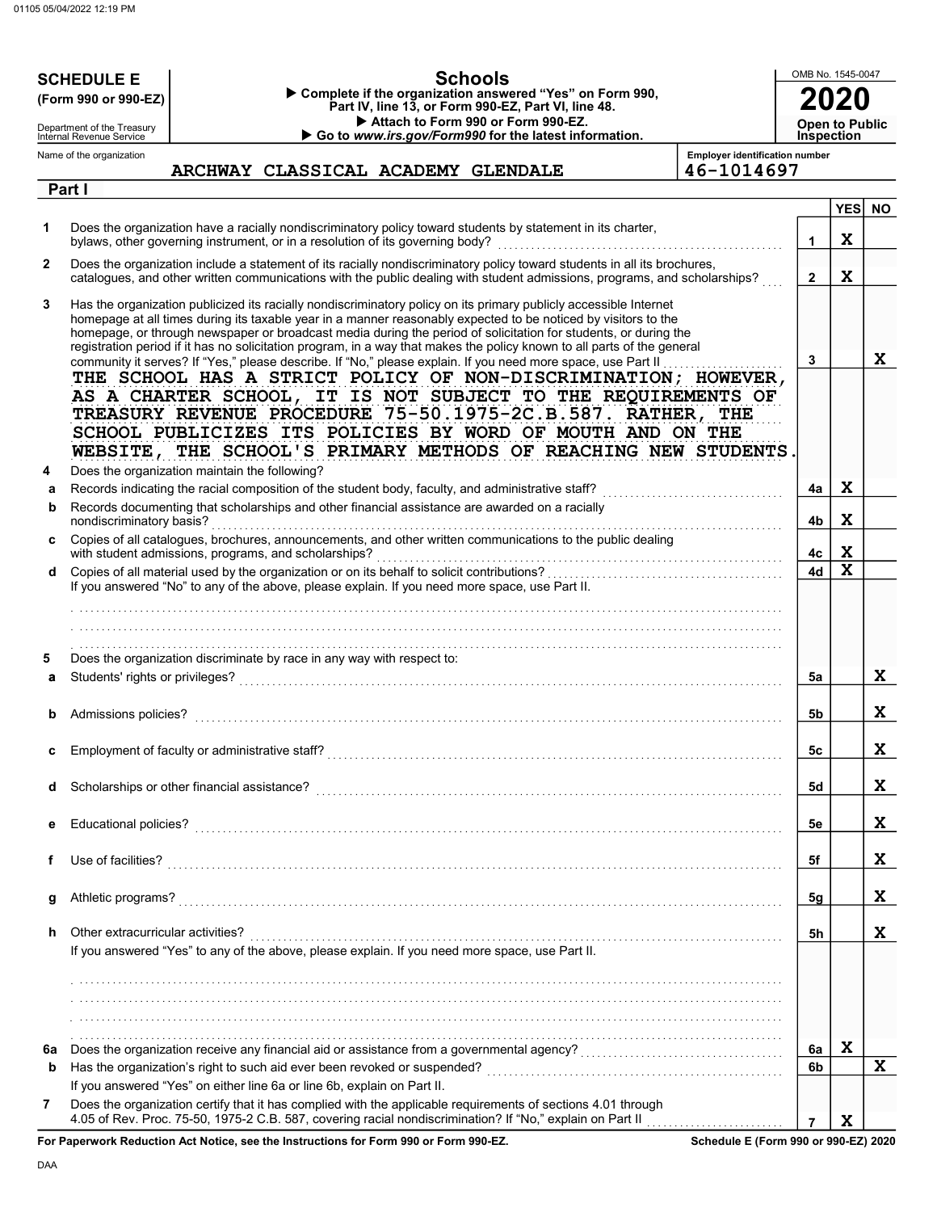**SCHEDULE E**
**(Form 990 or 990-EZ)**

Department of the Treasury
Internal Revenue Service

# Schools

▶ Complete if the organization answered "Yes" on Form 990, Part IV, line 13, or Form 990-EZ, Part VI, line 48.
▶ Attach to Form 990 or Form 990-EZ.
▶ Go to *www.irs.gov/Form990* for the latest information.

OMB No. 1545-0047

**2020**

**Open to Public Inspection**

Name of the organization: ARCHWAY CLASSICAL ACADEMY GLENDALE

Employer identification number: 46-1014697

## Part I

| | | | YES | NO |
|---|---|---|---|---|
| 1 | Does the organization have a racially nondiscriminatory policy toward students by statement in its charter, bylaws, other governing instrument, or in a resolution of its governing body? | 1 | X | |
| 2 | Does the organization include a statement of its racially nondiscriminatory policy toward students in all its brochures, catalogues, and other written communications with the public dealing with student admissions, programs, and scholarships? | 2 | X | |
| 3 | Has the organization publicized its racially nondiscriminatory policy on its primary publicly accessible Internet homepage at all times during its taxable year in a manner reasonably expected to be noticed by visitors to the homepage, or through newspaper or broadcast media during the period of solicitation for students, or during the registration period if it has no solicitation program, in a way that makes the policy known to all parts of the general community it serves? If "Yes," please describe. If "No," please explain. If you need more space, use Part II | 3 | | X |

THE SCHOOL HAS A STRICT POLICY OF NON-DISCRIMINATION; HOWEVER, AS A CHARTER SCHOOL, IT IS NOT SUBJECT TO THE REQUIREMENTS OF TREASURY REVENUE PROCEDURE 75-50.1975-2C.B.587. RATHER, THE SCHOOL PUBLICIZES ITS POLICIES BY WORD OF MOUTH AND ON THE WEBSITE, THE SCHOOL'S PRIMARY METHODS OF REACHING NEW STUDENTS.

| | | | YES | NO |
|---|---|---|---|---|
| 4 | Does the organization maintain the following? | | | |
| a | Records indicating the racial composition of the student body, faculty, and administrative staff? | 4a | X | |
| b | Records documenting that scholarships and other financial assistance are awarded on a racially nondiscriminatory basis? | 4b | X | |
| c | Copies of all catalogues, brochures, announcements, and other written communications to the public dealing with student admissions, programs, and scholarships? | 4c | X | |
| d | Copies of all material used by the organization or on its behalf to solicit contributions? | 4d | X | |
| | If you answered "No" to any of the above, please explain. If you need more space, use Part II. | | | |
| 5 | Does the organization discriminate by race in any way with respect to: | | | |
| a | Students' rights or privileges? | 5a | | X |
| b | Admissions policies? | 5b | | X |
| c | Employment of faculty or administrative staff? | 5c | | X |
| d | Scholarships or other financial assistance? | 5d | | X |
| e | Educational policies? | 5e | | X |
| f | Use of facilities? | 5f | | X |
| g | Athletic programs? | 5g | | X |
| h | Other extracurricular activities? | 5h | | X |
| | If you answered "Yes" to any of the above, please explain. If you need more space, use Part II. | | | |
| 6a | Does the organization receive any financial aid or assistance from a governmental agency? | 6a | X | |
| b | Has the organization's right to such aid ever been revoked or suspended? | 6b | | X |
| | If you answered "Yes" on either line 6a or line 6b, explain on Part II. | | | |
| 7 | Does the organization certify that it has complied with the applicable requirements of sections 4.01 through 4.05 of Rev. Proc. 75-50, 1975-2 C.B. 587, covering racial nondiscrimination? If "No," explain on Part II | 7 | X | |

**For Paperwork Reduction Act Notice, see the Instructions for Form 990 or Form 990-EZ.**

**Schedule E (Form 990 or 990-EZ) 2020**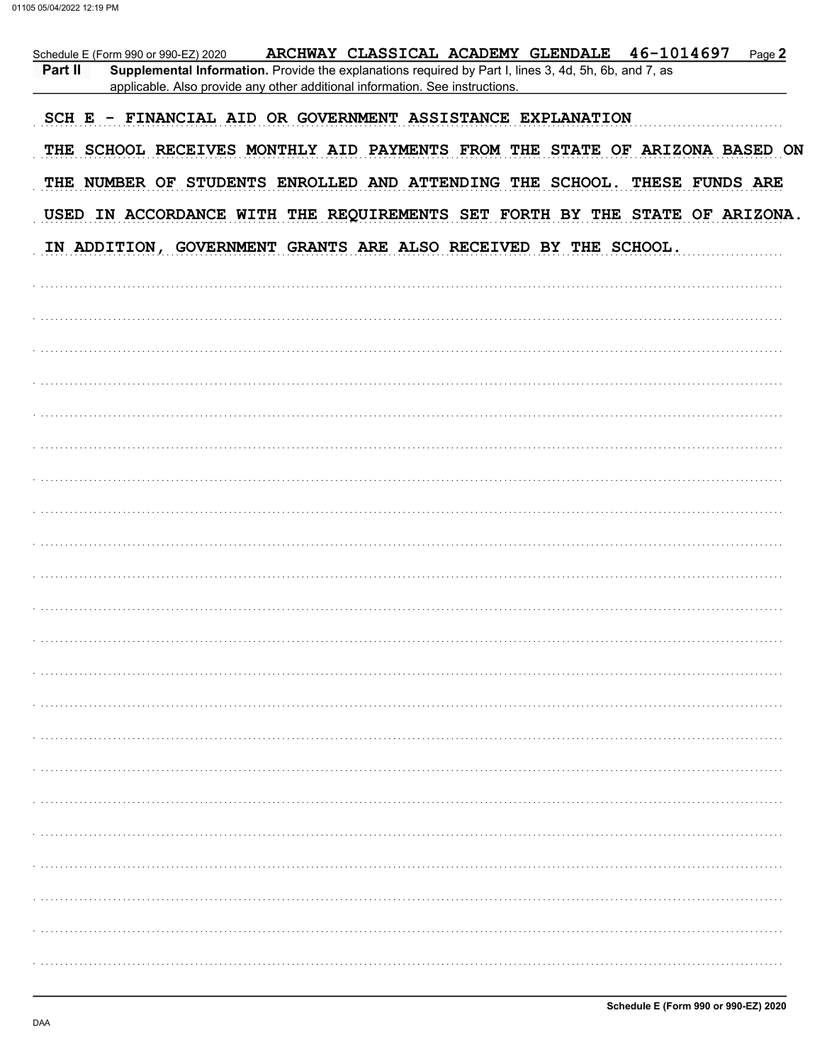Schedule E (Form 990 or 990-EZ) 2020 **ARCHWAY CLASSICAL ACADEMY GLENDALE 46-1014697** Page **2**

**Part II** **Supplemental Information.** Provide the explanations required by Part I, lines 3, 4d, 5h, 6b, and 7, as applicable. Also provide any other additional information. See instructions.

SCH E - FINANCIAL AID OR GOVERNMENT ASSISTANCE EXPLANATION

THE SCHOOL RECEIVES MONTHLY AID PAYMENTS FROM THE STATE OF ARIZONA BASED ON THE NUMBER OF STUDENTS ENROLLED AND ATTENDING THE SCHOOL. THESE FUNDS ARE USED IN ACCORDANCE WITH THE REQUIREMENTS SET FORTH BY THE STATE OF ARIZONA. IN ADDITION, GOVERNMENT GRANTS ARE ALSO RECEIVED BY THE SCHOOL.

**Schedule E (Form 990 or 990-EZ) 2020**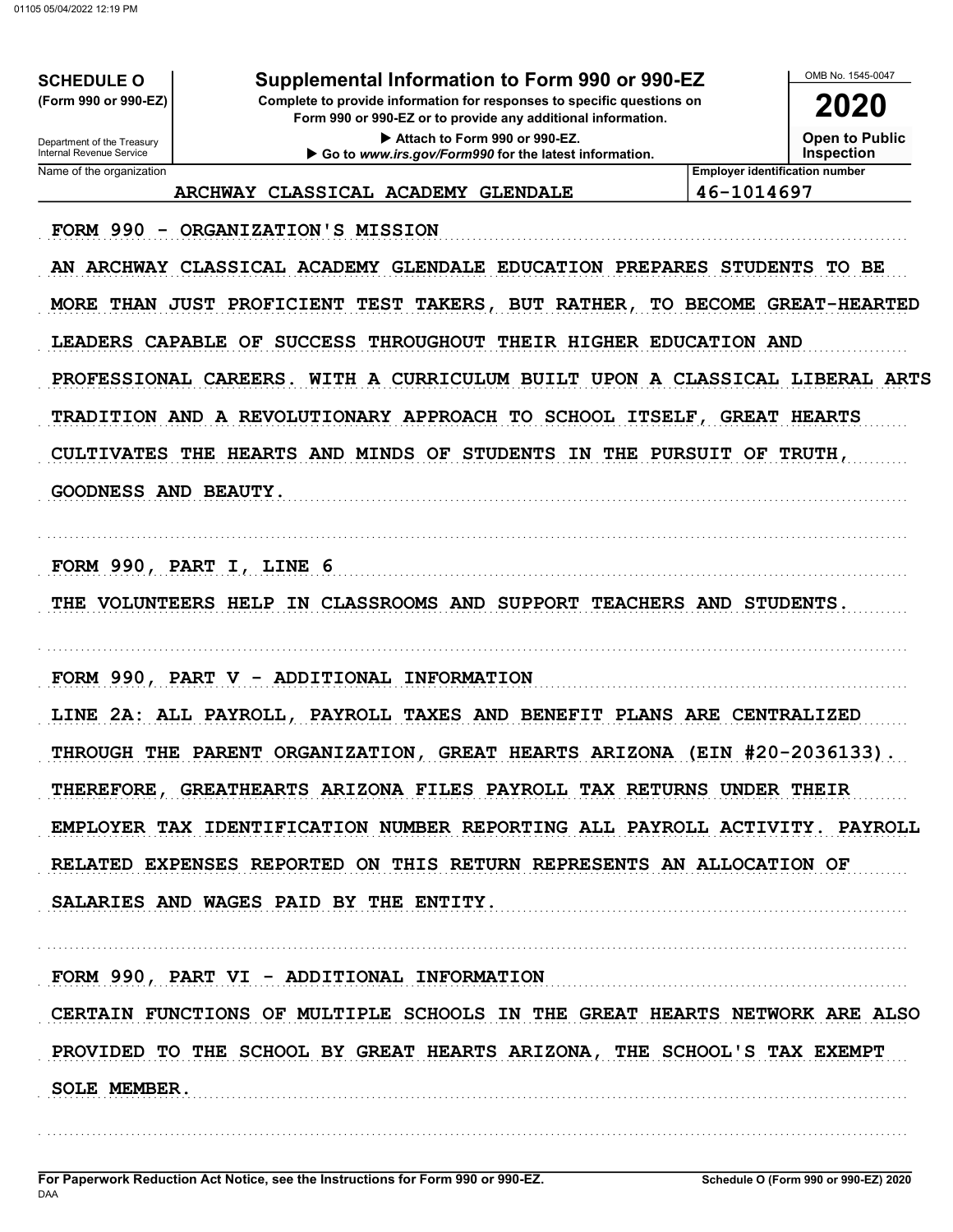**SCHEDULE O**
**(Form 990 or 990-EZ)**

Department of the Treasury
Internal Revenue Service

# Supplemental Information to Form 990 or 990-EZ

**Complete to provide information for responses to specific questions on Form 990 or 990-EZ or to provide any additional information.**

▶ Attach to Form 990 or 990-EZ.
▶ Go to *www.irs.gov/Form990* for the latest information.

OMB No. 1545-0047

**2020**

**Open to Public Inspection**

| Name of the organization | Employer identification number |
| --- | --- |
| ARCHWAY CLASSICAL ACADEMY GLENDALE | 46-1014697 |

FORM 990 - ORGANIZATION'S MISSION

AN ARCHWAY CLASSICAL ACADEMY GLENDALE EDUCATION PREPARES STUDENTS TO BE MORE THAN JUST PROFICIENT TEST TAKERS, BUT RATHER, TO BECOME GREAT-HEARTED LEADERS CAPABLE OF SUCCESS THROUGHOUT THEIR HIGHER EDUCATION AND PROFESSIONAL CAREERS. WITH A CURRICULUM BUILT UPON A CLASSICAL LIBERAL ARTS TRADITION AND A REVOLUTIONARY APPROACH TO SCHOOL ITSELF, GREAT HEARTS CULTIVATES THE HEARTS AND MINDS OF STUDENTS IN THE PURSUIT OF TRUTH, GOODNESS AND BEAUTY.

FORM 990, PART I, LINE 6

THE VOLUNTEERS HELP IN CLASSROOMS AND SUPPORT TEACHERS AND STUDENTS.

FORM 990, PART V - ADDITIONAL INFORMATION

LINE 2A: ALL PAYROLL, PAYROLL TAXES AND BENEFIT PLANS ARE CENTRALIZED THROUGH THE PARENT ORGANIZATION, GREAT HEARTS ARIZONA (EIN #20-2036133). THEREFORE, GREATHEARTS ARIZONA FILES PAYROLL TAX RETURNS UNDER THEIR EMPLOYER TAX IDENTIFICATION NUMBER REPORTING ALL PAYROLL ACTIVITY. PAYROLL RELATED EXPENSES REPORTED ON THIS RETURN REPRESENTS AN ALLOCATION OF SALARIES AND WAGES PAID BY THE ENTITY.

FORM 990, PART VI - ADDITIONAL INFORMATION

CERTAIN FUNCTIONS OF MULTIPLE SCHOOLS IN THE GREAT HEARTS NETWORK ARE ALSO PROVIDED TO THE SCHOOL BY GREAT HEARTS ARIZONA, THE SCHOOL'S TAX EXEMPT SOLE MEMBER.

**For Paperwork Reduction Act Notice, see the Instructions for Form 990 or 990-EZ.**
DAA
**Schedule O (Form 990 or 990-EZ) 2020**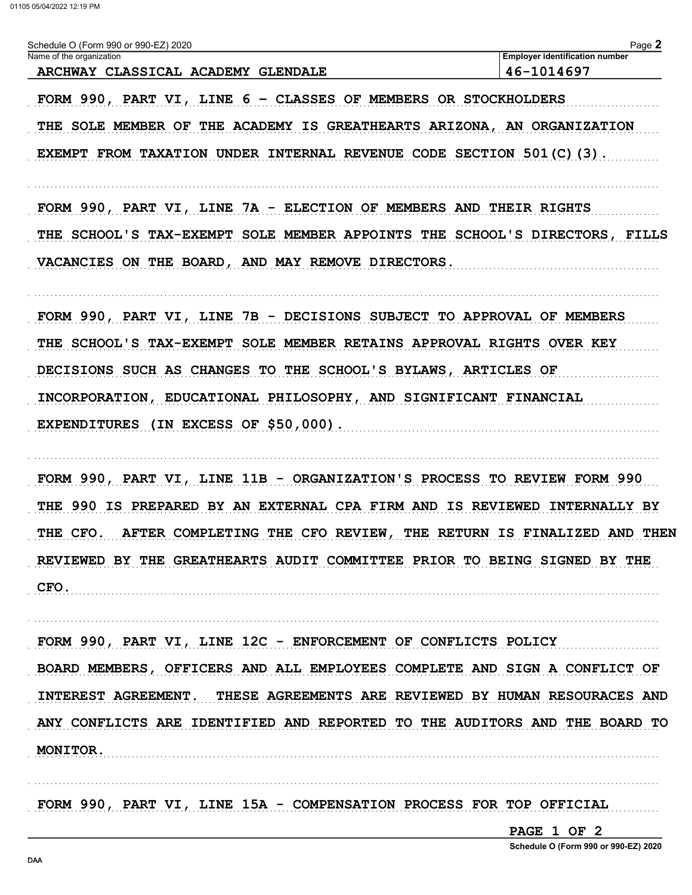Schedule O (Form 990 or 990-EZ) 2020

| Name of the organization | Employer identification number |
| --- | --- |
| ARCHWAY CLASSICAL ACADEMY GLENDALE | 46-1014697 |

FORM 990, PART VI, LINE 6 - CLASSES OF MEMBERS OR STOCKHOLDERS

THE SOLE MEMBER OF THE ACADEMY IS GREATHEARTS ARIZONA, AN ORGANIZATION EXEMPT FROM TAXATION UNDER INTERNAL REVENUE CODE SECTION 501(C)(3).

FORM 990, PART VI, LINE 7A - ELECTION OF MEMBERS AND THEIR RIGHTS

THE SCHOOL'S TAX-EXEMPT SOLE MEMBER APPOINTS THE SCHOOL'S DIRECTORS, FILLS VACANCIES ON THE BOARD, AND MAY REMOVE DIRECTORS.

FORM 990, PART VI, LINE 7B - DECISIONS SUBJECT TO APPROVAL OF MEMBERS

THE SCHOOL'S TAX-EXEMPT SOLE MEMBER RETAINS APPROVAL RIGHTS OVER KEY DECISIONS SUCH AS CHANGES TO THE SCHOOL'S BYLAWS, ARTICLES OF INCORPORATION, EDUCATIONAL PHILOSOPHY, AND SIGNIFICANT FINANCIAL EXPENDITURES (IN EXCESS OF $50,000).

FORM 990, PART VI, LINE 11B - ORGANIZATION'S PROCESS TO REVIEW FORM 990

THE 990 IS PREPARED BY AN EXTERNAL CPA FIRM AND IS REVIEWED INTERNALLY BY THE CFO. AFTER COMPLETING THE CFO REVIEW, THE RETURN IS FINALIZED AND THEN REVIEWED BY THE GREATHEARTS AUDIT COMMITTEE PRIOR TO BEING SIGNED BY THE CFO.

FORM 990, PART VI, LINE 12C - ENFORCEMENT OF CONFLICTS POLICY

BOARD MEMBERS, OFFICERS AND ALL EMPLOYEES COMPLETE AND SIGN A CONFLICT OF INTEREST AGREEMENT. THESE AGREEMENTS ARE REVIEWED BY HUMAN RESOURACES AND ANY CONFLICTS ARE IDENTIFIED AND REPORTED TO THE AUDITORS AND THE BOARD TO MONITOR.

FORM 990, PART VI, LINE 15A - COMPENSATION PROCESS FOR TOP OFFICIAL

PAGE 1 OF 2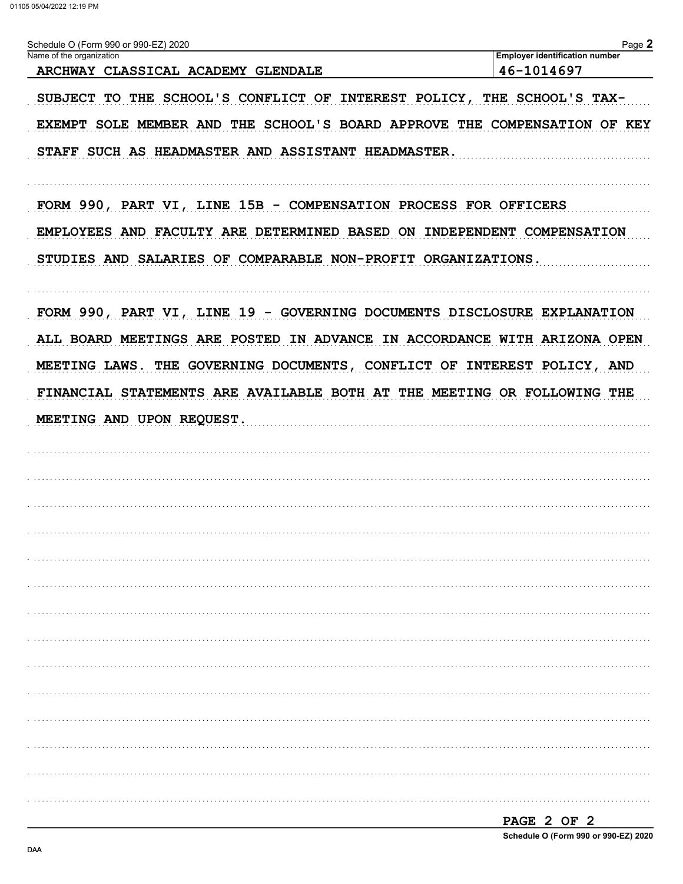Schedule O (Form 990 or 990-EZ) 2020

| Name of the organization | Employer identification number |
| --- | --- |
| ARCHWAY CLASSICAL ACADEMY GLENDALE | 46-1014697 |

SUBJECT TO THE SCHOOL'S CONFLICT OF INTEREST POLICY, THE SCHOOL'S TAX-EXEMPT SOLE MEMBER AND THE SCHOOL'S BOARD APPROVE THE COMPENSATION OF KEY STAFF SUCH AS HEADMASTER AND ASSISTANT HEADMASTER.

FORM 990, PART VI, LINE 15B - COMPENSATION PROCESS FOR OFFICERS EMPLOYEES AND FACULTY ARE DETERMINED BASED ON INDEPENDENT COMPENSATION STUDIES AND SALARIES OF COMPARABLE NON-PROFIT ORGANIZATIONS.

FORM 990, PART VI, LINE 19 - GOVERNING DOCUMENTS DISCLOSURE EXPLANATION ALL BOARD MEETINGS ARE POSTED IN ADVANCE IN ACCORDANCE WITH ARIZONA OPEN MEETING LAWS. THE GOVERNING DOCUMENTS, CONFLICT OF INTEREST POLICY, AND FINANCIAL STATEMENTS ARE AVAILABLE BOTH AT THE MEETING OR FOLLOWING THE MEETING AND UPON REQUEST.

Schedule O (Form 990 or 990-EZ) 2020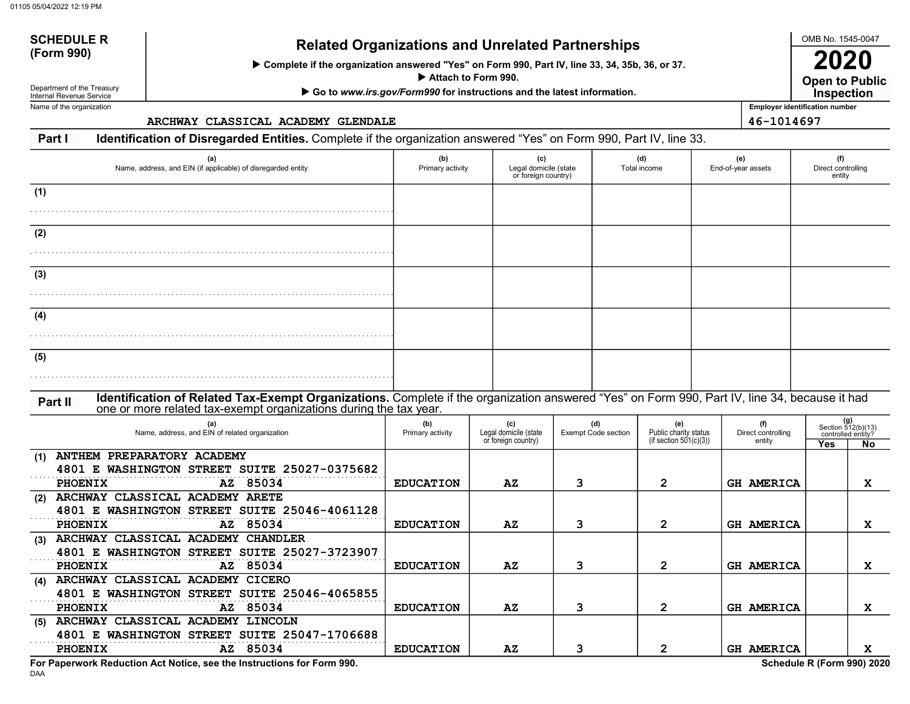**SCHEDULE R (Form 990)**

Department of the Treasury
Internal Revenue Service

# Related Organizations and Unrelated Partnerships

▶ Complete if the organization answered "Yes" on Form 990, Part IV, line 33, 34, 35b, 36, or 37.
▶ Attach to Form 990.
▶ Go to *www.irs.gov/Form990* for instructions and the latest information.

OMB No. 1545-0047

**2020**

**Open to Public Inspection**

Name of the organization: ARCHWAY CLASSICAL ACADEMY GLENDALE

Employer identification number: 46-1014697

## Part I — Identification of Disregarded Entities. Complete if the organization answered "Yes" on Form 990, Part IV, line 33.

| | (a) Name, address, and EIN (if applicable) of disregarded entity | (b) Primary activity | (c) Legal domicile (state or foreign country) | (d) Total income | (e) End-of-year assets | (f) Direct controlling entity |
|---|---|---|---|---|---|---|
| (1) | | | | | | |
| (2) | | | | | | |
| (3) | | | | | | |
| (4) | | | | | | |
| (5) | | | | | | |

## Part II — Identification of Related Tax-Exempt Organizations. Complete if the organization answered "Yes" on Form 990, Part IV, line 34, because it had one or more related tax-exempt organizations during the tax year.

| | (a) Name, address, and EIN of related organization | (b) Primary activity | (c) Legal domicile (state or foreign country) | (d) Exempt Code section | (e) Public charity status (if section 501(c)(3)) | (f) Direct controlling entity | (g) Section 512(b)(13) controlled entity? Yes | No |
|---|---|---|---|---|---|---|---|---|
| (1) | ANTHEM PREPARATORY ACADEMY 4801 E WASHINGTON STREET SUITE 25027-0375682 PHOENIX AZ 85034 | EDUCATION | AZ | 3 | 2 | GH AMERICA | | X |
| (2) | ARCHWAY CLASSICAL ACADEMY ARETE 4801 E WASHINGTON STREET SUITE 25046-4061128 PHOENIX AZ 85034 | EDUCATION | AZ | 3 | 2 | GH AMERICA | | X |
| (3) | ARCHWAY CLASSICAL ACADEMY CHANDLER 4801 E WASHINGTON STREET SUITE 25027-3723907 PHOENIX AZ 85034 | EDUCATION | AZ | 3 | 2 | GH AMERICA | | X |
| (4) | ARCHWAY CLASSICAL ACADEMY CICERO 4801 E WASHINGTON STREET SUITE 25046-4065855 PHOENIX AZ 85034 | EDUCATION | AZ | 3 | 2 | GH AMERICA | | X |
| (5) | ARCHWAY CLASSICAL ACADEMY LINCOLN 4801 E WASHINGTON STREET SUITE 25047-1706688 PHOENIX AZ 85034 | EDUCATION | AZ | 3 | 2 | GH AMERICA | | X |

**For Paperwork Reduction Act Notice, see the Instructions for Form 990.**

**Schedule R (Form 990) 2020**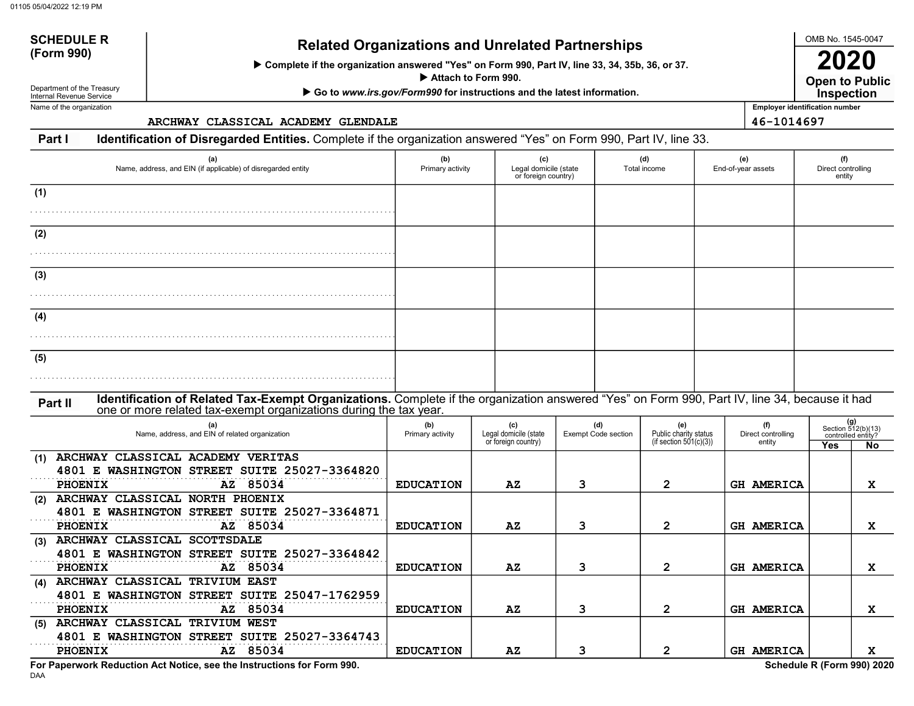**SCHEDULE R (Form 990)**

Department of the Treasury
Internal Revenue Service

# Related Organizations and Unrelated Partnerships

▶ Complete if the organization answered "Yes" on Form 990, Part IV, line 33, 34, 35b, 36, or 37.
▶ Attach to Form 990.
▶ Go to *www.irs.gov/Form990* for instructions and the latest information.

OMB No. 1545-0047

**2020**

**Open to Public Inspection**

Name of the organization: ARCHWAY CLASSICAL ACADEMY GLENDALE

Employer identification number: 46-1014697

## Part I Identification of Disregarded Entities. 
Complete if the organization answered "Yes" on Form 990, Part IV, line 33.

| | (a) Name, address, and EIN (if applicable) of disregarded entity | (b) Primary activity | (c) Legal domicile (state or foreign country) | (d) Total income | (e) End-of-year assets | (f) Direct controlling entity |
|---|---|---|---|---|---|---|
| (1) | | | | | | |
| (2) | | | | | | |
| (3) | | | | | | |
| (4) | | | | | | |
| (5) | | | | | | |

## Part II Identification of Related Tax-Exempt Organizations. 
Complete if the organization answered "Yes" on Form 990, Part IV, line 34, because it had one or more related tax-exempt organizations during the tax year.

| | (a) Name, address, and EIN of related organization | (b) Primary activity | (c) Legal domicile (state or foreign country) | (d) Exempt Code section | (e) Public charity status (if section 501(c)(3)) | (f) Direct controlling entity | (g) Section 512(b)(13) controlled entity? Yes | No |
|---|---|---|---|---|---|---|---|---|
| (1) | ARCHWAY CLASSICAL ACADEMY VERITAS 4801 E WASHINGTON STREET SUITE 25027-3364820 PHOENIX AZ 85034 | EDUCATION | AZ | 3 | 2 | GH AMERICA | | X |
| (2) | ARCHWAY CLASSICAL NORTH PHOENIX 4801 E WASHINGTON STREET SUITE 25027-3364871 PHOENIX AZ 85034 | EDUCATION | AZ | 3 | 2 | GH AMERICA | | X |
| (3) | ARCHWAY CLASSICAL SCOTTSDALE 4801 E WASHINGTON STREET SUITE 25027-3364842 PHOENIX AZ 85034 | EDUCATION | AZ | 3 | 2 | GH AMERICA | | X |
| (4) | ARCHWAY CLASSICAL TRIVIUM EAST 4801 E WASHINGTON STREET SUITE 25047-1762959 PHOENIX AZ 85034 | EDUCATION | AZ | 3 | 2 | GH AMERICA | | X |
| (5) | ARCHWAY CLASSICAL TRIVIUM WEST 4801 E WASHINGTON STREET SUITE 25027-3364743 PHOENIX AZ 85034 | EDUCATION | AZ | 3 | 2 | GH AMERICA | | X |

**For Paperwork Reduction Act Notice, see the Instructions for Form 990.**

DAA

**Schedule R (Form 990) 2020**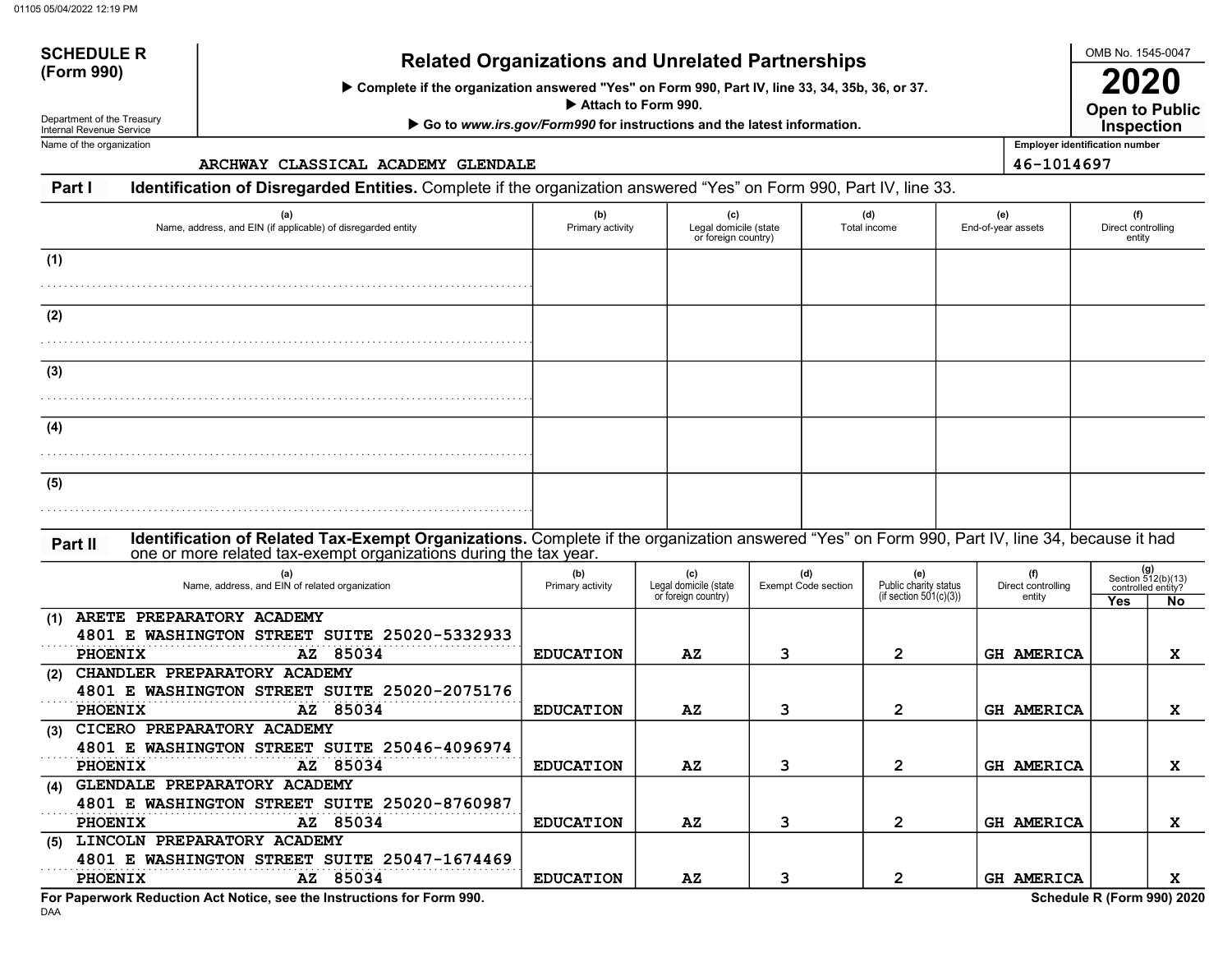**SCHEDULE R (Form 990)**

Department of the Treasury
Internal Revenue Service

# Related Organizations and Unrelated Partnerships

▶ Complete if the organization answered "Yes" on Form 990, Part IV, line 33, 34, 35b, 36, or 37.
▶ Attach to Form 990.
▶ Go to *www.irs.gov/Form990* for instructions and the latest information.

OMB No. 1545-0047

**2020**

**Open to Public Inspection**

Name of the organization: ARCHWAY CLASSICAL ACADEMY GLENDALE

Employer identification number: 46-1014697

## Part I Identification of Disregarded Entities. Complete if the organization answered "Yes" on Form 990, Part IV, line 33.

| | (a) Name, address, and EIN (if applicable) of disregarded entity | (b) Primary activity | (c) Legal domicile (state or foreign country) | (d) Total income | (e) End-of-year assets | (f) Direct controlling entity |
|---|---|---|---|---|---|---|
| (1) | | | | | | |
| (2) | | | | | | |
| (3) | | | | | | |
| (4) | | | | | | |
| (5) | | | | | | |

## Part II Identification of Related Tax-Exempt Organizations. Complete if the organization answered "Yes" on Form 990, Part IV, line 34, because it had one or more related tax-exempt organizations during the tax year.

| | (a) Name, address, and EIN of related organization | (b) Primary activity | (c) Legal domicile (state or foreign country) | (d) Exempt Code section | (e) Public charity status (if section 501(c)(3)) | (f) Direct controlling entity | (g) Section 512(b)(13) controlled entity? Yes | No |
|---|---|---|---|---|---|---|---|---|
| (1) | ARETE PREPARATORY ACADEMY 4801 E WASHINGTON STREET SUITE 25020-5332933 PHOENIX AZ 85034 | EDUCATION | AZ | 3 | 2 | GH AMERICA | | X |
| (2) | CHANDLER PREPARATORY ACADEMY 4801 E WASHINGTON STREET SUITE 25020-2075176 PHOENIX AZ 85034 | EDUCATION | AZ | 3 | 2 | GH AMERICA | | X |
| (3) | CICERO PREPARATORY ACADEMY 4801 E WASHINGTON STREET SUITE 25046-4096974 PHOENIX AZ 85034 | EDUCATION | AZ | 3 | 2 | GH AMERICA | | X |
| (4) | GLENDALE PREPARATORY ACADEMY 4801 E WASHINGTON STREET SUITE 25020-8760987 PHOENIX AZ 85034 | EDUCATION | AZ | 3 | 2 | GH AMERICA | | X |
| (5) | LINCOLN PREPARATORY ACADEMY 4801 E WASHINGTON STREET SUITE 25047-1674469 PHOENIX AZ 85034 | EDUCATION | AZ | 3 | 2 | GH AMERICA | | X |

**For Paperwork Reduction Act Notice, see the Instructions for Form 990.**

DAA

**Schedule R (Form 990) 2020**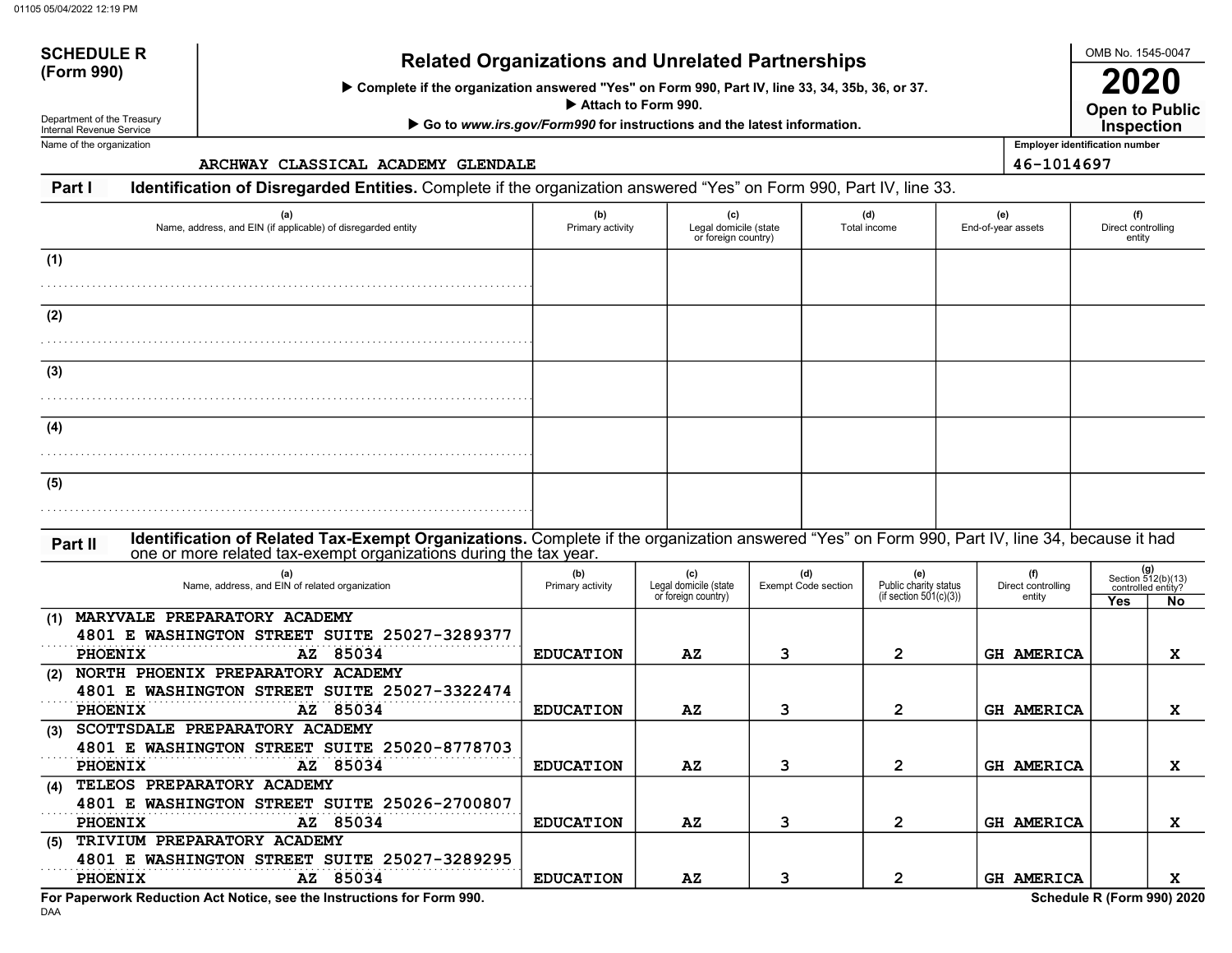# SCHEDULE R (Form 990)

Department of the Treasury
Internal Revenue Service

## Related Organizations and Unrelated Partnerships

▶ Complete if the organization answered "Yes" on Form 990, Part IV, line 33, 34, 35b, 36, or 37.

▶ Attach to Form 990.

▶ Go to *www.irs.gov/Form990* for instructions and the latest information.

OMB No. 1545-0047

**2020**

**Open to Public Inspection**

Name of the organization: ARCHWAY CLASSICAL ACADEMY GLENDALE

Employer identification number: 46-1014697

**Part I** **Identification of Disregarded Entities.** Complete if the organization answered "Yes" on Form 990, Part IV, line 33.

| | (a) Name, address, and EIN (if applicable) of disregarded entity | (b) Primary activity | (c) Legal domicile (state or foreign country) | (d) Total income | (e) End-of-year assets | (f) Direct controlling entity |
|---|---|---|---|---|---|---|
| (1) | | | | | | |
| (2) | | | | | | |
| (3) | | | | | | |
| (4) | | | | | | |
| (5) | | | | | | |

**Part II** **Identification of Related Tax-Exempt Organizations.** Complete if the organization answered "Yes" on Form 990, Part IV, line 34, because it had one or more related tax-exempt organizations during the tax year.

| | (a) Name, address, and EIN of related organization | (b) Primary activity | (c) Legal domicile (state or foreign country) | (d) Exempt Code section | (e) Public charity status (if section 501(c)(3)) | (f) Direct controlling entity | (g) Section 512(b)(13) controlled entity? Yes | No |
|---|---|---|---|---|---|---|---|---|
| (1) | MARYVALE PREPARATORY ACADEMY 4801 E WASHINGTON STREET SUITE 250 27-3289377 PHOENIX AZ 85034 | EDUCATION | AZ | 3 | 2 | GH AMERICA | | X |
| (2) | NORTH PHOENIX PREPARATORY ACADEMY 4801 E WASHINGTON STREET SUITE 250 27-3322474 PHOENIX AZ 85034 | EDUCATION | AZ | 3 | 2 | GH AMERICA | | X |
| (3) | SCOTTSDALE PREPARATORY ACADEMY 4801 E WASHINGTON STREET SUITE 250 20-8778703 PHOENIX AZ 85034 | EDUCATION | AZ | 3 | 2 | GH AMERICA | | X |
| (4) | TELEOS PREPARATORY ACADEMY 4801 E WASHINGTON STREET SUITE 250 26-2700807 PHOENIX AZ 85034 | EDUCATION | AZ | 3 | 2 | GH AMERICA | | X |
| (5) | TRIVIUM PREPARATORY ACADEMY 4801 E WASHINGTON STREET SUITE 250 27-3289295 PHOENIX AZ 85034 | EDUCATION | AZ | 3 | 2 | GH AMERICA | | X |

**For Paperwork Reduction Act Notice, see the Instructions for Form 990.**

**Schedule R (Form 990) 2020**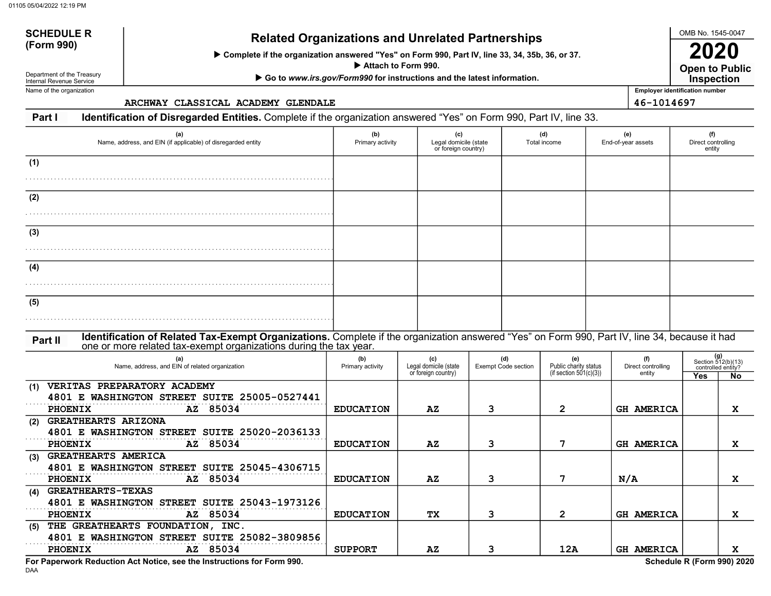**SCHEDULE R**
**(Form 990)**

Department of the Treasury
Internal Revenue Service

# Related Organizations and Unrelated Partnerships

▶ Complete if the organization answered "Yes" on Form 990, Part IV, line 33, 34, 35b, 36, or 37.
▶ Attach to Form 990.
▶ Go to *www.irs.gov/Form990* for instructions and the latest information.

OMB No. 1545-0047
**2020**
**Open to Public Inspection**

Name of the organization: ARCHWAY CLASSICAL ACADEMY GLENDALE

Employer identification number: 46-1014697

## Part I Identification of Disregarded Entities. Complete if the organization answered "Yes" on Form 990, Part IV, line 33.

| | (a) Name, address, and EIN (if applicable) of disregarded entity | (b) Primary activity | (c) Legal domicile (state or foreign country) | (d) Total income | (e) End-of-year assets | (f) Direct controlling entity |
|---|---|---|---|---|---|---|
| (1) | | | | | | |
| (2) | | | | | | |
| (3) | | | | | | |
| (4) | | | | | | |
| (5) | | | | | | |

## Part II Identification of Related Tax-Exempt Organizations. Complete if the organization answered "Yes" on Form 990, Part IV, line 34, because it had one or more related tax-exempt organizations during the tax year.

| | (a) Name, address, and EIN of related organization | (b) Primary activity | (c) Legal domicile (state or foreign country) | (d) Exempt Code section | (e) Public charity status (if section 501(c)(3)) | (f) Direct controlling entity | (g) Section 512(b)(13) controlled entity? Yes | No |
|---|---|---|---|---|---|---|---|---|
| (1) | VERITAS PREPARATORY ACADEMY<br>4801 E WASHINGTON STREET SUITE 25005-0527441<br>PHOENIX AZ 85034 | EDUCATION | AZ | 3 | 2 | GH AMERICA | | X |
| (2) | GREATHEARTS ARIZONA<br>4801 E WASHINGTON STREET SUITE 25020-2036133<br>PHOENIX AZ 85034 | EDUCATION | AZ | 3 | 7 | GH AMERICA | | X |
| (3) | GREATHEARTS AMERICA<br>4801 E WASHINGTON STREET SUITE 25045-4306715<br>PHOENIX AZ 85034 | EDUCATION | AZ | 3 | 7 | N/A | | X |
| (4) | GREATHEARTS-TEXAS<br>4801 E WASHINGTON STREET SUITE 25043-1973126<br>PHOENIX AZ 85034 | EDUCATION | TX | 3 | 2 | GH AMERICA | | X |
| (5) | THE GREATHEARTS FOUNDATION, INC.<br>4801 E WASHINGTON STREET SUITE 25082-3809856<br>PHOENIX AZ 85034 | SUPPORT | AZ | 3 | 12A | GH AMERICA | | X |

**For Paperwork Reduction Act Notice, see the Instructions for Form 990.**
DAA
**Schedule R (Form 990) 2020**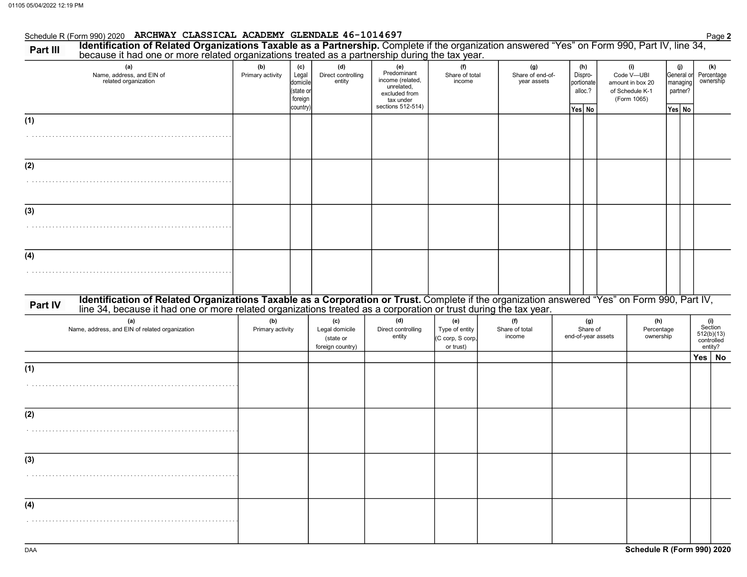Schedule R (Form 990) 2020 ARCHWAY CLASSICAL ACADEMY GLENDALE 46-1014697

## Part III Identification of Related Organizations Taxable as a Partnership.

Complete if the organization answered "Yes" on Form 990, Part IV, line 34, because it had one or more related organizations treated as a partnership during the tax year.

| (a) Name, address, and EIN of related organization | (b) Primary activity | (c) Legal domicile (state or foreign country) | (d) Direct controlling entity | (e) Predominant income (related, unrelated, excluded from tax under sections 512-514) | (f) Share of total income | (g) Share of end-of-year assets | (h) Dispro-portionate alloc.? Yes | (h) No | (i) Code V—UBI amount in box 20 of Schedule K-1 (Form 1065) | (j) General or managing partner? Yes | (j) No | (k) Percentage ownership |
|---|---|---|---|---|---|---|---|---|---|---|---|---|
| (1) | | | | | | | | | | | | |
| (2) | | | | | | | | | | | | |
| (3) | | | | | | | | | | | | |
| (4) | | | | | | | | | | | | |

## Part IV Identification of Related Organizations Taxable as a Corporation or Trust.

Complete if the organization answered "Yes" on Form 990, Part IV, line 34, because it had one or more related organizations treated as a corporation or trust during the tax year.

| (a) Name, address, and EIN of related organization | (b) Primary activity | (c) Legal domicile (state or foreign country) | (d) Direct controlling entity | (e) Type of entity (C corp, S corp, or trust) | (f) Share of total income | (g) Share of end-of-year assets | (h) Percentage ownership | (i) Section 512(b)(13) controlled entity? Yes | (i) No |
|---|---|---|---|---|---|---|---|---|---|
| (1) | | | | | | | | | |
| (2) | | | | | | | | | |
| (3) | | | | | | | | | |
| (4) | | | | | | | | | |

Schedule R (Form 990) 2020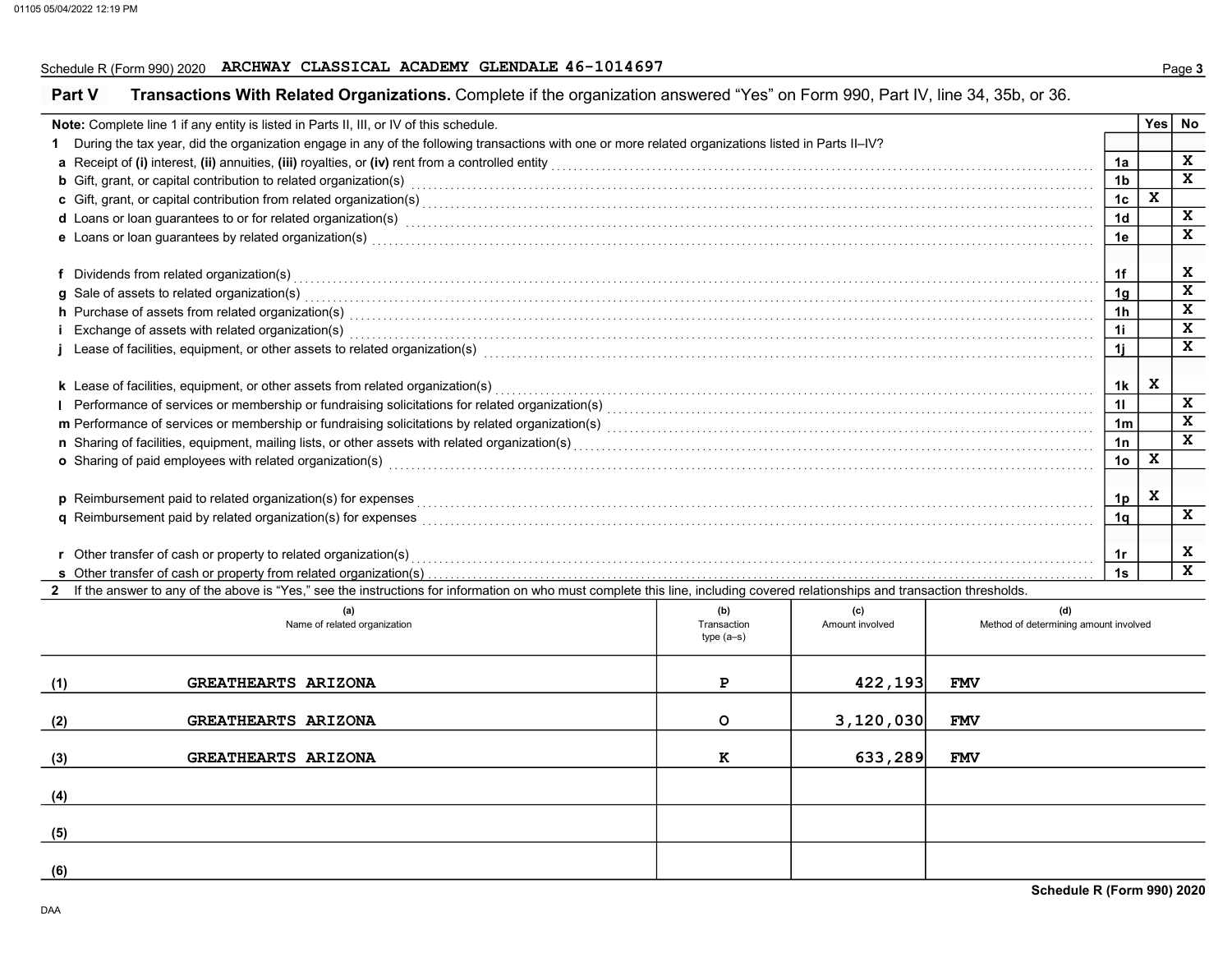Schedule R (Form 990) 2020 ARCHWAY CLASSICAL ACADEMY GLENDALE 46-1014697

## Part V Transactions With Related Organizations. Complete if the organization answered "Yes" on Form 990, Part IV, line 34, 35b, or 36.

**Note:** Complete line 1 if any entity is listed in Parts II, III, or IV of this schedule.

| | | Yes | No |
|---|---|---|---|
| **1** During the tax year, did the organization engage in any of the following transactions with one or more related organizations listed in Parts II–IV? | | | |
| **a** Receipt of **(i)** interest, **(ii)** annuities, **(iii)** royalties, or **(iv)** rent from a controlled entity | 1a | | X |
| **b** Gift, grant, or capital contribution to related organization(s) | 1b | | X |
| **c** Gift, grant, or capital contribution from related organization(s) | 1c | X | |
| **d** Loans or loan guarantees to or for related organization(s) | 1d | | X |
| **e** Loans or loan guarantees by related organization(s) | 1e | | X |
| **f** Dividends from related organization(s) | 1f | | X |
| **g** Sale of assets to related organization(s) | 1g | | X |
| **h** Purchase of assets from related organization(s) | 1h | | X |
| **i** Exchange of assets with related organization(s) | 1i | | X |
| **j** Lease of facilities, equipment, or other assets to related organization(s) | 1j | | X |
| **k** Lease of facilities, equipment, or other assets from related organization(s) | 1k | X | |
| **l** Performance of services or membership or fundraising solicitations for related organization(s) | 1l | | X |
| **m** Performance of services or membership or fundraising solicitations by related organization(s) | 1m | | X |
| **n** Sharing of facilities, equipment, mailing lists, or other assets with related organization(s) | 1n | | X |
| **o** Sharing of paid employees with related organization(s) | 1o | X | |
| **p** Reimbursement paid to related organization(s) for expenses | 1p | X | |
| **q** Reimbursement paid by related organization(s) for expenses | 1q | | X |
| **r** Other transfer of cash or property to related organization(s) | 1r | | X |
| **s** Other transfer of cash or property from related organization(s) | 1s | | X |

**2** If the answer to any of the above is "Yes," see the instructions for information on who must complete this line, including covered relationships and transaction thresholds.

| | (a) Name of related organization | (b) Transaction type (a–s) | (c) Amount involved | (d) Method of determining amount involved |
|---|---|---|---|---|
| (1) | GREATHEARTS ARIZONA | P | 422,193 | FMV |
| (2) | GREATHEARTS ARIZONA | O | 3,120,030 | FMV |
| (3) | GREATHEARTS ARIZONA | K | 633,289 | FMV |
| (4) | | | | |
| (5) | | | | |
| (6) | | | | |

Schedule R (Form 990) 2020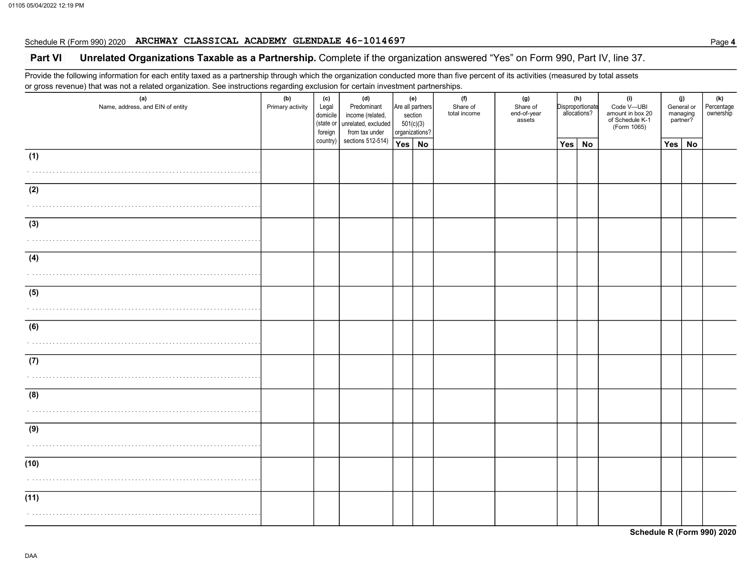Schedule R (Form 990) 2020 ARCHWAY CLASSICAL ACADEMY GLENDALE 46-1014697

## Part VI Unrelated Organizations Taxable as a Partnership. 

Complete if the organization answered "Yes" on Form 990, Part IV, line 37.

Provide the following information for each entity taxed as a partnership through which the organization conducted more than five percent of its activities (measured by total assets or gross revenue) that was not a related organization. See instructions regarding exclusion for certain investment partnerships.

| (a) Name, address, and EIN of entity | (b) Primary activity | (c) Legal domicile (state or foreign country) | (d) Predominant income (related, unrelated, excluded from tax under sections 512-514) | (e) Are all partners section 501(c)(3) organizations? | | (f) Share of total income | (g) Share of end-of-year assets | (h) Disproportionate allocations? | | (i) Code V—UBI amount in box 20 of Schedule K-1 (Form 1065) | (j) General or managing partner? | | (k) Percentage ownership |
|---|---|---|---|---|---|---|---|---|---|---|---|---|---|
| | | | | Yes | No | | | Yes | No | | Yes | No | |
| (1) | | | | | | | | | | | | | |
| (2) | | | | | | | | | | | | | |
| (3) | | | | | | | | | | | | | |
| (4) | | | | | | | | | | | | | |
| (5) | | | | | | | | | | | | | |
| (6) | | | | | | | | | | | | | |
| (7) | | | | | | | | | | | | | |
| (8) | | | | | | | | | | | | | |
| (9) | | | | | | | | | | | | | |
| (10) | | | | | | | | | | | | | |
| (11) | | | | | | | | | | | | | |

Schedule R (Form 990) 2020

DAA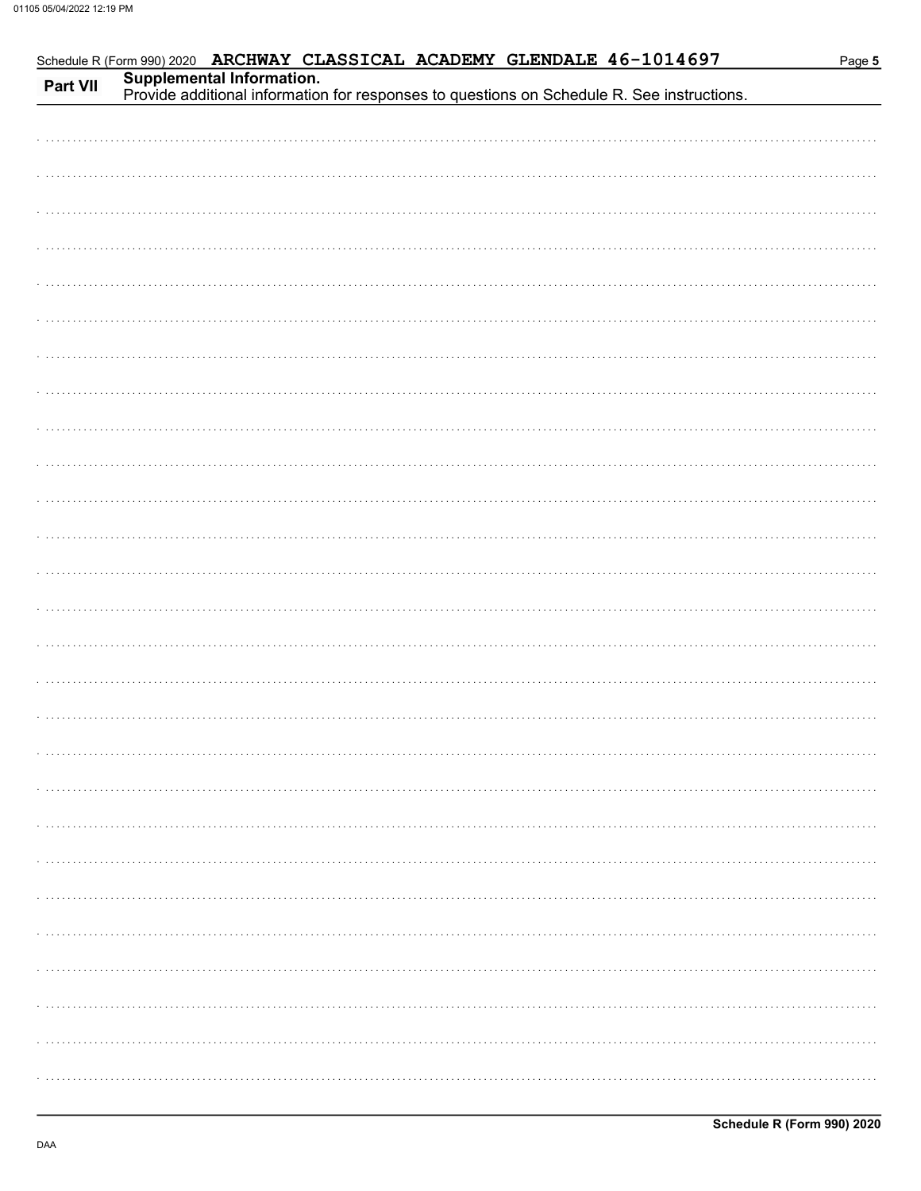Schedule R (Form 990) 2020 ARCHWAY CLASSICAL ACADEMY GLENDALE 46-1014697

## Part VII Supplemental Information.

Provide additional information for responses to questions on Schedule R. See instructions.

**Schedule R (Form 990) 2020**

DAA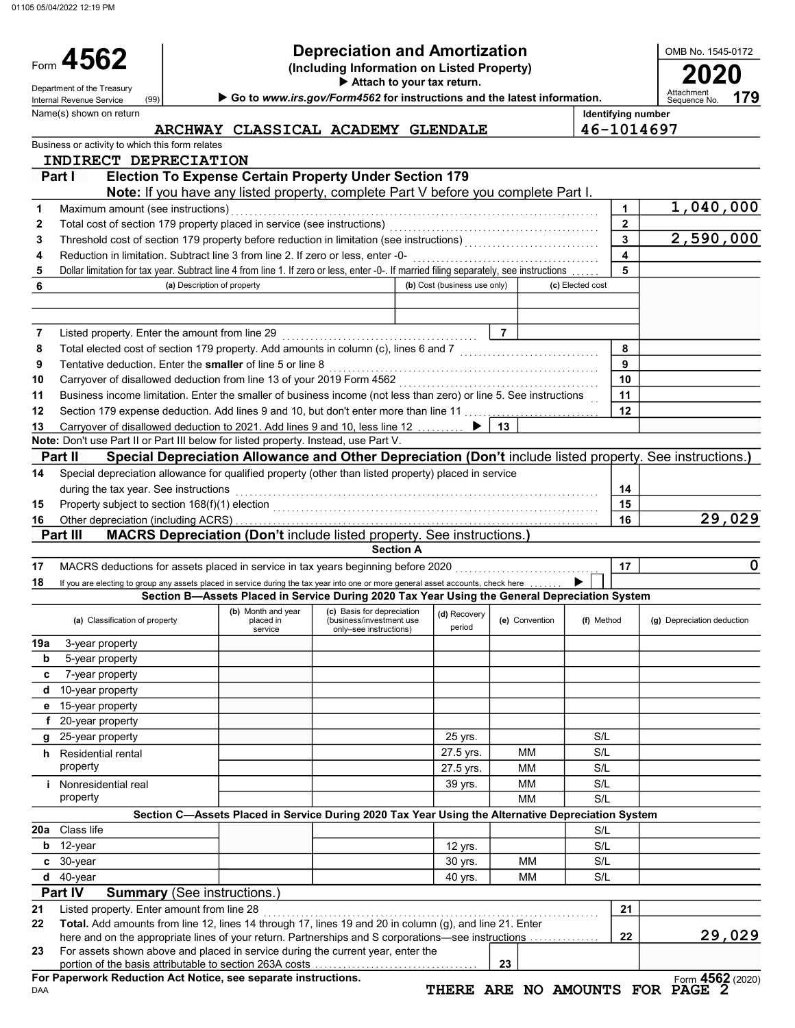01105 05/04/2022 12:19 PM

# Form 4562 — Depreciation and Amortization (Including Information on Listed Property)

Department of the Treasury
Internal Revenue Service (99)

▶ Attach to your tax return.
▶ Go to *www.irs.gov/Form4562* for instructions and the latest information.

OMB No. 1545-0172 | **2020** | Attachment Sequence No. **179**

Name(s) shown on return: **ARCHWAY CLASSICAL ACADEMY GLENDALE**

Identifying number: **46-1014697**

Business or activity to which this form relates: **INDIRECT DEPRECIATION**

## Part I — Election To Expense Certain Property Under Section 179

**Note:** If you have any listed property, complete Part V before you complete Part I.

| Line | Description | Box | Amount |
|---|---|---|---|
| 1 | Maximum amount (see instructions) | 1 | 1,040,000 |
| 2 | Total cost of section 179 property placed in service (see instructions) | 2 | |
| 3 | Threshold cost of section 179 property before reduction in limitation (see instructions) | 3 | 2,590,000 |
| 4 | Reduction in limitation. Subtract line 3 from line 2. If zero or less, enter -0- | 4 | |
| 5 | Dollar limitation for tax year. Subtract line 4 from line 1. If zero or less, enter -0-. If married filing separately, see instructions | 5 | |

| 6 | (a) Description of property | (b) Cost (business use only) | (c) Elected cost |
|---|---|---|---|
| | | | |
| | | | |

| Line | Description | Box | Amount |
|---|---|---|---|
| 7 | Listed property. Enter the amount from line 29 | 7 | |
| 8 | Total elected cost of section 179 property. Add amounts in column (c), lines 6 and 7 | 8 | |
| 9 | Tentative deduction. Enter the **smaller** of line 5 or line 8 | 9 | |
| 10 | Carryover of disallowed deduction from line 13 of your 2019 Form 4562 | 10 | |
| 11 | Business income limitation. Enter the smaller of business income (not less than zero) or line 5. See instructions | 11 | |
| 12 | Section 179 expense deduction. Add lines 9 and 10, but don't enter more than line 11 | 12 | |
| 13 | Carryover of disallowed deduction to 2021. Add lines 9 and 10, less line 12 ▶ | 13 | |

**Note:** Don't use Part II or Part III below for listed property. Instead, use Part V.

## Part II — Special Depreciation Allowance and Other Depreciation (Don't include listed property. See instructions.)

| Line | Description | Box | Amount |
|---|---|---|---|
| 14 | Special depreciation allowance for qualified property (other than listed property) placed in service during the tax year. See instructions | 14 | |
| 15 | Property subject to section 168(f)(1) election | 15 | |
| 16 | Other depreciation (including ACRS) | 16 | 29,029 |

## Part III — MACRS Depreciation (Don't include listed property. See instructions.)

### Section A

| Line | Description | Box | Amount |
|---|---|---|---|
| 17 | MACRS deductions for assets placed in service in tax years beginning before 2020 | 17 | 0 |
| 18 | If you are electing to group any assets placed in service during the tax year into one or more general asset accounts, check here ▶ | ☐ | |

### Section B—Assets Placed in Service During 2020 Tax Year Using the General Depreciation System

| | (a) Classification of property | (b) Month and year placed in service | (c) Basis for depreciation (business/investment use only–see instructions) | (d) Recovery period | (e) Convention | (f) Method | (g) Depreciation deduction |
|---|---|---|---|---|---|---|---|
| 19a | 3-year property | | | | | | |
| b | 5-year property | | | | | | |
| c | 7-year property | | | | | | |
| d | 10-year property | | | | | | |
| e | 15-year property | | | | | | |
| f | 20-year property | | | | | | |
| g | 25-year property | | | 25 yrs. | | S/L | |
| h | Residential rental property | | | 27.5 yrs. | MM | S/L | |
| | | | | 27.5 yrs. | MM | S/L | |
| i | Nonresidential real property | | | 39 yrs. | MM | S/L | |
| | | | | | MM | S/L | |

### Section C—Assets Placed in Service During 2020 Tax Year Using the Alternative Depreciation System

| | (a) Classification of property | (b) Month and year placed in service | (c) Basis for depreciation | (d) Recovery period | (e) Convention | (f) Method | (g) Depreciation deduction |
|---|---|---|---|---|---|---|---|
| 20a | Class life | | | | | S/L | |
| b | 12-year | | | 12 yrs. | | S/L | |
| c | 30-year | | | 30 yrs. | MM | S/L | |
| d | 40-year | | | 40 yrs. | MM | S/L | |

## Part IV — Summary (See instructions.)

| Line | Description | Box | Amount |
|---|---|---|---|
| 21 | Listed property. Enter amount from line 28 | 21 | |
| 22 | **Total.** Add amounts from line 12, lines 14 through 17, lines 19 and 20 in column (g), and line 21. Enter here and on the appropriate lines of your return. Partnerships and S corporations—see instructions | 22 | 29,029 |
| 23 | For assets shown above and placed in service during the current year, enter the portion of the basis attributable to section 263A costs | 23 | |

**For Paperwork Reduction Act Notice, see separate instructions.**

DAA

Form **4562** (2020)

THERE ARE NO AMOUNTS FOR PAGE 2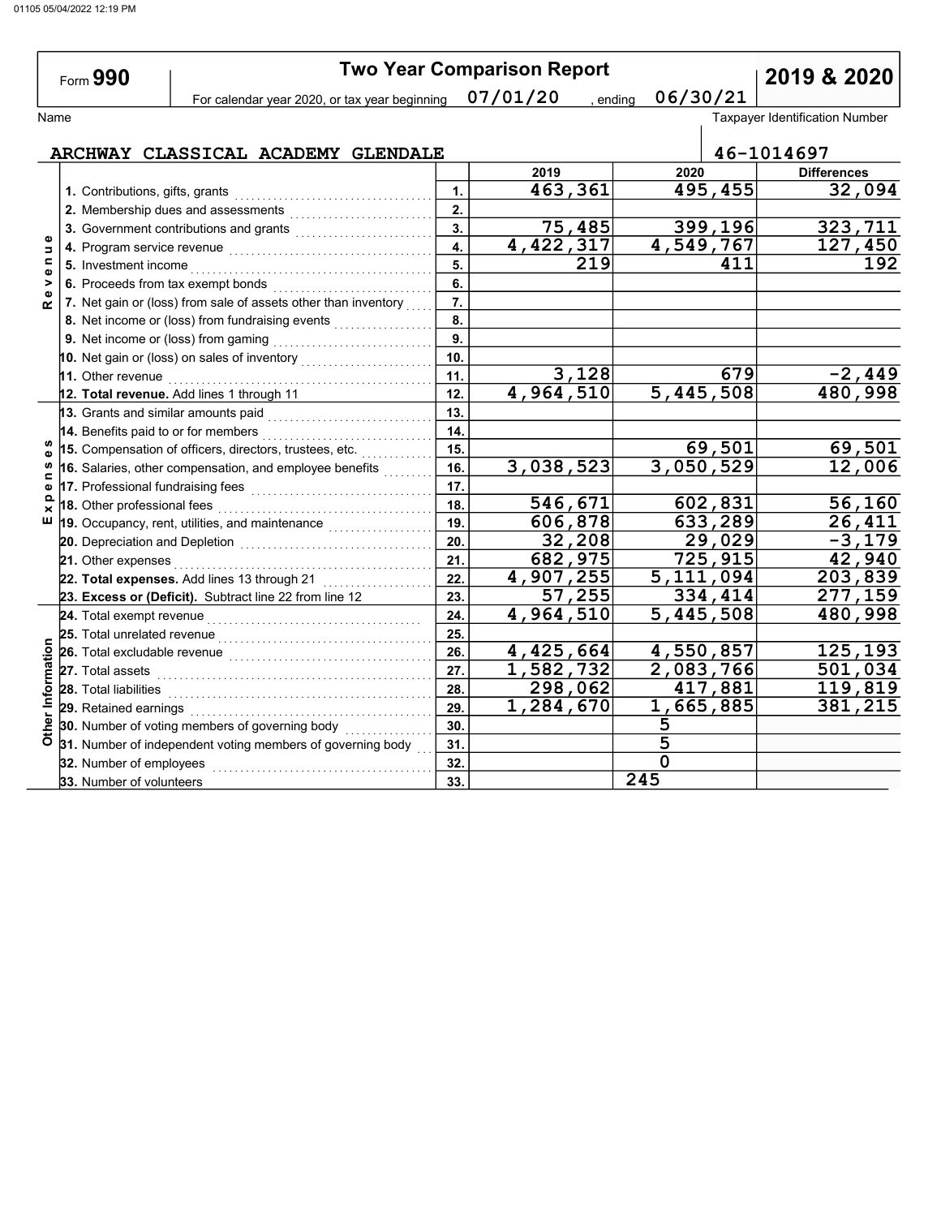# Form 990 — Two Year Comparison Report — 2019 & 2020

For calendar year 2020, or tax year beginning 07/01/20, ending 06/30/21

| Name | Taxpayer Identification Number |
|---|---|
| ARCHWAY CLASSICAL ACADEMY GLENDALE | 46-1014697 |

| Section | Line | | 2019 | 2020 | Differences |
|---|---|---|---|---|---|
| Revenue | 1. Contributions, gifts, grants | 1. | 463,361 | 495,455 | 32,094 |
| | 2. Membership dues and assessments | 2. | | | |
| | 3. Government contributions and grants | 3. | 75,485 | 399,196 | 323,711 |
| | 4. Program service revenue | 4. | 4,422,317 | 4,549,767 | 127,450 |
| | 5. Investment income | 5. | 219 | 411 | 192 |
| | 6. Proceeds from tax exempt bonds | 6. | | | |
| | 7. Net gain or (loss) from sale of assets other than inventory | 7. | | | |
| | 8. Net income or (loss) from fundraising events | 8. | | | |
| | 9. Net income or (loss) from gaming | 9. | | | |
| | 10. Net gain or (loss) on sales of inventory | 10. | | | |
| | 11. Other revenue | 11. | 3,128 | 679 | -2,449 |
| | 12. **Total revenue.** Add lines 1 through 11 | 12. | 4,964,510 | 5,445,508 | 480,998 |
| Expenses | 13. Grants and similar amounts paid | 13. | | | |
| | 14. Benefits paid to or for members | 14. | | | |
| | 15. Compensation of officers, directors, trustees, etc. | 15. | | 69,501 | 69,501 |
| | 16. Salaries, other compensation, and employee benefits | 16. | 3,038,523 | 3,050,529 | 12,006 |
| | 17. Professional fundraising fees | 17. | | | |
| | 18. Other professional fees | 18. | 546,671 | 602,831 | 56,160 |
| | 19. Occupancy, rent, utilities, and maintenance | 19. | 606,878 | 633,289 | 26,411 |
| | 20. Depreciation and Depletion | 20. | 32,208 | 29,029 | -3,179 |
| | 21. Other expenses | 21. | 682,975 | 725,915 | 42,940 |
| | 22. **Total expenses.** Add lines 13 through 21 | 22. | 4,907,255 | 5,111,094 | 203,839 |
| | 23. **Excess or (Deficit).** Subtract line 22 from line 12 | 23. | 57,255 | 334,414 | 277,159 |
| Other Information | 24. Total exempt revenue | 24. | 4,964,510 | 5,445,508 | 480,998 |
| | 25. Total unrelated revenue | 25. | | | |
| | 26. Total excludable revenue | 26. | 4,425,664 | 4,550,857 | 125,193 |
| | 27. Total assets | 27. | 1,582,732 | 2,083,766 | 501,034 |
| | 28. Total liabilities | 28. | 298,062 | 417,881 | 119,819 |
| | 29. Retained earnings | 29. | 1,284,670 | 1,665,885 | 381,215 |
| | 30. Number of voting members of governing body | 30. | | 5 | |
| | 31. Number of independent voting members of governing body | 31. | | 5 | |
| | 32. Number of employees | 32. | | 0 | |
| | 33. Number of volunteers | 33. | | 245 | |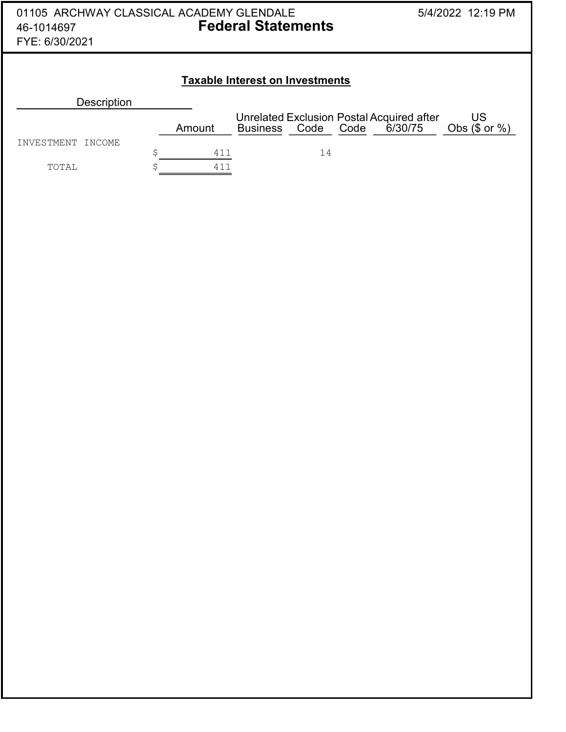01105 ARCHWAY CLASSICAL ACADEMY GLENDALE
46-1014697
FYE: 6/30/2021

# Federal Statements

## Taxable Interest on Investments

| Description | Amount | Unrelated Business | Exclusion Code | Postal Code | Acquired after 6/30/75 | US Obs ($ or %) |
|---|---|---|---|---|---|---|
| INVESTMENT INCOME | $ 411 | | 14 | | | |
| TOTAL | $ 411 | | | | | |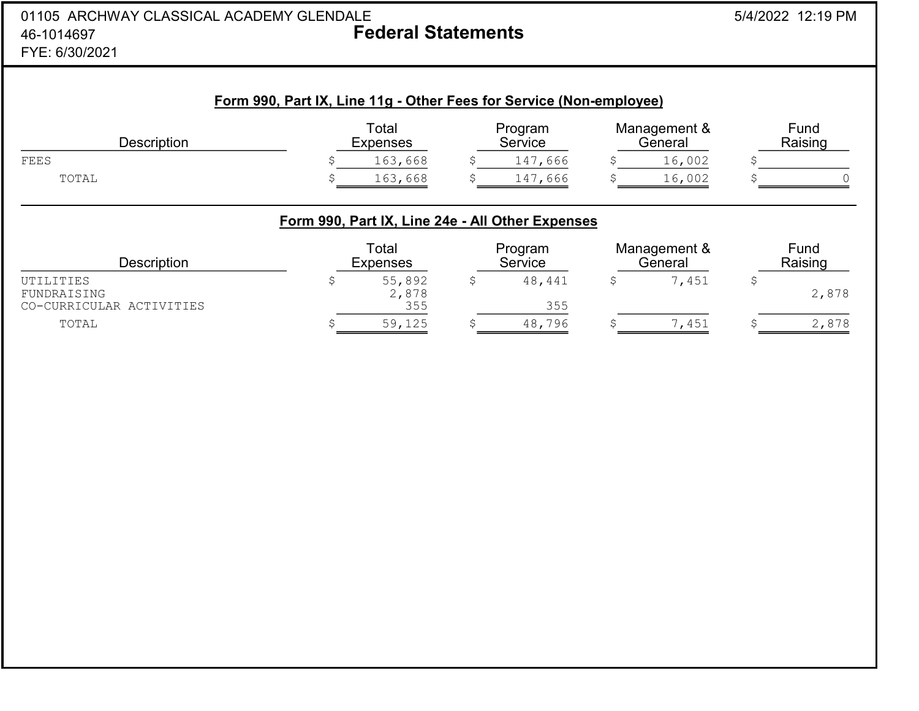01105 ARCHWAY CLASSICAL ACADEMY GLENDALE
46-1014697
FYE: 6/30/2021

# Federal Statements

5/4/2022 12:19 PM

## Form 990, Part IX, Line 11g - Other Fees for Service (Non-employee)

| Description | Total Expenses | Program Service | Management & General | Fund Raising |
|---|---|---|---|---|
| FEES | $ 163,668 | $ 147,666 | $ 16,002 | $ |
| TOTAL | $ 163,668 | $ 147,666 | $ 16,002 | $ 0 |

## Form 990, Part IX, Line 24e - All Other Expenses

| Description | Total Expenses | Program Service | Management & General | Fund Raising |
|---|---|---|---|---|
| UTILITIES | $ 55,892 | $ 48,441 | $ 7,451 | $ |
| FUNDRAISING | 2,878 | | | 2,878 |
| CO-CURRICULAR ACTIVITIES | 355 | 355 | | |
| TOTAL | $ 59,125 | $ 48,796 | $ 7,451 | $ 2,878 |